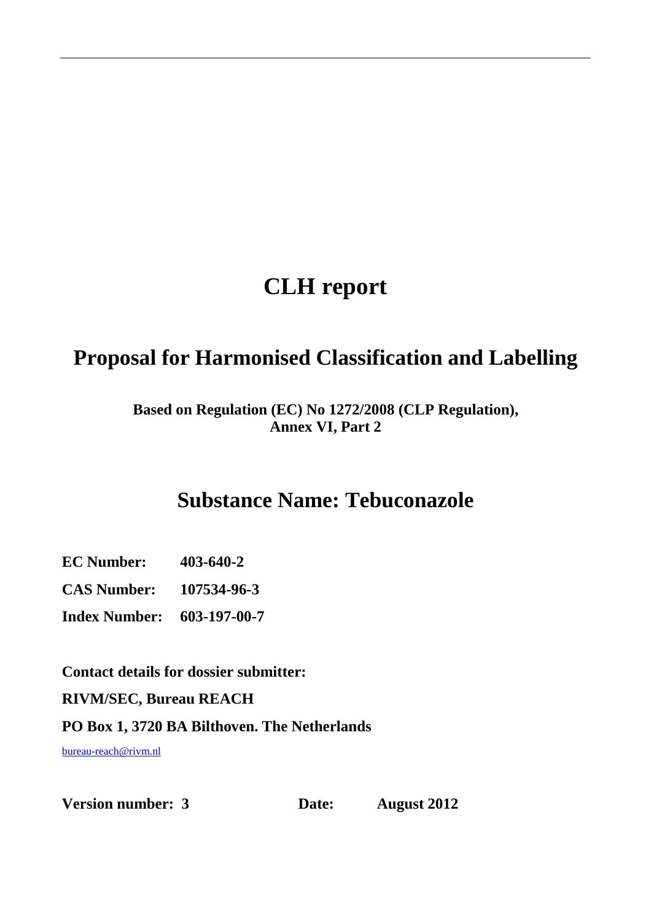# CLH report

## Proposal for Harmonised Classification and Labelling

**Based on Regulation (EC) No 1272/2008 (CLP Regulation), Annex VI, Part 2**

## Substance Name: Tebuconazole

**EC Number:** 403-640-2

**CAS Number:** 107534-96-3

**Index Number:** 603-197-00-7

**Contact details for dossier submitter:**

**RIVM/SEC, Bureau REACH**

**PO Box 1, 3720 BA Bilthoven. The Netherlands**

bureau-reach@rivm.nl

**Version number: 3** **Date: August 2012**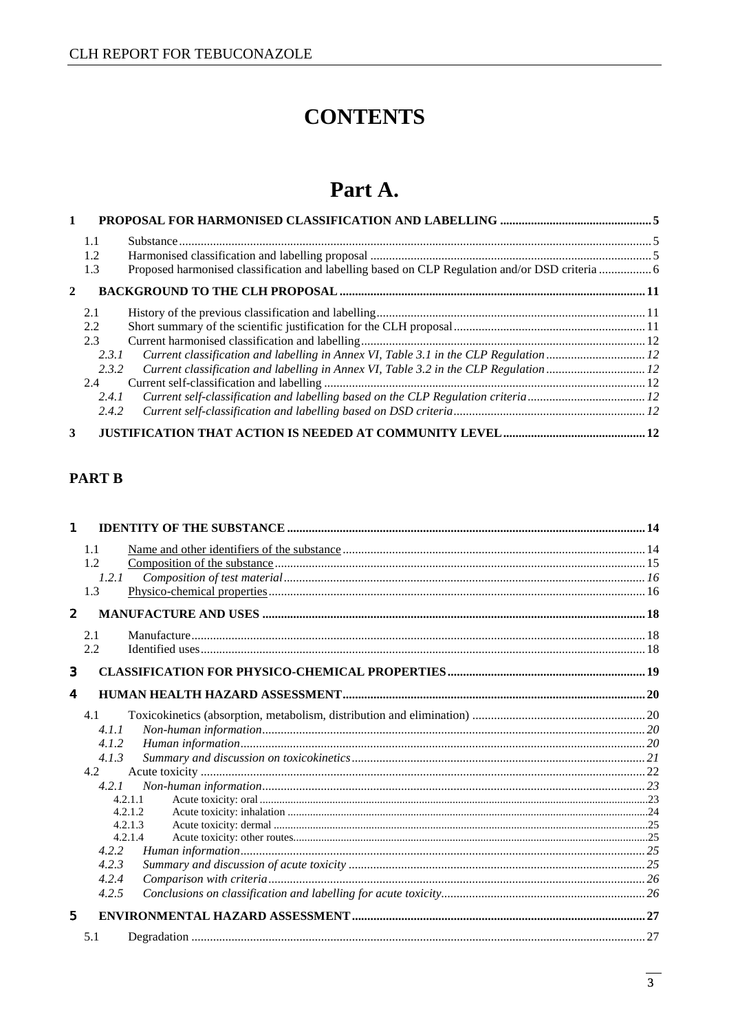# CONTENTS

# Part A.

**1 PROPOSAL FOR HARMONISED CLASSIFICATION AND LABELLING ... 5**

- 1.1 Substance ... 5
- 1.2 Harmonised classification and labelling proposal ... 5
- 1.3 Proposed harmonised classification and labelling based on CLP Regulation and/or DSD criteria ... 6

**2 BACKGROUND TO THE CLH PROPOSAL ... 11**

- 2.1 History of the previous classification and labelling ... 11
- 2.2 Short summary of the scientific justification for the CLH proposal ... 11
- 2.3 Current harmonised classification and labelling ... 12
  - *2.3.1 Current classification and labelling in Annex VI, Table 3.1 in the CLP Regulation ... 12*
  - *2.3.2 Current classification and labelling in Annex VI, Table 3.2 in the CLP Regulation ... 12*
- 2.4 Current self-classification and labelling ... 12
  - *2.4.1 Current self-classification and labelling based on the CLP Regulation criteria ... 12*
  - *2.4.2 Current self-classification and labelling based on DSD criteria ... 12*

**3 JUSTIFICATION THAT ACTION IS NEEDED AT COMMUNITY LEVEL ... 12**

## PART B

**1 IDENTITY OF THE SUBSTANCE ... 14**

- 1.1 Name and other identifiers of the substance ... 14
- 1.2 Composition of the substance ... 15
  - *1.2.1 Composition of test material ... 16*
- 1.3 Physico-chemical properties ... 16

**2 MANUFACTURE AND USES ... 18**

- 2.1 Manufacture ... 18
- 2.2 Identified uses ... 18

**3 CLASSIFICATION FOR PHYSICO-CHEMICAL PROPERTIES ... 19**

**4 HUMAN HEALTH HAZARD ASSESSMENT ... 20**

- 4.1 Toxicokinetics (absorption, metabolism, distribution and elimination) ... 20
  - *4.1.1 Non-human information ... 20*
  - *4.1.2 Human information ... 20*
  - *4.1.3 Summary and discussion on toxicokinetics ... 21*
- 4.2 Acute toxicity ... 22
  - *4.2.1 Non-human information ... 23*
    - 4.2.1.1 Acute toxicity: oral ... 23
    - 4.2.1.2 Acute toxicity: inhalation ... 24
    - 4.2.1.3 Acute toxicity: dermal ... 25
    - 4.2.1.4 Acute toxicity: other routes ... 25
  - *4.2.2 Human information ... 25*
  - *4.2.3 Summary and discussion of acute toxicity ... 25*
  - *4.2.4 Comparison with criteria ... 26*
  - *4.2.5 Conclusions on classification and labelling for acute toxicity ... 26*

**5 ENVIRONMENTAL HAZARD ASSESSMENT ... 27**

- 5.1 Degradation ... 27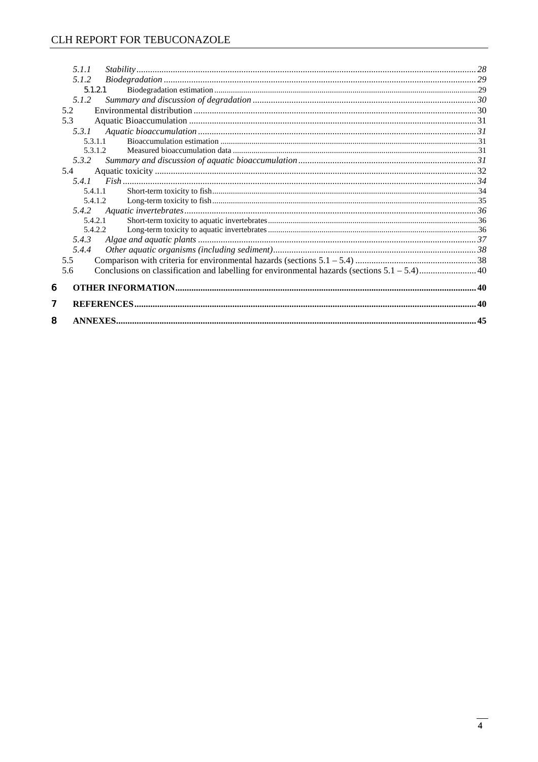- 5.1.1 *Stability* ... 28
- 5.1.2 *Biodegradation* ... 29
  - 5.1.2.1 Biodegradation estimation ... 29
- 5.1.2 *Summary and discussion of degradation* ... 30
- 5.2 Environmental distribution ... 30
- 5.3 Aquatic Bioaccumulation ... 31
  - 5.3.1 *Aquatic bioaccumulation* ... 31
    - 5.3.1.1 Bioaccumulation estimation ... 31
    - 5.3.1.2 Measured bioaccumulation data ... 31
  - 5.3.2 *Summary and discussion of aquatic bioaccumulation* ... 31
- 5.4 Aquatic toxicity ... 32
  - 5.4.1 *Fish* ... 34
    - 5.4.1.1 Short-term toxicity to fish ... 34
    - 5.4.1.2 Long-term toxicity to fish ... 35
  - 5.4.2 *Aquatic invertebrates* ... 36
    - 5.4.2.1 Short-term toxicity to aquatic invertebrates ... 36
    - 5.4.2.2 Long-term toxicity to aquatic invertebrates ... 36
  - 5.4.3 *Algae and aquatic plants* ... 37
  - 5.4.4 *Other aquatic organisms (including sediment)* ... 38
- 5.5 Comparison with criteria for environmental hazards (sections 5.1 – 5.4) ... 38
- 5.6 Conclusions on classification and labelling for environmental hazards (sections 5.1 – 5.4) ... 40

**6 OTHER INFORMATION** ... 40

**7 REFERENCES** ... 40

**8 ANNEXES** ... 45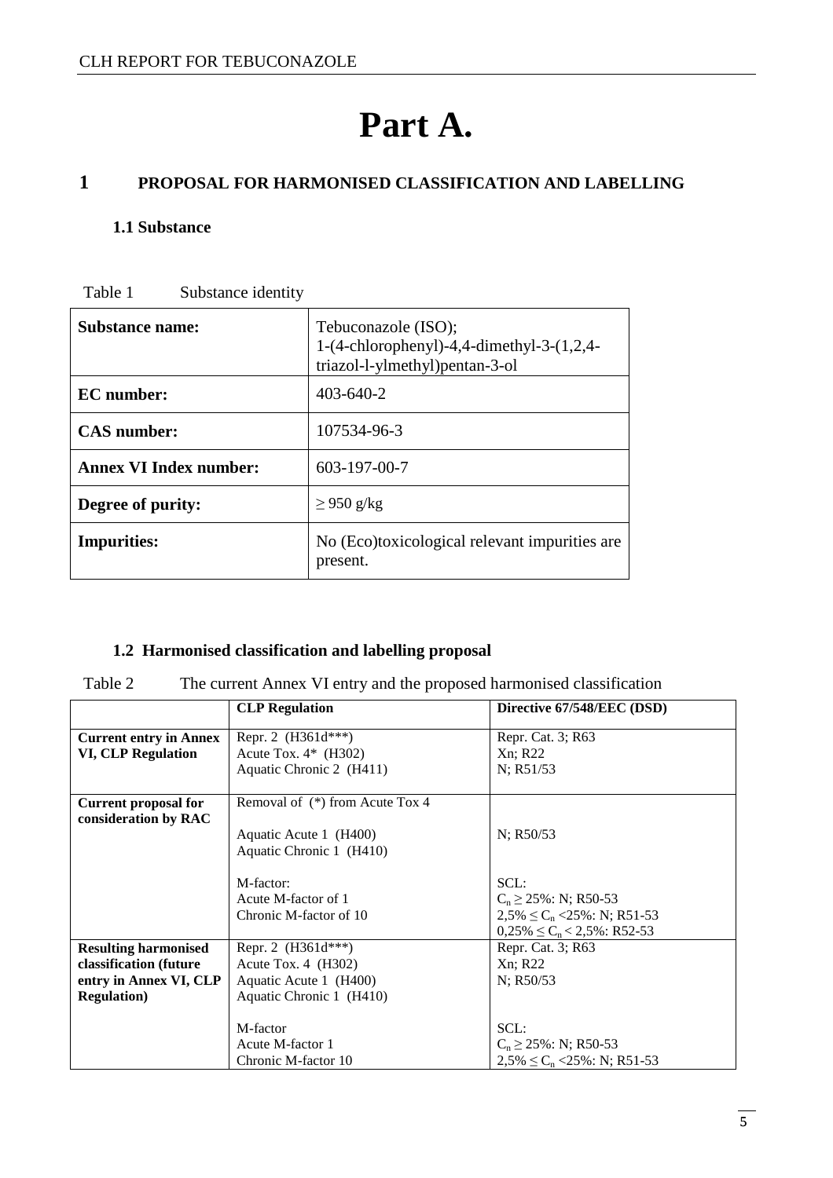# Part A.

## 1 PROPOSAL FOR HARMONISED CLASSIFICATION AND LABELLING

### 1.1 Substance

Table 1 Substance identity

| | |
|---|---|
| **Substance name:** | Tebuconazole (ISO); 1-(4-chlorophenyl)-4,4-dimethyl-3-(1,2,4-triazol-l-ylmethyl)pentan-3-ol |
| **EC number:** | 403-640-2 |
| **CAS number:** | 107534-96-3 |
| **Annex VI Index number:** | 603-197-00-7 |
| **Degree of purity:** | ≥ 950 g/kg |
| **Impurities:** | No (Eco)toxicological relevant impurities are present. |

### 1.2 Harmonised classification and labelling proposal

Table 2 The current Annex VI entry and the proposed harmonised classification

| | **CLP Regulation** | **Directive 67/548/EEC (DSD)** |
|---|---|---|
| **Current entry in Annex VI, CLP Regulation** | Repr. 2 (H361d***)<br>Acute Tox. 4* (H302)<br>Aquatic Chronic 2 (H411) | Repr. Cat. 3; R63<br>Xn; R22<br>N; R51/53 |
| **Current proposal for consideration by RAC** | Removal of (*) from Acute Tox 4<br><br>Aquatic Acute 1 (H400)<br>Aquatic Chronic 1 (H410)<br><br>M-factor:<br>Acute M-factor of 1<br>Chronic M-factor of 10 | <br><br>N; R50/53<br><br><br>SCL:<br>$C_n \geq 25\%$: N; R50-53<br>$2{,}5\% \leq C_n < 25\%$: N; R51-53<br>$0{,}25\% \leq C_n < 2{,}5\%$: R52-53 |
| **Resulting harmonised classification (future entry in Annex VI, CLP Regulation)** | Repr. 2 (H361d***)<br>Acute Tox. 4 (H302)<br>Aquatic Acute 1 (H400)<br>Aquatic Chronic 1 (H410)<br><br>M-factor<br>Acute M-factor 1<br>Chronic M-factor 10 | Repr. Cat. 3; R63<br>Xn; R22<br>N; R50/53<br><br><br>SCL:<br>$C_n \geq 25\%$: N; R50-53<br>$2{,}5\% \leq C_n < 25\%$: N; R51-53 |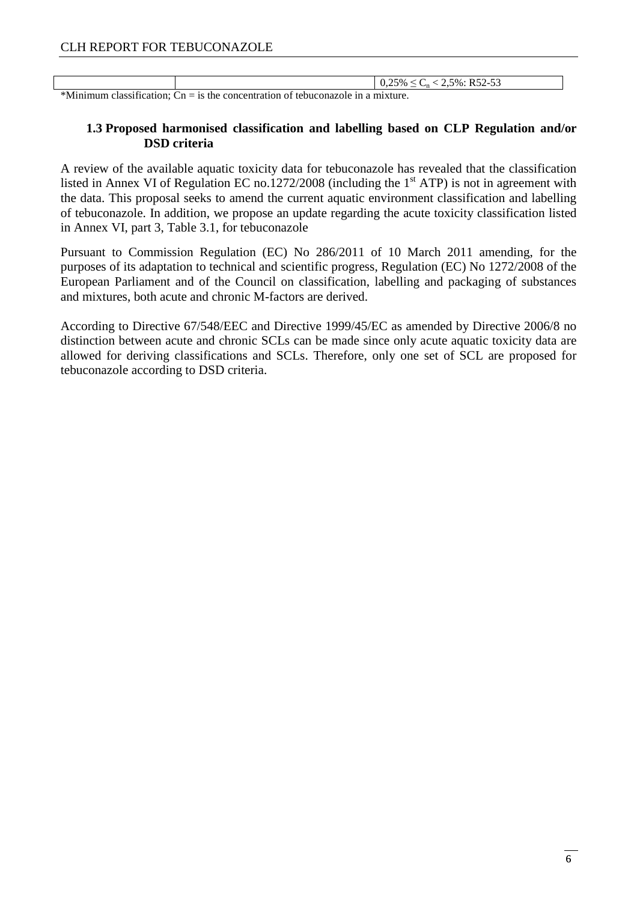| | | $0,25\% \leq C_n < 2,5\%$: R52-53 |
|---|---|---|

*Minimum classification; Cn = is the concentration of tebuconazole in a mixture.

### 1.3 Proposed harmonised classification and labelling based on CLP Regulation and/or DSD criteria

A review of the available aquatic toxicity data for tebuconazole has revealed that the classification listed in Annex VI of Regulation EC no.1272/2008 (including the 1st ATP) is not in agreement with the data. This proposal seeks to amend the current aquatic environment classification and labelling of tebuconazole. In addition, we propose an update regarding the acute toxicity classification listed in Annex VI, part 3, Table 3.1, for tebuconazole

Pursuant to Commission Regulation (EC) No 286/2011 of 10 March 2011 amending, for the purposes of its adaptation to technical and scientific progress, Regulation (EC) No 1272/2008 of the European Parliament and of the Council on classification, labelling and packaging of substances and mixtures, both acute and chronic M-factors are derived.

According to Directive 67/548/EEC and Directive 1999/45/EC as amended by Directive 2006/8 no distinction between acute and chronic SCLs can be made since only acute aquatic toxicity data are allowed for deriving classifications and SCLs. Therefore, only one set of SCL are proposed for tebuconazole according to DSD criteria.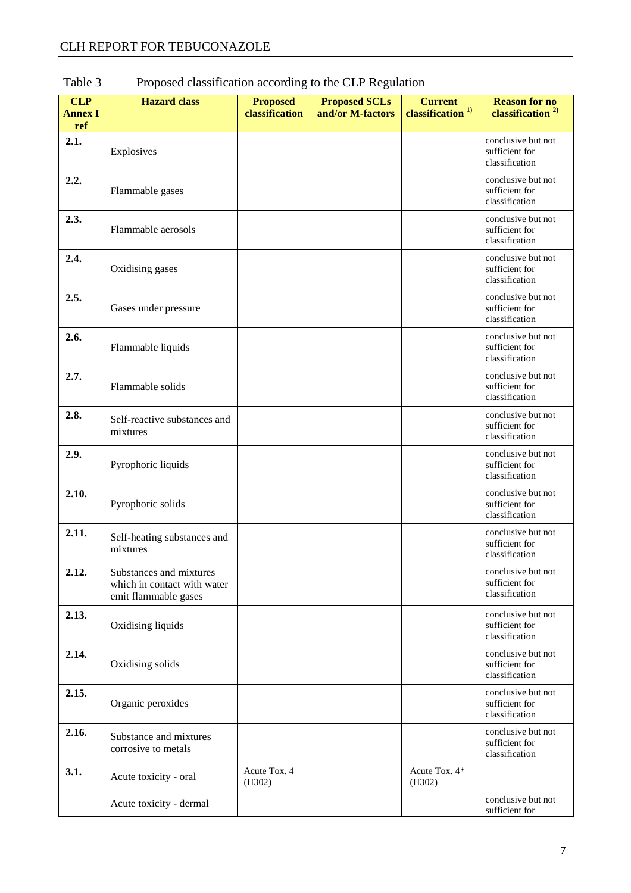Table 3 Proposed classification according to the CLP Regulation

| CLP Annex I ref | Hazard class | Proposed classification | Proposed SCLs and/or M-factors | Current classification [1)] | Reason for no classification [2)] |
|---|---|---|---|---|---|
| 2.1. | Explosives | | | | conclusive but not sufficient for classification |
| 2.2. | Flammable gases | | | | conclusive but not sufficient for classification |
| 2.3. | Flammable aerosols | | | | conclusive but not sufficient for classification |
| 2.4. | Oxidising gases | | | | conclusive but not sufficient for classification |
| 2.5. | Gases under pressure | | | | conclusive but not sufficient for classification |
| 2.6. | Flammable liquids | | | | conclusive but not sufficient for classification |
| 2.7. | Flammable solids | | | | conclusive but not sufficient for classification |
| 2.8. | Self-reactive substances and mixtures | | | | conclusive but not sufficient for classification |
| 2.9. | Pyrophoric liquids | | | | conclusive but not sufficient for classification |
| 2.10. | Pyrophoric solids | | | | conclusive but not sufficient for classification |
| 2.11. | Self-heating substances and mixtures | | | | conclusive but not sufficient for classification |
| 2.12. | Substances and mixtures which in contact with water emit flammable gases | | | | conclusive but not sufficient for classification |
| 2.13. | Oxidising liquids | | | | conclusive but not sufficient for classification |
| 2.14. | Oxidising solids | | | | conclusive but not sufficient for classification |
| 2.15. | Organic peroxides | | | | conclusive but not sufficient for classification |
| 2.16. | Substance and mixtures corrosive to metals | | | | conclusive but not sufficient for classification |
| 3.1. | Acute toxicity - oral | Acute Tox. 4 (H302) | | Acute Tox. 4* (H302) | |
| | Acute toxicity - dermal | | | | conclusive but not sufficient for |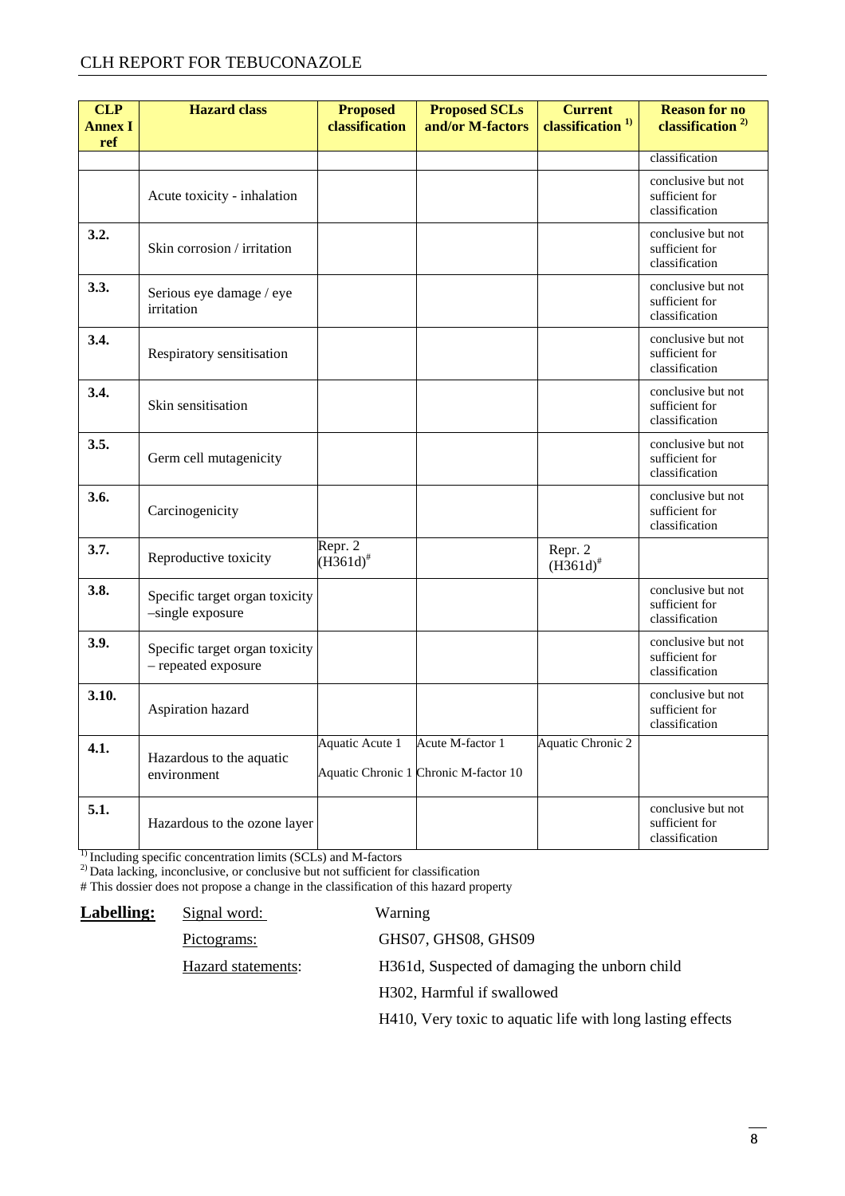| CLP Annex I ref | Hazard class | Proposed classification | Proposed SCLs and/or M-factors | Current classification [1)] | Reason for no classification [2)] |
|---|---|---|---|---|---|
| | | | | | classification |
| | Acute toxicity - inhalation | | | | conclusive but not sufficient for classification |
| 3.2. | Skin corrosion / irritation | | | | conclusive but not sufficient for classification |
| 3.3. | Serious eye damage / eye irritation | | | | conclusive but not sufficient for classification |
| 3.4. | Respiratory sensitisation | | | | conclusive but not sufficient for classification |
| 3.4. | Skin sensitisation | | | | conclusive but not sufficient for classification |
| 3.5. | Germ cell mutagenicity | | | | conclusive but not sufficient for classification |
| 3.6. | Carcinogenicity | | | | conclusive but not sufficient for classification |
| 3.7. | Reproductive toxicity | Repr. 2 (H361d)# | | Repr. 2 (H361d)# | |
| 3.8. | Specific target organ toxicity –single exposure | | | | conclusive but not sufficient for classification |
| 3.9. | Specific target organ toxicity – repeated exposure | | | | conclusive but not sufficient for classification |
| 3.10. | Aspiration hazard | | | | conclusive but not sufficient for classification |
| 4.1. | Hazardous to the aquatic environment | Aquatic Acute 1<br>Aquatic Chronic 1 | Acute M-factor 1<br>Chronic M-factor 10 | Aquatic Chronic 2 | |
| 5.1. | Hazardous to the ozone layer | | | | conclusive but not sufficient for classification |

[1)] Including specific concentration limits (SCLs) and M-factors
[2)] Data lacking, inconclusive, or conclusive but not sufficient for classification
# This dossier does not propose a change in the classification of this hazard property

**Labelling:**

- Signal word: Warning
- Pictograms: GHS07, GHS08, GHS09
- Hazard statements:
  - H361d, Suspected of damaging the unborn child
  - H302, Harmful if swallowed
  - H410, Very toxic to aquatic life with long lasting effects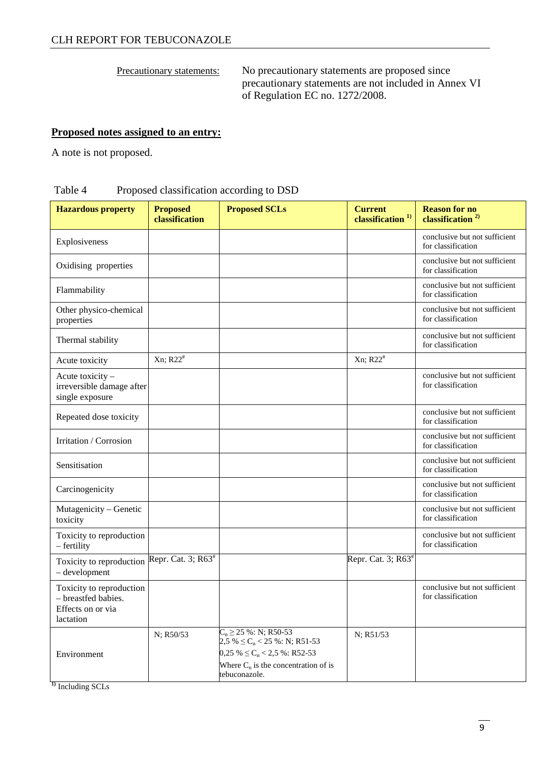Precautionary statements: No precautionary statements are proposed since precautionary statements are not included in Annex VI of Regulation EC no. 1272/2008.

**Proposed notes assigned to an entry:**

A note is not proposed.

Table 4 Proposed classification according to DSD

| Hazardous property | Proposed classification | Proposed SCLs | Current classification [1)] | Reason for no classification [2)] |
|---|---|---|---|---|
| Explosiveness | | | | conclusive but not sufficient for classification |
| Oxidising properties | | | | conclusive but not sufficient for classification |
| Flammability | | | | conclusive but not sufficient for classification |
| Other physico-chemical properties | | | | conclusive but not sufficient for classification |
| Thermal stability | | | | conclusive but not sufficient for classification |
| Acute toxicity | Xn; R22[#] | | Xn; R22[#] | |
| Acute toxicity – irreversible damage after single exposure | | | | conclusive but not sufficient for classification |
| Repeated dose toxicity | | | | conclusive but not sufficient for classification |
| Irritation / Corrosion | | | | conclusive but not sufficient for classification |
| Sensitisation | | | | conclusive but not sufficient for classification |
| Carcinogenicity | | | | conclusive but not sufficient for classification |
| Mutagenicity – Genetic toxicity | | | | conclusive but not sufficient for classification |
| Toxicity to reproduction – fertility | | | | conclusive but not sufficient for classification |
| Toxicity to reproduction – development | Repr. Cat. 3; R63[#] | | Repr. Cat. 3; R63[#] | |
| Toxicity to reproduction – breastfed babies. Effects on or via lactation | | | | conclusive but not sufficient for classification |
| Environment | N; R50/53 | $C_n \geq 25$ %: N; R50-53<br>$2{,}5$ % $\leq C_n < 25$ %: N; R51-53<br>$0{,}25$ % $\leq C_n < 2{,}5$ %: R52-53<br>Where $C_n$ is the concentration of is tebuconazole. | N; R51/53 | |

[1)] Including SCLs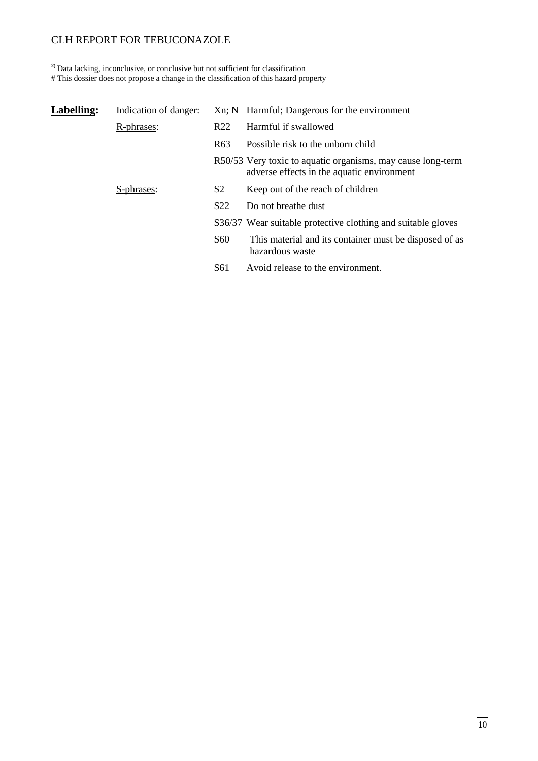[2] Data lacking, inconclusive, or conclusive but not sufficient for classification
# This dossier does not propose a change in the classification of this hazard property

| **Labelling:** | Indication of danger: | Xn; N | Harmful; Dangerous for the environment |
|---|---|---|---|
| | R-phrases: | R22 | Harmful if swallowed |
| | | R63 | Possible risk to the unborn child |
| | | R50/53 | Very toxic to aquatic organisms, may cause long-term adverse effects in the aquatic environment |
| | S-phrases: | S2 | Keep out of the reach of children |
| | | S22 | Do not breathe dust |
| | | S36/37 | Wear suitable protective clothing and suitable gloves |
| | | S60 | This material and its container must be disposed of as hazardous waste |
| | | S61 | Avoid release to the environment. |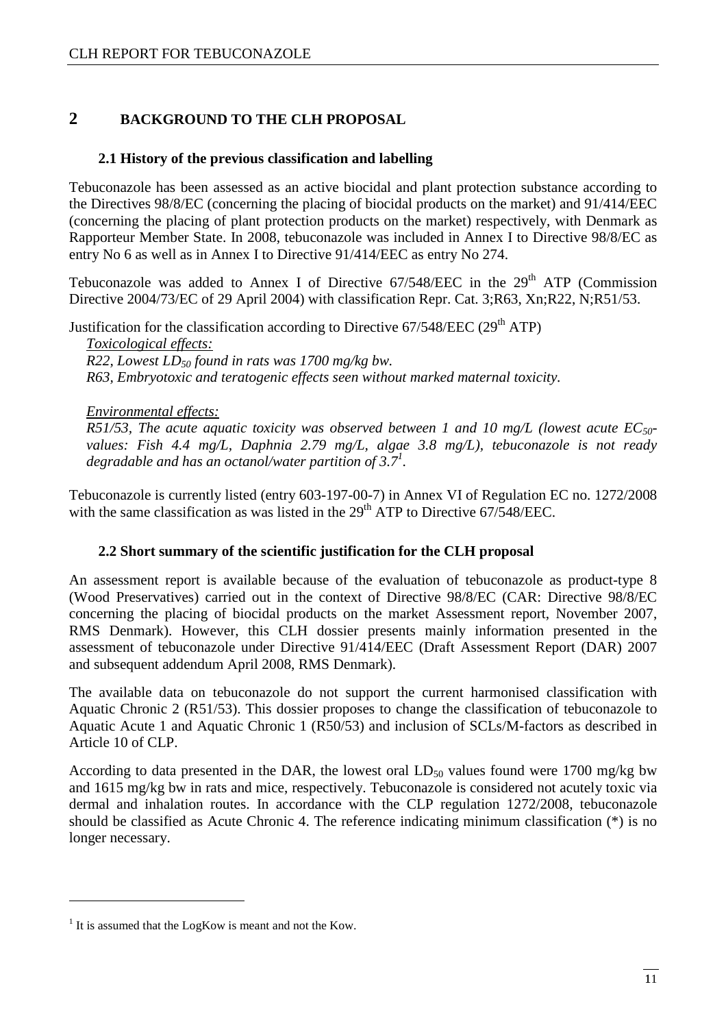# 2 BACKGROUND TO THE CLH PROPOSAL

## 2.1 History of the previous classification and labelling

Tebuconazole has been assessed as an active biocidal and plant protection substance according to the Directives 98/8/EC (concerning the placing of biocidal products on the market) and 91/414/EEC (concerning the placing of plant protection products on the market) respectively, with Denmark as Rapporteur Member State. In 2008, tebuconazole was included in Annex I to Directive 98/8/EC as entry No 6 as well as in Annex I to Directive 91/414/EEC as entry No 274.

Tebuconazole was added to Annex I of Directive 67/548/EEC in the 29th ATP (Commission Directive 2004/73/EC of 29 April 2004) with classification Repr. Cat. 3;R63, Xn;R22, N;R51/53.

Justification for the classification according to Directive 67/548/EEC (29th ATP)

*Toxicological effects:*

*R22, Lowest $LD_{50}$ found in rats was 1700 mg/kg bw.*

*R63, Embryotoxic and teratogenic effects seen without marked maternal toxicity.*

*Environmental effects:*

*R51/53, The acute aquatic toxicity was observed between 1 and 10 mg/L (lowest acute $EC_{50}$-values: Fish 4.4 mg/L, Daphnia 2.79 mg/L, algae 3.8 mg/L), tebuconazole is not ready degradable and has an octanol/water partition of 3.7*[1].

Tebuconazole is currently listed (entry 603-197-00-7) in Annex VI of Regulation EC no. 1272/2008 with the same classification as was listed in the 29th ATP to Directive 67/548/EEC.

## 2.2 Short summary of the scientific justification for the CLH proposal

An assessment report is available because of the evaluation of tebuconazole as product-type 8 (Wood Preservatives) carried out in the context of Directive 98/8/EC (CAR: Directive 98/8/EC concerning the placing of biocidal products on the market Assessment report, November 2007, RMS Denmark). However, this CLH dossier presents mainly information presented in the assessment of tebuconazole under Directive 91/414/EEC (Draft Assessment Report (DAR) 2007 and subsequent addendum April 2008, RMS Denmark).

The available data on tebuconazole do not support the current harmonised classification with Aquatic Chronic 2 (R51/53). This dossier proposes to change the classification of tebuconazole to Aquatic Acute 1 and Aquatic Chronic 1 (R50/53) and inclusion of SCLs/M-factors as described in Article 10 of CLP.

According to data presented in the DAR, the lowest oral $LD_{50}$ values found were 1700 mg/kg bw and 1615 mg/kg bw in rats and mice, respectively. Tebuconazole is considered not acutely toxic via dermal and inhalation routes. In accordance with the CLP regulation 1272/2008, tebuconazole should be classified as Acute Chronic 4. The reference indicating minimum classification (*) is no longer necessary.

---

[1] It is assumed that the LogKow is meant and not the Kow.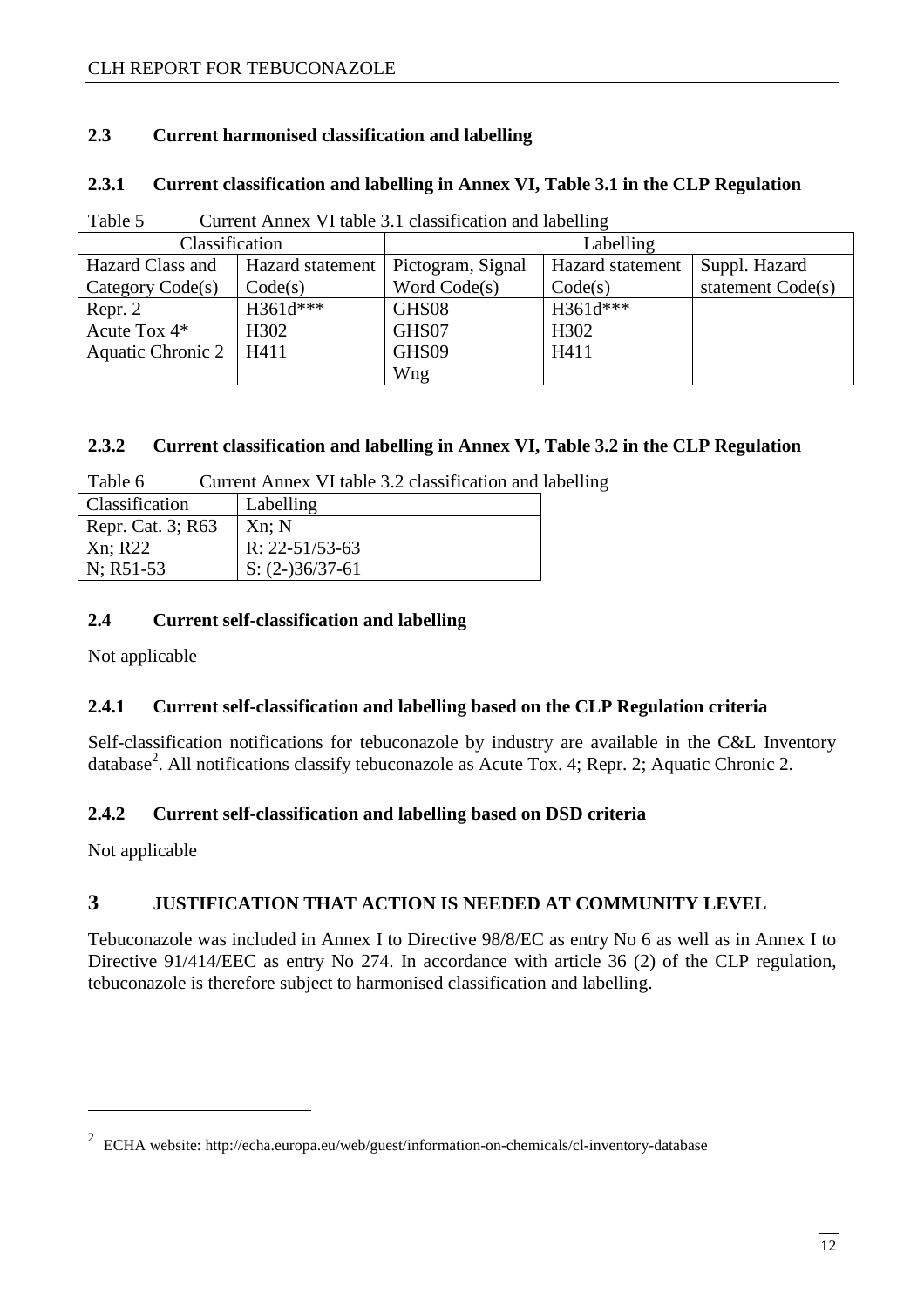### 2.3 Current harmonised classification and labelling

#### 2.3.1 Current classification and labelling in Annex VI, Table 3.1 in the CLP Regulation

Table 5 Current Annex VI table 3.1 classification and labelling

| Classification | | Labelling | | |
|---|---|---|---|---|
| Hazard Class and Category Code(s) | Hazard statement Code(s) | Pictogram, Signal Word Code(s) | Hazard statement Code(s) | Suppl. Hazard statement Code(s) |
| Repr. 2<br>Acute Tox 4*<br>Aquatic Chronic 2 | H361d***<br>H302<br>H411 | GHS08<br>GHS07<br>GHS09<br>Wng | H361d***<br>H302<br>H411 | |

#### 2.3.2 Current classification and labelling in Annex VI, Table 3.2 in the CLP Regulation

Table 6 Current Annex VI table 3.2 classification and labelling

| Classification | Labelling |
|---|---|
| Repr. Cat. 3; R63<br>Xn; R22<br>N; R51-53 | Xn; N<br>R: 22-51/53-63<br>S: (2-)36/37-61 |

### 2.4 Current self-classification and labelling

Not applicable

#### 2.4.1 Current self-classification and labelling based on the CLP Regulation criteria

Self-classification notifications for tebuconazole by industry are available in the C&L Inventory database[2]. All notifications classify tebuconazole as Acute Tox. 4; Repr. 2; Aquatic Chronic 2.

#### 2.4.2 Current self-classification and labelling based on DSD criteria

Not applicable

## 3 JUSTIFICATION THAT ACTION IS NEEDED AT COMMUNITY LEVEL

Tebuconazole was included in Annex I to Directive 98/8/EC as entry No 6 as well as in Annex I to Directive 91/414/EEC as entry No 274. In accordance with article 36 (2) of the CLP regulation, tebuconazole is therefore subject to harmonised classification and labelling.

[2] ECHA website: http://echa.europa.eu/web/guest/information-on-chemicals/cl-inventory-database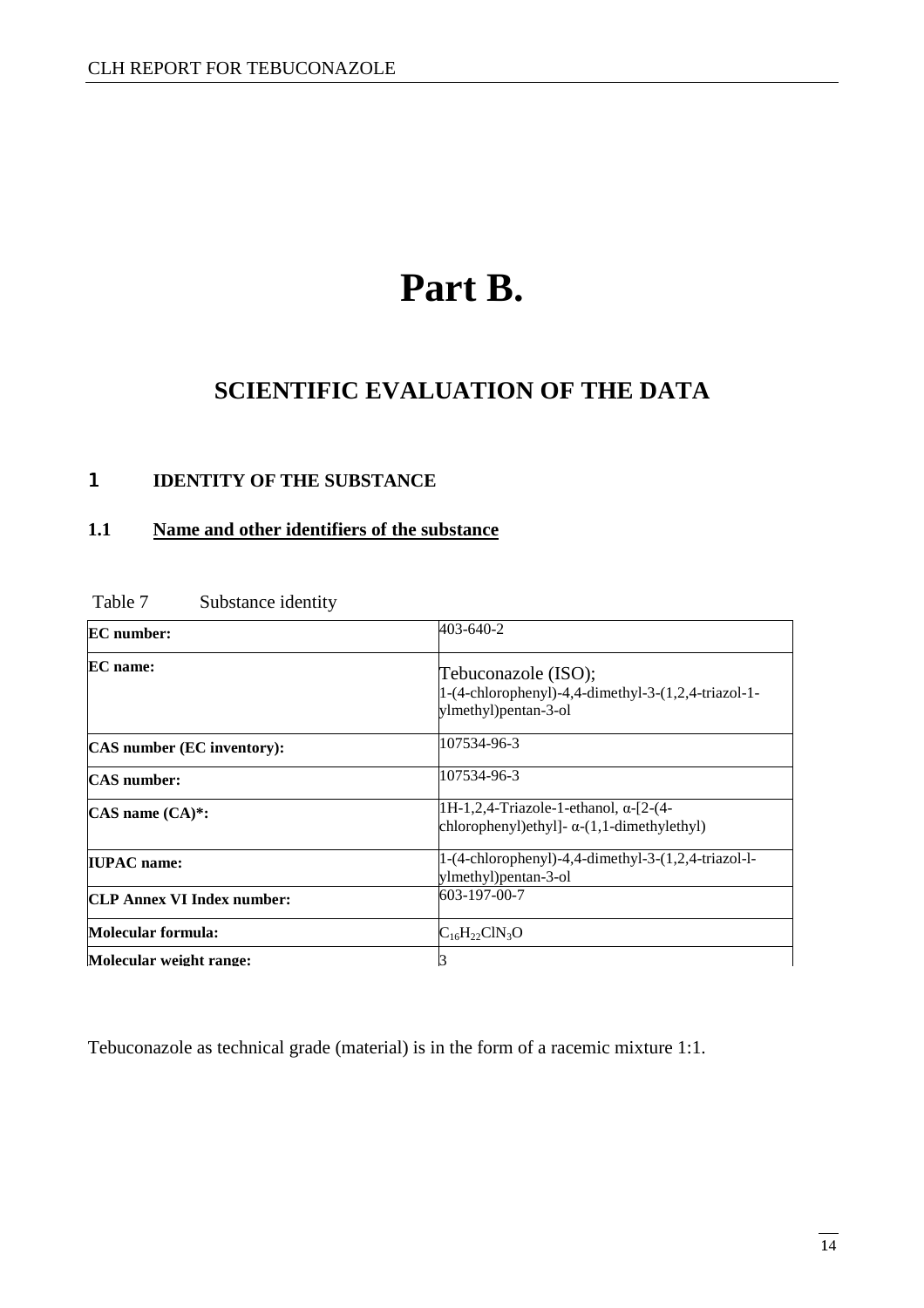# Part B.

## SCIENTIFIC EVALUATION OF THE DATA

### 1 IDENTITY OF THE SUBSTANCE

### 1.1 Name and other identifiers of the substance

Table 7 Substance identity

| | |
|---|---|
| **EC number:** | 403-640-2 |
| **EC name:** | Tebuconazole (ISO); 1-(4-chlorophenyl)-4,4-dimethyl-3-(1,2,4-triazol-1-ylmethyl)pentan-3-ol |
| **CAS number (EC inventory):** | 107534-96-3 |
| **CAS number:** | 107534-96-3 |
| **CAS name (CA)*:** | 1H-1,2,4-Triazole-1-ethanol, α-[2-(4-chlorophenyl)ethyl]- α-(1,1-dimethylethyl) |
| **IUPAC name:** | 1-(4-chlorophenyl)-4,4-dimethyl-3-(1,2,4-triazol-l-ylmethyl)pentan-3-ol |
| **CLP Annex VI Index number:** | 603-197-00-7 |
| **Molecular formula:** | $C_{16}H_{22}ClN_3O$ |
| **Molecular weight range:** | 3 |

Tebuconazole as technical grade (material) is in the form of a racemic mixture 1:1.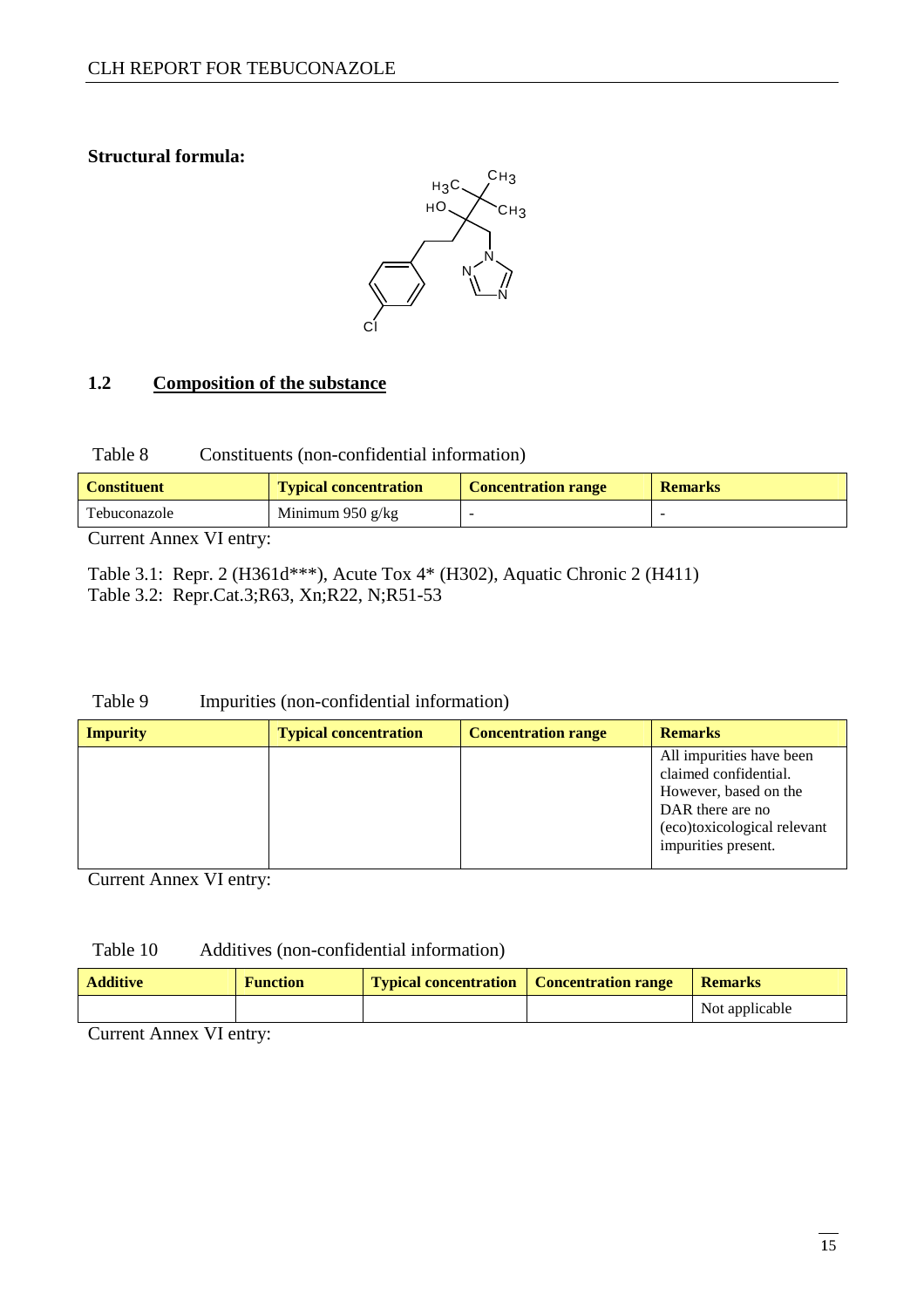**Structural formula:**

## 1.2 Composition of the substance

Table 8 Constituents (non-confidential information)

| Constituent | Typical concentration | Concentration range | Remarks |
|---|---|---|---|
| Tebuconazole | Minimum 950 g/kg | - | - |

Current Annex VI entry:

Table 3.1: Repr. 2 (H361d***), Acute Tox 4* (H302), Aquatic Chronic 2 (H411)
Table 3.2: Repr.Cat.3;R63, Xn;R22, N;R51-53

Table 9 Impurities (non-confidential information)

| Impurity | Typical concentration | Concentration range | Remarks |
|---|---|---|---|
| | | | All impurities have been claimed confidential. However, based on the DAR there are no (eco)toxicological relevant impurities present. |

Current Annex VI entry:

Table 10 Additives (non-confidential information)

| Additive | Function | Typical concentration | Concentration range | Remarks |
|---|---|---|---|---|
| | | | | Not applicable |

Current Annex VI entry: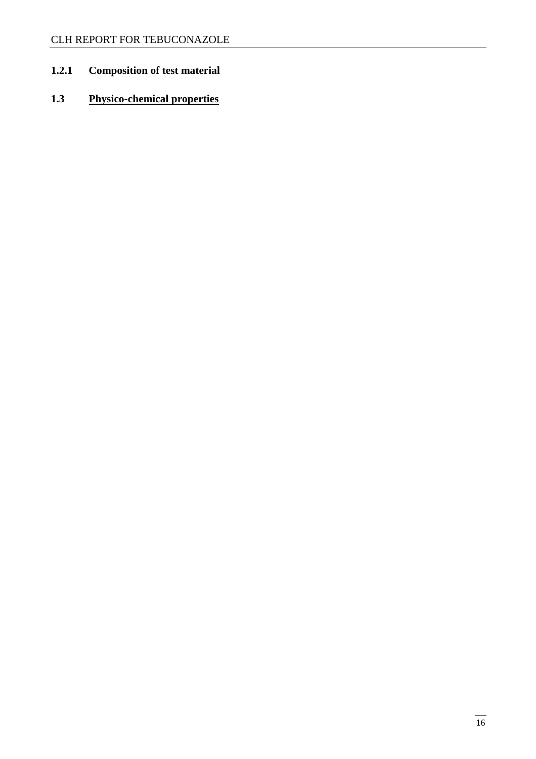### 1.2.1 Composition of test material

## 1.3 Physico-chemical properties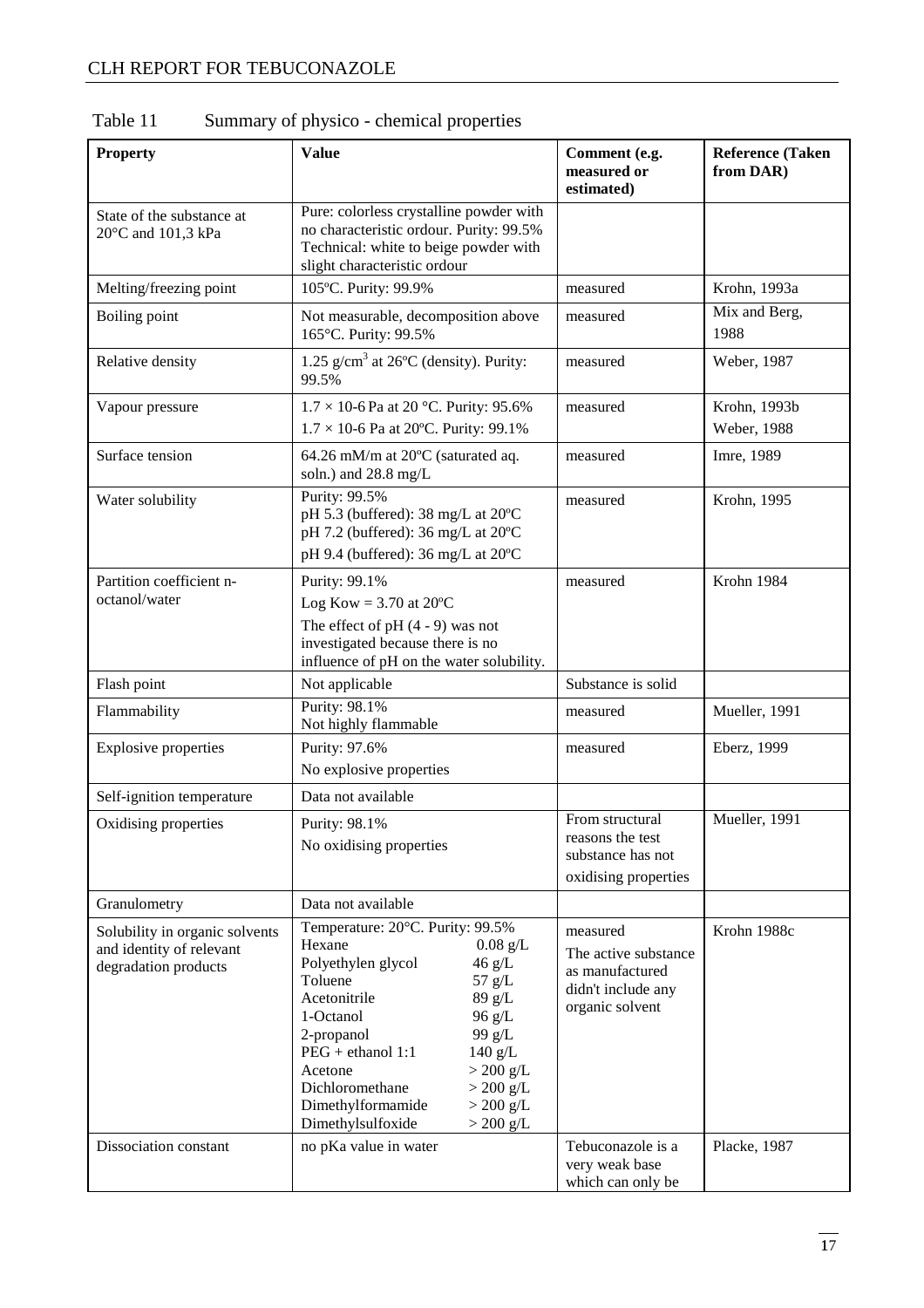Table 11 Summary of physico - chemical properties

| Property | Value | Comment (e.g. measured or estimated) | Reference (Taken from DAR) |
|---|---|---|---|
| State of the substance at 20°C and 101,3 kPa | Pure: colorless crystalline powder with no characteristic ordour. Purity: 99.5%<br>Technical: white to beige powder with slight characteristic ordour | | |
| Melting/freezing point | 105ºC. Purity: 99.9% | measured | Krohn, 1993a |
| Boiling point | Not measurable, decomposition above 165°C. Purity: 99.5% | measured | Mix and Berg, 1988 |
| Relative density | 1.25 g/cm$^3$ at 26ºC (density). Purity: 99.5% | measured | Weber, 1987 |
| Vapour pressure | 1.7 × 10-6 Pa at 20 °C. Purity: 95.6%<br>1.7 × 10-6 Pa at 20ºC. Purity: 99.1% | measured | Krohn, 1993b<br>Weber, 1988 |
| Surface tension | 64.26 mM/m at 20ºC (saturated aq. soln.) and 28.8 mg/L | measured | Imre, 1989 |
| Water solubility | Purity: 99.5%<br>pH 5.3 (buffered): 38 mg/L at 20ºC<br>pH 7.2 (buffered): 36 mg/L at 20ºC<br>pH 9.4 (buffered): 36 mg/L at 20ºC | measured | Krohn, 1995 |
| Partition coefficient n-octanol/water | Purity: 99.1%<br>Log Kow = 3.70 at 20ºC<br>The effect of pH (4 - 9) was not investigated because there is no influence of pH on the water solubility. | measured | Krohn 1984 |
| Flash point | Not applicable | Substance is solid | |
| Flammability | Purity: 98.1%<br>Not highly flammable | measured | Mueller, 1991 |
| Explosive properties | Purity: 97.6%<br>No explosive properties | measured | Eberz, 1999 |
| Self-ignition temperature | Data not available | | |
| Oxidising properties | Purity: 98.1%<br>No oxidising properties | From structural reasons the test substance has not oxidising properties | Mueller, 1991 |
| Granulometry | Data not available | | |
| Solubility in organic solvents and identity of relevant degradation products | Temperature: 20°C. Purity: 99.5%<br>Hexane 0.08 g/L<br>Polyethylen glycol 46 g/L<br>Toluene 57 g/L<br>Acetonitrile 89 g/L<br>1-Octanol 96 g/L<br>2-propanol 99 g/L<br>PEG + ethanol 1:1 140 g/L<br>Acetone > 200 g/L<br>Dichloromethane > 200 g/L<br>Dimethylformamide > 200 g/L<br>Dimethylsulfoxide > 200 g/L | measured<br>The active substance as manufactured didn't include any organic solvent | Krohn 1988c |
| Dissociation constant | no pKa value in water | Tebuconazole is a very weak base which can only be | Placke, 1987 |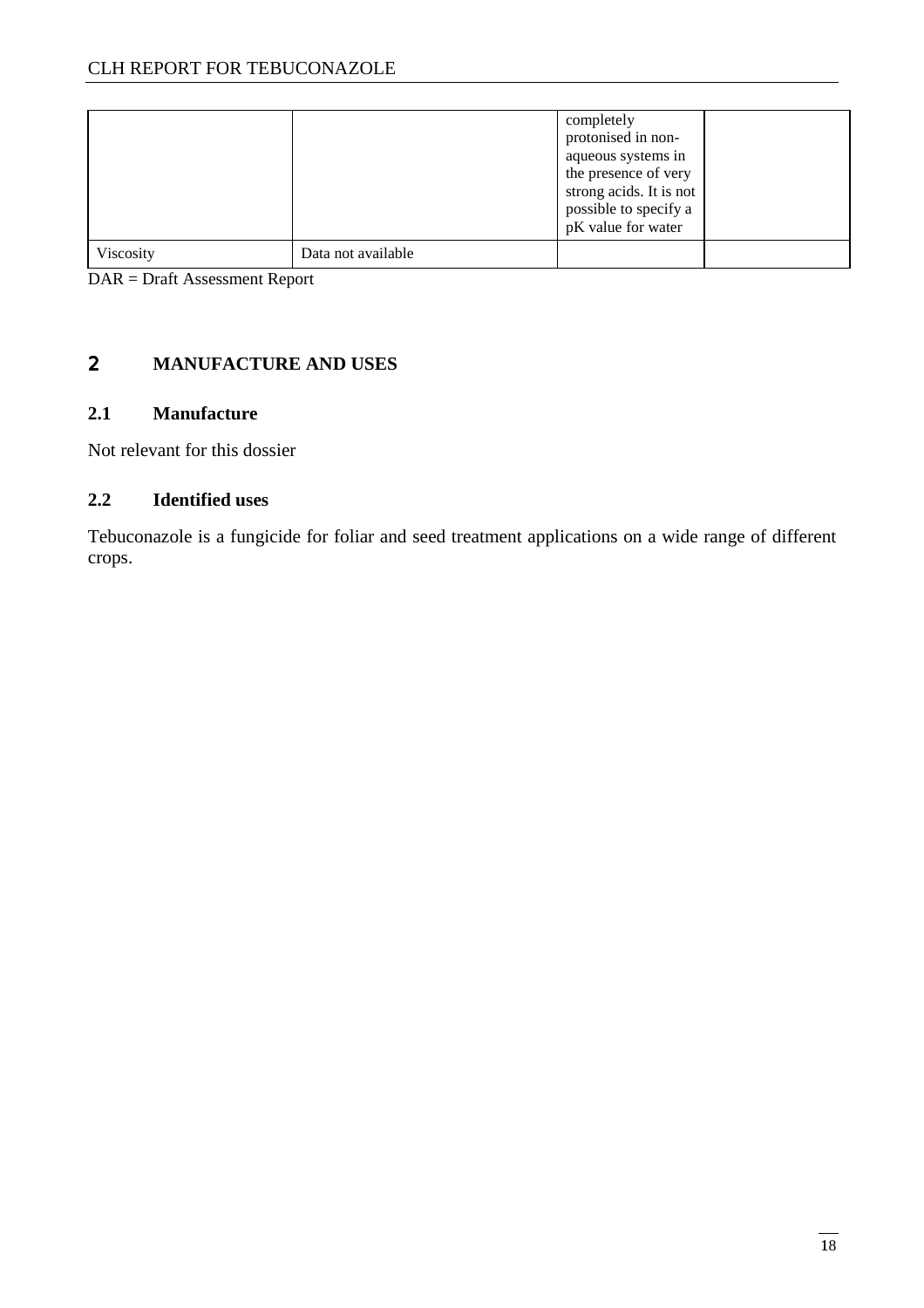|  |  | completely protonised in non-aqueous systems in the presence of very strong acids. It is not possible to specify a pK value for water |  |
|---|---|---|---|
| Viscosity | Data not available |  |  |

DAR = Draft Assessment Report

# 2 MANUFACTURE AND USES

## 2.1 Manufacture

Not relevant for this dossier

## 2.2 Identified uses

Tebuconazole is a fungicide for foliar and seed treatment applications on a wide range of different crops.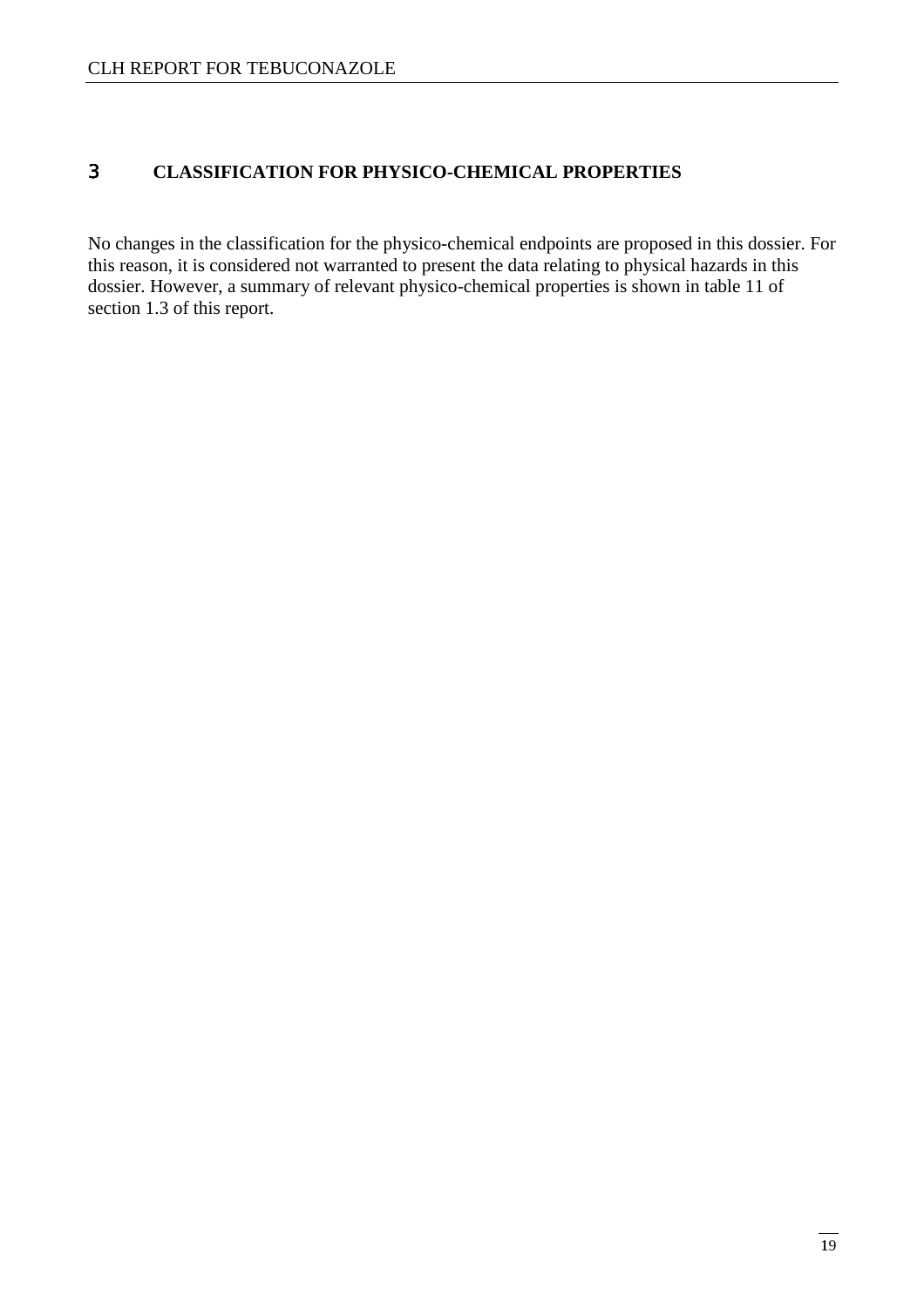# 3 CLASSIFICATION FOR PHYSICO-CHEMICAL PROPERTIES

No changes in the classification for the physico-chemical endpoints are proposed in this dossier. For this reason, it is considered not warranted to present the data relating to physical hazards in this dossier. However, a summary of relevant physico-chemical properties is shown in table 11 of section 1.3 of this report.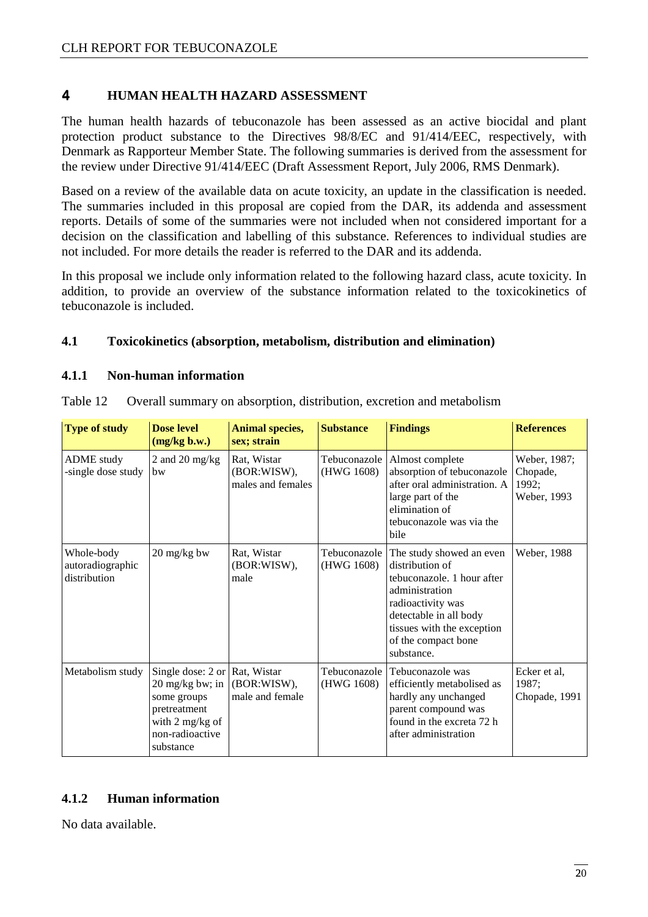# 4 HUMAN HEALTH HAZARD ASSESSMENT

The human health hazards of tebuconazole has been assessed as an active biocidal and plant protection product substance to the Directives 98/8/EC and 91/414/EEC, respectively, with Denmark as Rapporteur Member State. The following summaries is derived from the assessment for the review under Directive 91/414/EEC (Draft Assessment Report, July 2006, RMS Denmark).

Based on a review of the available data on acute toxicity, an update in the classification is needed. The summaries included in this proposal are copied from the DAR, its addenda and assessment reports. Details of some of the summaries were not included when not considered important for a decision on the classification and labelling of this substance. References to individual studies are not included. For more details the reader is referred to the DAR and its addenda.

In this proposal we include only information related to the following hazard class, acute toxicity. In addition, to provide an overview of the substance information related to the toxicokinetics of tebuconazole is included.

## 4.1 Toxicokinetics (absorption, metabolism, distribution and elimination)

### 4.1.1 Non-human information

Table 12 Overall summary on absorption, distribution, excretion and metabolism

| Type of study | Dose level (mg/kg b.w.) | Animal species, sex; strain | Substance | Findings | References |
|---|---|---|---|---|---|
| ADME study -single dose study | 2 and 20 mg/kg bw | Rat, Wistar (BOR:WISW), males and females | Tebuconazole (HWG 1608) | Almost complete absorption of tebuconazole after oral administration. A large part of the elimination of tebuconazole was via the bile | Weber, 1987; Chopade, 1992; Weber, 1993 |
| Whole-body autoradiographic distribution | 20 mg/kg bw | Rat, Wistar (BOR:WISW), male | Tebuconazole (HWG 1608) | The study showed an even distribution of tebuconazole. 1 hour after administration radioactivity was detectable in all body tissues with the exception of the compact bone substance. | Weber, 1988 |
| Metabolism study | Single dose: 2 or 20 mg/kg bw; in some groups pretreatment with 2 mg/kg of non-radioactive substance | Rat, Wistar (BOR:WISW), male and female | Tebuconazole (HWG 1608) | Tebuconazole was efficiently metabolised as hardly any unchanged parent compound was found in the excreta 72 h after administration | Ecker et al, 1987; Chopade, 1991 |

### 4.1.2 Human information

No data available.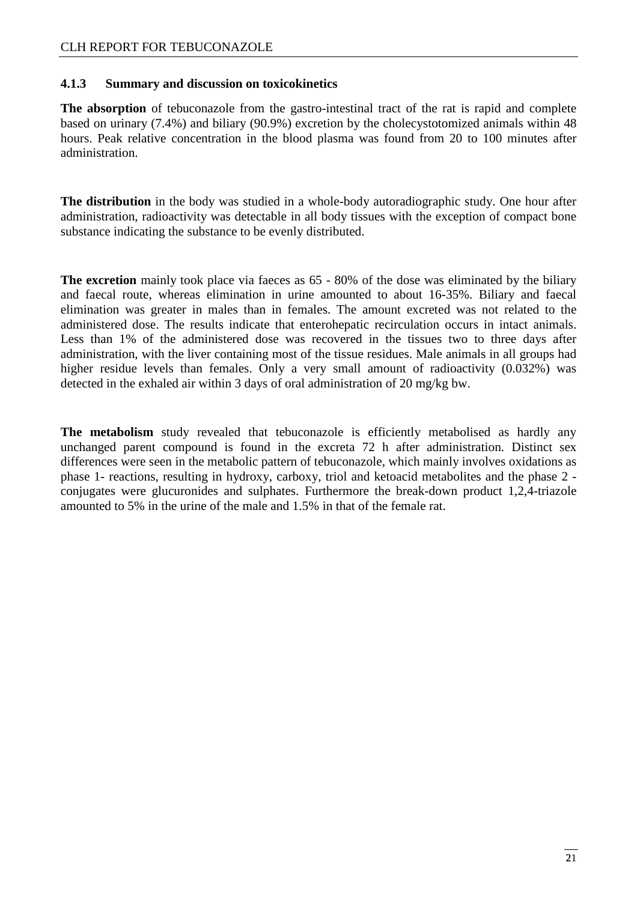### 4.1.3 Summary and discussion on toxicokinetics

**The absorption** of tebuconazole from the gastro-intestinal tract of the rat is rapid and complete based on urinary (7.4%) and biliary (90.9%) excretion by the cholecystotomized animals within 48 hours. Peak relative concentration in the blood plasma was found from 20 to 100 minutes after administration.

**The distribution** in the body was studied in a whole-body autoradiographic study. One hour after administration, radioactivity was detectable in all body tissues with the exception of compact bone substance indicating the substance to be evenly distributed.

**The excretion** mainly took place via faeces as 65 - 80% of the dose was eliminated by the biliary and faecal route, whereas elimination in urine amounted to about 16-35%. Biliary and faecal elimination was greater in males than in females. The amount excreted was not related to the administered dose. The results indicate that enterohepatic recirculation occurs in intact animals. Less than 1% of the administered dose was recovered in the tissues two to three days after administration, with the liver containing most of the tissue residues. Male animals in all groups had higher residue levels than females. Only a very small amount of radioactivity (0.032%) was detected in the exhaled air within 3 days of oral administration of 20 mg/kg bw.

**The metabolism** study revealed that tebuconazole is efficiently metabolised as hardly any unchanged parent compound is found in the excreta 72 h after administration. Distinct sex differences were seen in the metabolic pattern of tebuconazole, which mainly involves oxidations as phase 1- reactions, resulting in hydroxy, carboxy, triol and ketoacid metabolites and the phase 2 - conjugates were glucuronides and sulphates. Furthermore the break-down product 1,2,4-triazole amounted to 5% in the urine of the male and 1.5% in that of the female rat.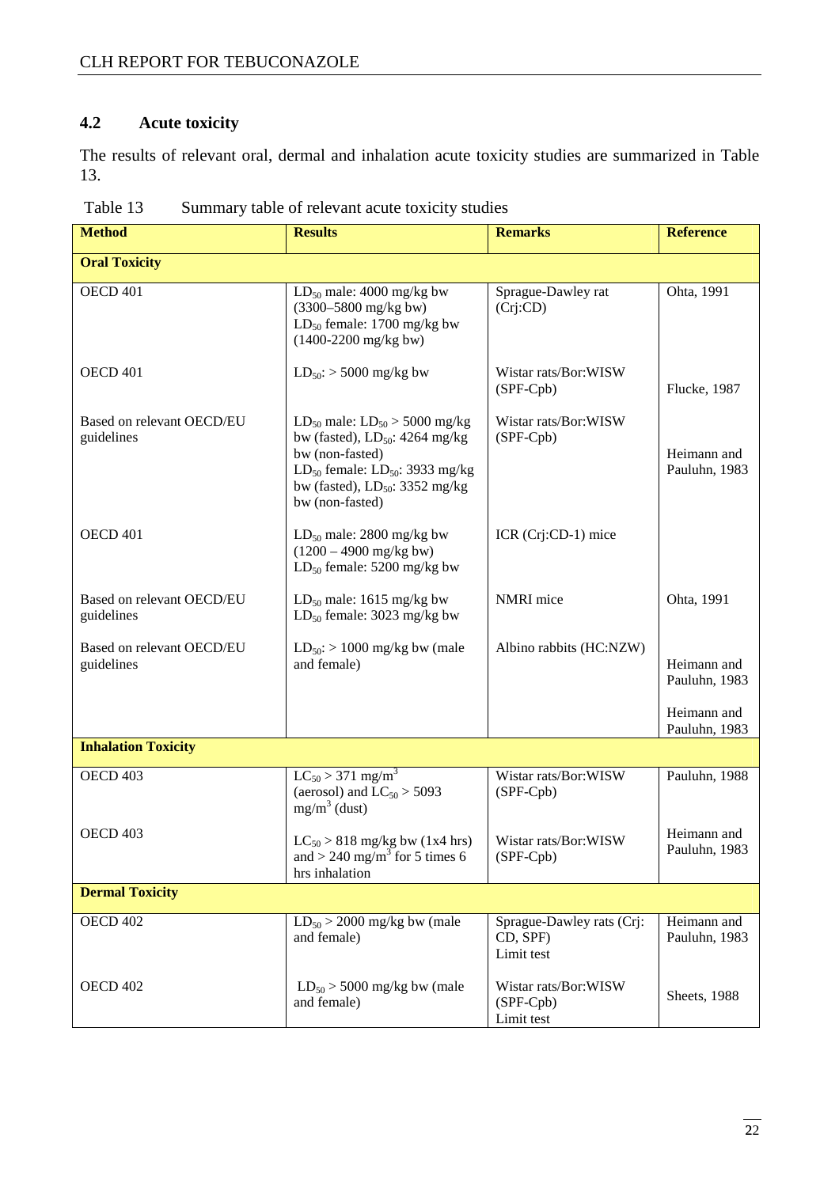## 4.2 Acute toxicity

The results of relevant oral, dermal and inhalation acute toxicity studies are summarized in Table 13.

Table 13 Summary table of relevant acute toxicity studies

| Method | Results | Remarks | Reference |
|---|---|---|---|
| **Oral Toxicity** | | | |
| OECD 401 | $LD_{50}$ male: 4000 mg/kg bw (3300–5800 mg/kg bw)<br>$LD_{50}$ female: 1700 mg/kg bw (1400-2200 mg/kg bw) | Sprague-Dawley rat (Crj:CD) | Ohta, 1991 |
| OECD 401 | $LD_{50}$: > 5000 mg/kg bw | Wistar rats/Bor:WISW (SPF-Cpb) | Flucke, 1987 |
| Based on relevant OECD/EU guidelines | $LD_{50}$ male: $LD_{50}$ > 5000 mg/kg bw (fasted), $LD_{50}$: 4264 mg/kg bw (non-fasted)<br>$LD_{50}$ female: $LD_{50}$: 3933 mg/kg bw (fasted), $LD_{50}$: 3352 mg/kg bw (non-fasted) | Wistar rats/Bor:WISW (SPF-Cpb) | Heimann and Pauluhn, 1983 |
| OECD 401 | $LD_{50}$ male: 2800 mg/kg bw (1200 – 4900 mg/kg bw)<br>$LD_{50}$ female: 5200 mg/kg bw | ICR (Crj:CD-1) mice | |
| Based on relevant OECD/EU guidelines | $LD_{50}$ male: 1615 mg/kg bw<br>$LD_{50}$ female: 3023 mg/kg bw | NMRI mice | Ohta, 1991 |
| Based on relevant OECD/EU guidelines | $LD_{50}$: > 1000 mg/kg bw (male and female) | Albino rabbits (HC:NZW) | Heimann and Pauluhn, 1983<br><br>Heimann and Pauluhn, 1983 |
| **Inhalation Toxicity** | | | |
| OECD 403 | $LC_{50}$ > 371 mg/m$^3$ (aerosol) and $LC_{50}$ > 5093 mg/m$^3$ (dust) | Wistar rats/Bor:WISW (SPF-Cpb) | Pauluhn, 1988 |
| OECD 403 | $LC_{50}$ > 818 mg/kg bw (1x4 hrs) and > 240 mg/m$^3$ for 5 times 6 hrs inhalation | Wistar rats/Bor:WISW (SPF-Cpb) | Heimann and Pauluhn, 1983 |
| **Dermal Toxicity** | | | |
| OECD 402 | $LD_{50}$ > 2000 mg/kg bw (male and female) | Sprague-Dawley rats (Crj: CD, SPF)<br>Limit test | Heimann and Pauluhn, 1983 |
| OECD 402 | $LD_{50}$ > 5000 mg/kg bw (male and female) | Wistar rats/Bor:WISW (SPF-Cpb)<br>Limit test | Sheets, 1988 |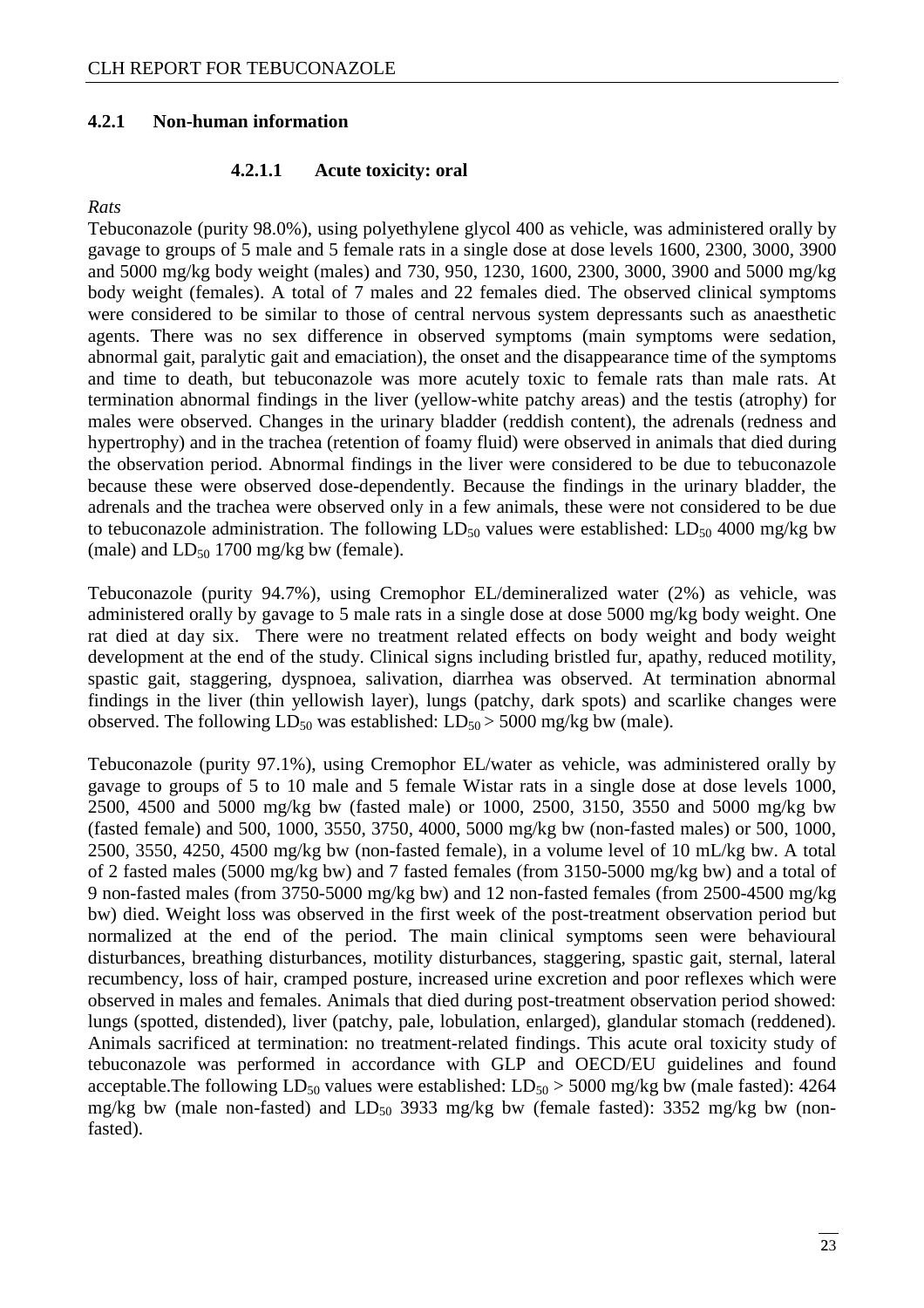### 4.2.1 Non-human information

#### 4.2.1.1 Acute toxicity: oral

*Rats*

Tebuconazole (purity 98.0%), using polyethylene glycol 400 as vehicle, was administered orally by gavage to groups of 5 male and 5 female rats in a single dose at dose levels 1600, 2300, 3000, 3900 and 5000 mg/kg body weight (males) and 730, 950, 1230, 1600, 2300, 3000, 3900 and 5000 mg/kg body weight (females). A total of 7 males and 22 females died. The observed clinical symptoms were considered to be similar to those of central nervous system depressants such as anaesthetic agents. There was no sex difference in observed symptoms (main symptoms were sedation, abnormal gait, paralytic gait and emaciation), the onset and the disappearance time of the symptoms and time to death, but tebuconazole was more acutely toxic to female rats than male rats. At termination abnormal findings in the liver (yellow-white patchy areas) and the testis (atrophy) for males were observed. Changes in the urinary bladder (reddish content), the adrenals (redness and hypertrophy) and in the trachea (retention of foamy fluid) were observed in animals that died during the observation period. Abnormal findings in the liver were considered to be due to tebuconazole because these were observed dose-dependently. Because the findings in the urinary bladder, the adrenals and the trachea were observed only in a few animals, these were not considered to be due to tebuconazole administration. The following $LD_{50}$ values were established: $LD_{50}$ 4000 mg/kg bw (male) and $LD_{50}$ 1700 mg/kg bw (female).

Tebuconazole (purity 94.7%), using Cremophor EL/demineralized water (2%) as vehicle, was administered orally by gavage to 5 male rats in a single dose at dose 5000 mg/kg body weight. One rat died at day six. There were no treatment related effects on body weight and body weight development at the end of the study. Clinical signs including bristled fur, apathy, reduced motility, spastic gait, staggering, dyspnoea, salivation, diarrhea was observed. At termination abnormal findings in the liver (thin yellowish layer), lungs (patchy, dark spots) and scarlike changes were observed. The following $LD_{50}$ was established: $LD_{50}$ > 5000 mg/kg bw (male).

Tebuconazole (purity 97.1%), using Cremophor EL/water as vehicle, was administered orally by gavage to groups of 5 to 10 male and 5 female Wistar rats in a single dose at dose levels 1000, 2500, 4500 and 5000 mg/kg bw (fasted male) or 1000, 2500, 3150, 3550 and 5000 mg/kg bw (fasted female) and 500, 1000, 3550, 3750, 4000, 5000 mg/kg bw (non-fasted males) or 500, 1000, 2500, 3550, 4250, 4500 mg/kg bw (non-fasted female), in a volume level of 10 mL/kg bw. A total of 2 fasted males (5000 mg/kg bw) and 7 fasted females (from 3150-5000 mg/kg bw) and a total of 9 non-fasted males (from 3750-5000 mg/kg bw) and 12 non-fasted females (from 2500-4500 mg/kg bw) died. Weight loss was observed in the first week of the post-treatment observation period but normalized at the end of the period. The main clinical symptoms seen were behavioural disturbances, breathing disturbances, motility disturbances, staggering, spastic gait, sternal, lateral recumbency, loss of hair, cramped posture, increased urine excretion and poor reflexes which were observed in males and females. Animals that died during post-treatment observation period showed: lungs (spotted, distended), liver (patchy, pale, lobulation, enlarged), glandular stomach (reddened). Animals sacrificed at termination: no treatment-related findings. This acute oral toxicity study of tebuconazole was performed in accordance with GLP and OECD/EU guidelines and found acceptable.The following $LD_{50}$ values were established: $LD_{50}$ > 5000 mg/kg bw (male fasted): 4264 mg/kg bw (male non-fasted) and $LD_{50}$ 3933 mg/kg bw (female fasted): 3352 mg/kg bw (non-fasted).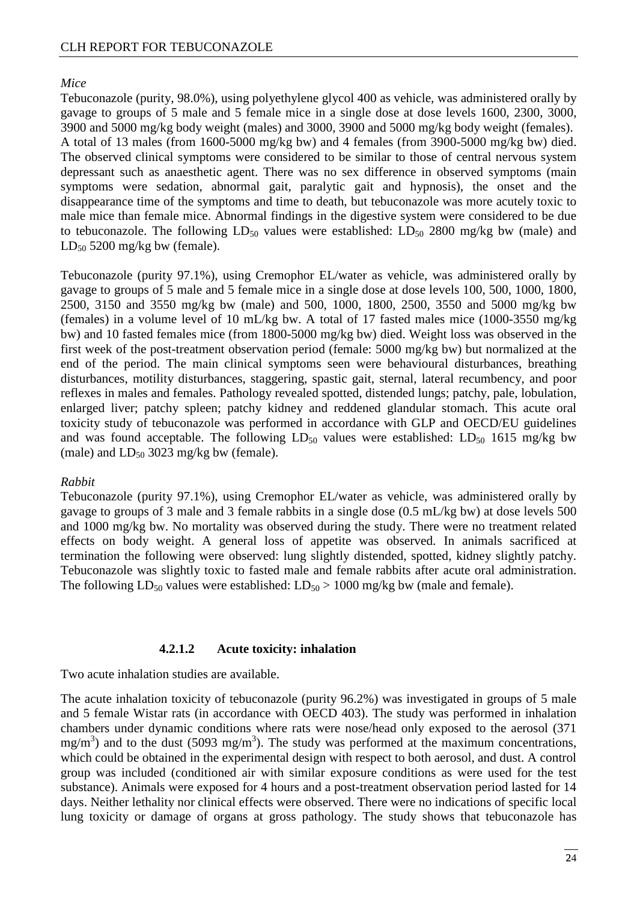*Mice*

Tebuconazole (purity, 98.0%), using polyethylene glycol 400 as vehicle, was administered orally by gavage to groups of 5 male and 5 female mice in a single dose at dose levels 1600, 2300, 3000, 3900 and 5000 mg/kg body weight (males) and 3000, 3900 and 5000 mg/kg body weight (females). A total of 13 males (from 1600-5000 mg/kg bw) and 4 females (from 3900-5000 mg/kg bw) died. The observed clinical symptoms were considered to be similar to those of central nervous system depressant such as anaesthetic agent. There was no sex difference in observed symptoms (main symptoms were sedation, abnormal gait, paralytic gait and hypnosis), the onset and the disappearance time of the symptoms and time to death, but tebuconazole was more acutely toxic to male mice than female mice. Abnormal findings in the digestive system were considered to be due to tebuconazole. The following $LD_{50}$ values were established: $LD_{50}$ 2800 mg/kg bw (male) and $LD_{50}$ 5200 mg/kg bw (female).

Tebuconazole (purity 97.1%), using Cremophor EL/water as vehicle, was administered orally by gavage to groups of 5 male and 5 female mice in a single dose at dose levels 100, 500, 1000, 1800, 2500, 3150 and 3550 mg/kg bw (male) and 500, 1000, 1800, 2500, 3550 and 5000 mg/kg bw (females) in a volume level of 10 mL/kg bw. A total of 17 fasted males mice (1000-3550 mg/kg bw) and 10 fasted females mice (from 1800-5000 mg/kg bw) died. Weight loss was observed in the first week of the post-treatment observation period (female: 5000 mg/kg bw) but normalized at the end of the period. The main clinical symptoms seen were behavioural disturbances, breathing disturbances, motility disturbances, staggering, spastic gait, sternal, lateral recumbency, and poor reflexes in males and females. Pathology revealed spotted, distended lungs; patchy, pale, lobulation, enlarged liver; patchy spleen; patchy kidney and reddened glandular stomach. This acute oral toxicity study of tebuconazole was performed in accordance with GLP and OECD/EU guidelines and was found acceptable. The following $LD_{50}$ values were established: $LD_{50}$ 1615 mg/kg bw (male) and $LD_{50}$ 3023 mg/kg bw (female).

*Rabbit*

Tebuconazole (purity 97.1%), using Cremophor EL/water as vehicle, was administered orally by gavage to groups of 3 male and 3 female rabbits in a single dose (0.5 mL/kg bw) at dose levels 500 and 1000 mg/kg bw. No mortality was observed during the study. There were no treatment related effects on body weight. A general loss of appetite was observed. In animals sacrificed at termination the following were observed: lung slightly distended, spotted, kidney slightly patchy. Tebuconazole was slightly toxic to fasted male and female rabbits after acute oral administration. The following $LD_{50}$ values were established: $LD_{50}$ > 1000 mg/kg bw (male and female).

#### 4.2.1.2 Acute toxicity: inhalation

Two acute inhalation studies are available.

The acute inhalation toxicity of tebuconazole (purity 96.2%) was investigated in groups of 5 male and 5 female Wistar rats (in accordance with OECD 403). The study was performed in inhalation chambers under dynamic conditions where rats were nose/head only exposed to the aerosol (371 $mg/m^3$) and to the dust (5093 $mg/m^3$). The study was performed at the maximum concentrations, which could be obtained in the experimental design with respect to both aerosol, and dust. A control group was included (conditioned air with similar exposure conditions as were used for the test substance). Animals were exposed for 4 hours and a post-treatment observation period lasted for 14 days. Neither lethality nor clinical effects were observed. There were no indications of specific local lung toxicity or damage of organs at gross pathology. The study shows that tebuconazole has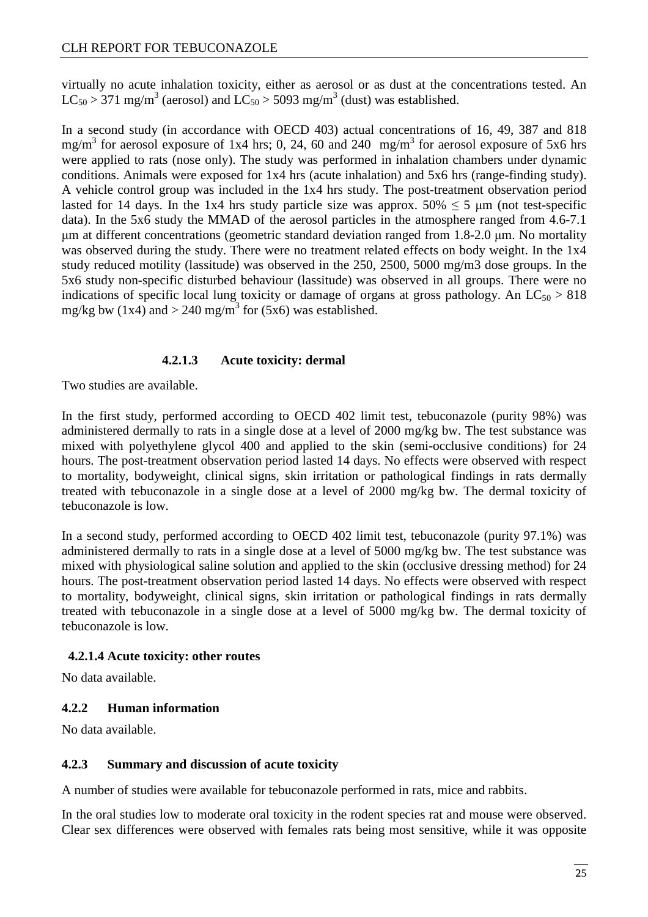virtually no acute inhalation toxicity, either as aerosol or as dust at the concentrations tested. An $LC_{50} > 371$ mg/m$^3$ (aerosol) and $LC_{50} > 5093$ mg/m$^3$ (dust) was established.

In a second study (in accordance with OECD 403) actual concentrations of 16, 49, 387 and 818 mg/m$^3$ for aerosol exposure of 1x4 hrs; 0, 24, 60 and 240 mg/m$^3$ for aerosol exposure of 5x6 hrs were applied to rats (nose only). The study was performed in inhalation chambers under dynamic conditions. Animals were exposed for 1x4 hrs (acute inhalation) and 5x6 hrs (range-finding study). A vehicle control group was included in the 1x4 hrs study. The post-treatment observation period lasted for 14 days. In the 1x4 hrs study particle size was approx. 50% $\leq$ 5 µm (not test-specific data). In the 5x6 study the MMAD of the aerosol particles in the atmosphere ranged from 4.6-7.1 µm at different concentrations (geometric standard deviation ranged from 1.8-2.0 µm. No mortality was observed during the study. There were no treatment related effects on body weight. In the 1x4 study reduced motility (lassitude) was observed in the 250, 2500, 5000 mg/m3 dose groups. In the 5x6 study non-specific disturbed behaviour (lassitude) was observed in all groups. There were no indications of specific local lung toxicity or damage of organs at gross pathology. An $LC_{50} > 818$ mg/kg bw (1x4) and > 240 mg/m$^3$ for (5x6) was established.

#### 4.2.1.3 Acute toxicity: dermal

Two studies are available.

In the first study, performed according to OECD 402 limit test, tebuconazole (purity 98%) was administered dermally to rats in a single dose at a level of 2000 mg/kg bw. The test substance was mixed with polyethylene glycol 400 and applied to the skin (semi-occlusive conditions) for 24 hours. The post-treatment observation period lasted 14 days. No effects were observed with respect to mortality, bodyweight, clinical signs, skin irritation or pathological findings in rats dermally treated with tebuconazole in a single dose at a level of 2000 mg/kg bw. The dermal toxicity of tebuconazole is low.

In a second study, performed according to OECD 402 limit test, tebuconazole (purity 97.1%) was administered dermally to rats in a single dose at a level of 5000 mg/kg bw. The test substance was mixed with physiological saline solution and applied to the skin (occlusive dressing method) for 24 hours. The post-treatment observation period lasted 14 days. No effects were observed with respect to mortality, bodyweight, clinical signs, skin irritation or pathological findings in rats dermally treated with tebuconazole in a single dose at a level of 5000 mg/kg bw. The dermal toxicity of tebuconazole is low.

#### 4.2.1.4 Acute toxicity: other routes

No data available.

### 4.2.2 Human information

No data available.

### 4.2.3 Summary and discussion of acute toxicity

A number of studies were available for tebuconazole performed in rats, mice and rabbits.

In the oral studies low to moderate oral toxicity in the rodent species rat and mouse were observed. Clear sex differences were observed with females rats being most sensitive, while it was opposite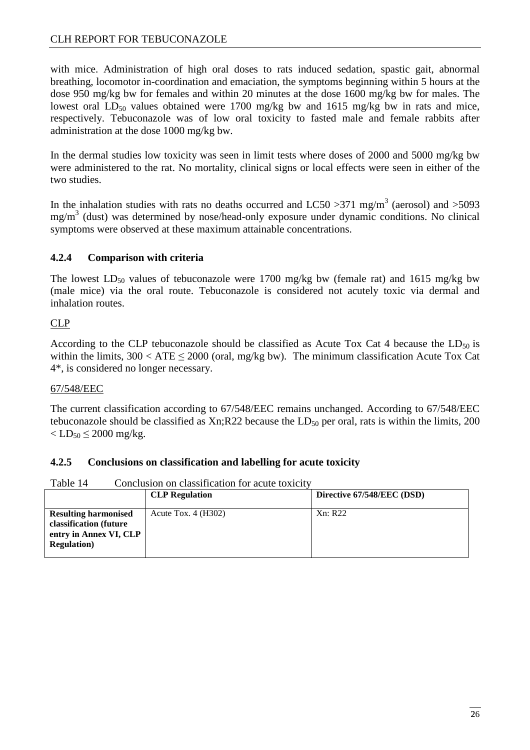with mice. Administration of high oral doses to rats induced sedation, spastic gait, abnormal breathing, locomotor in-coordination and emaciation, the symptoms beginning within 5 hours at the dose 950 mg/kg bw for females and within 20 minutes at the dose 1600 mg/kg bw for males. The lowest oral $LD_{50}$ values obtained were 1700 mg/kg bw and 1615 mg/kg bw in rats and mice, respectively. Tebuconazole was of low oral toxicity to fasted male and female rabbits after administration at the dose 1000 mg/kg bw.

In the dermal studies low toxicity was seen in limit tests where doses of 2000 and 5000 mg/kg bw were administered to the rat. No mortality, clinical signs or local effects were seen in either of the two studies.

In the inhalation studies with rats no deaths occurred and LC50 >371 $mg/m^3$ (aerosol) and >5093 $mg/m^3$ (dust) was determined by nose/head-only exposure under dynamic conditions. No clinical symptoms were observed at these maximum attainable concentrations.

### 4.2.4 Comparison with criteria

The lowest $LD_{50}$ values of tebuconazole were 1700 mg/kg bw (female rat) and 1615 mg/kg bw (male mice) via the oral route. Tebuconazole is considered not acutely toxic via dermal and inhalation routes.

<u>CLP</u>

According to the CLP tebuconazole should be classified as Acute Tox Cat 4 because the $LD_{50}$ is within the limits, $300 < ATE \leq 2000$ (oral, mg/kg bw). The minimum classification Acute Tox Cat 4*, is considered no longer necessary.

<u>67/548/EEC</u>

The current classification according to 67/548/EEC remains unchanged. According to 67/548/EEC tebuconazole should be classified as Xn;R22 because the $LD_{50}$ per oral, rats is within the limits, $200 < LD_{50} \leq 2000$ mg/kg.

### 4.2.5 Conclusions on classification and labelling for acute toxicity

Table 14 Conclusion on classification for acute toxicity

| | **CLP Regulation** | **Directive 67/548/EEC (DSD)** |
|---|---|---|
| **Resulting harmonised classification (future entry in Annex VI, CLP Regulation)** | Acute Tox. 4 (H302) | Xn: R22 |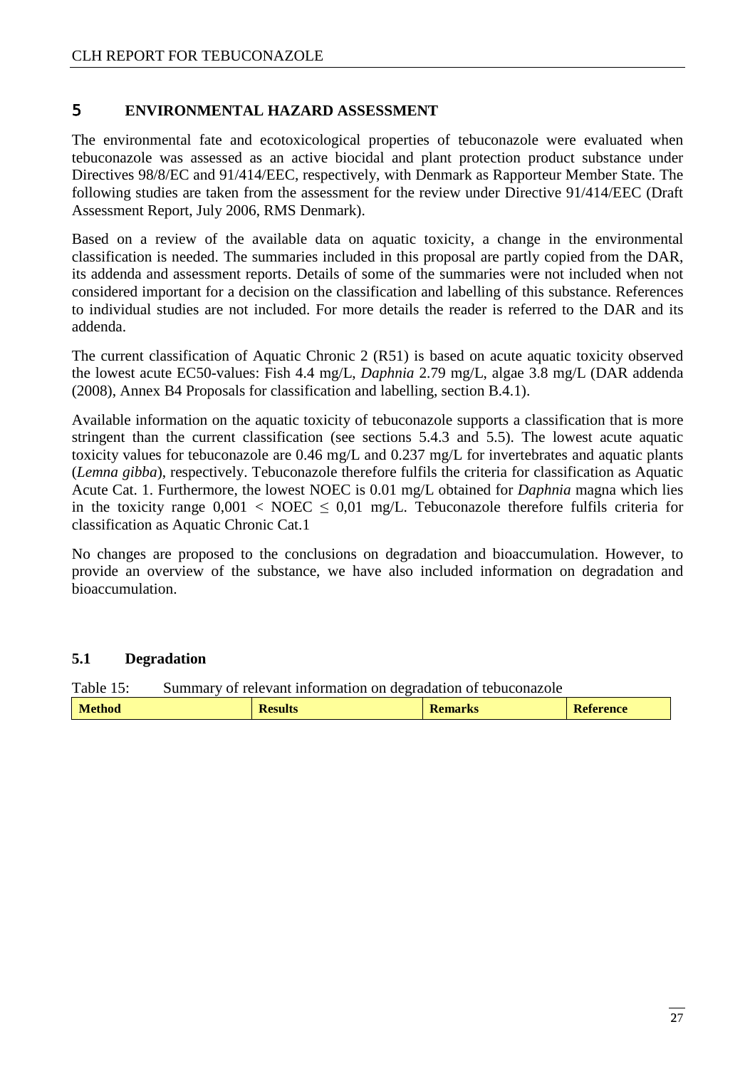# 5 ENVIRONMENTAL HAZARD ASSESSMENT

The environmental fate and ecotoxicological properties of tebuconazole were evaluated when tebuconazole was assessed as an active biocidal and plant protection product substance under Directives 98/8/EC and 91/414/EEC, respectively, with Denmark as Rapporteur Member State. The following studies are taken from the assessment for the review under Directive 91/414/EEC (Draft Assessment Report, July 2006, RMS Denmark).

Based on a review of the available data on aquatic toxicity, a change in the environmental classification is needed. The summaries included in this proposal are partly copied from the DAR, its addenda and assessment reports. Details of some of the summaries were not included when not considered important for a decision on the classification and labelling of this substance. References to individual studies are not included. For more details the reader is referred to the DAR and its addenda.

The current classification of Aquatic Chronic 2 (R51) is based on acute aquatic toxicity observed the lowest acute EC50-values: Fish 4.4 mg/L, *Daphnia* 2.79 mg/L, algae 3.8 mg/L (DAR addenda (2008), Annex B4 Proposals for classification and labelling, section B.4.1).

Available information on the aquatic toxicity of tebuconazole supports a classification that is more stringent than the current classification (see sections 5.4.3 and 5.5). The lowest acute aquatic toxicity values for tebuconazole are 0.46 mg/L and 0.237 mg/L for invertebrates and aquatic plants (*Lemna gibba*), respectively. Tebuconazole therefore fulfils the criteria for classification as Aquatic Acute Cat. 1. Furthermore, the lowest NOEC is 0.01 mg/L obtained for *Daphnia* magna which lies in the toxicity range $0,001 < \text{NOEC} \leq 0,01$ mg/L. Tebuconazole therefore fulfils criteria for classification as Aquatic Chronic Cat.1

No changes are proposed to the conclusions on degradation and bioaccumulation. However, to provide an overview of the substance, we have also included information on degradation and bioaccumulation.

## 5.1 Degradation

Table 15: Summary of relevant information on degradation of tebuconazole

| Method | Results | Remarks | Reference |
|---|---|---|---|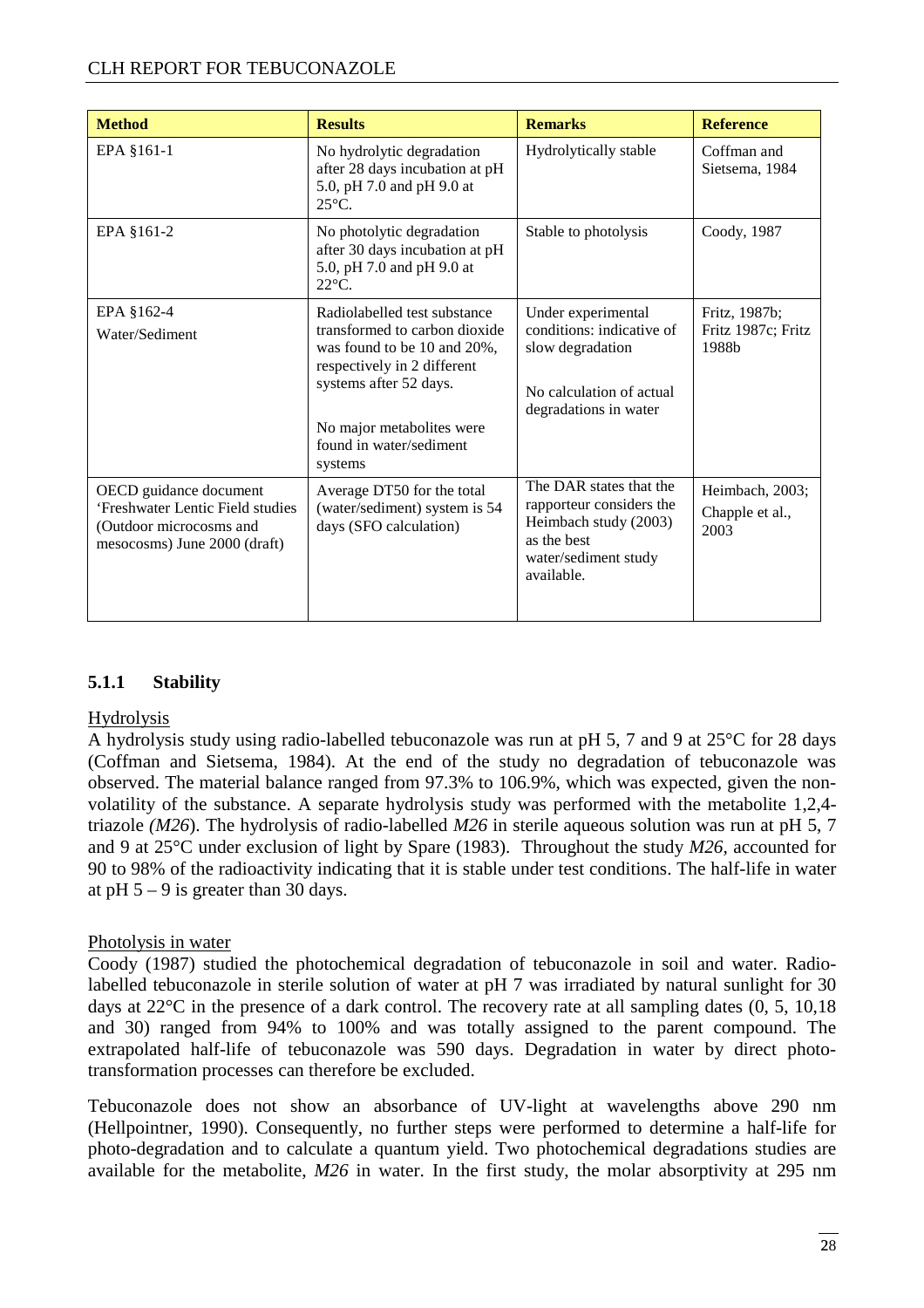| Method | Results | Remarks | Reference |
| --- | --- | --- | --- |
| EPA §161-1 | No hydrolytic degradation after 28 days incubation at pH 5.0, pH 7.0 and pH 9.0 at 25°C. | Hydrolytically stable | Coffman and Sietsema, 1984 |
| EPA §161-2 | No photolytic degradation after 30 days incubation at pH 5.0, pH 7.0 and pH 9.0 at 22°C. | Stable to photolysis | Coody, 1987 |
| EPA §162-4<br>Water/Sediment | Radiolabelled test substance transformed to carbon dioxide was found to be 10 and 20%, respectively in 2 different systems after 52 days.<br><br>No major metabolites were found in water/sediment systems | Under experimental conditions: indicative of slow degradation<br><br>No calculation of actual degradations in water | Fritz, 1987b; Fritz 1987c; Fritz 1988b |
| OECD guidance document 'Freshwater Lentic Field studies (Outdoor microcosms and mesocosms) June 2000 (draft) | Average DT50 for the total (water/sediment) system is 54 days (SFO calculation) | The DAR states that the rapporteur considers the Heimbach study (2003) as the best water/sediment study available. | Heimbach, 2003; Chapple et al., 2003 |

### 5.1.1 Stability

Hydrolysis

A hydrolysis study using radio-labelled tebuconazole was run at pH 5, 7 and 9 at 25°C for 28 days (Coffman and Sietsema, 1984). At the end of the study no degradation of tebuconazole was observed. The material balance ranged from 97.3% to 106.9%, which was expected, given the non-volatility of the substance. A separate hydrolysis study was performed with the metabolite 1,2,4-triazole *(M26)*. The hydrolysis of radio-labelled *M26* in sterile aqueous solution was run at pH 5, 7 and 9 at 25°C under exclusion of light by Spare (1983). Throughout the study *M26*, accounted for 90 to 98% of the radioactivity indicating that it is stable under test conditions. The half-life in water at pH 5 – 9 is greater than 30 days.

Photolysis in water

Coody (1987) studied the photochemical degradation of tebuconazole in soil and water. Radio-labelled tebuconazole in sterile solution of water at pH 7 was irradiated by natural sunlight for 30 days at 22°C in the presence of a dark control. The recovery rate at all sampling dates (0, 5, 10,18 and 30) ranged from 94% to 100% and was totally assigned to the parent compound. The extrapolated half-life of tebuconazole was 590 days. Degradation in water by direct photo-transformation processes can therefore be excluded.

Tebuconazole does not show an absorbance of UV-light at wavelengths above 290 nm (Hellpointner, 1990). Consequently, no further steps were performed to determine a half-life for photo-degradation and to calculate a quantum yield. Two photochemical degradations studies are available for the metabolite, *M26* in water. In the first study, the molar absorptivity at 295 nm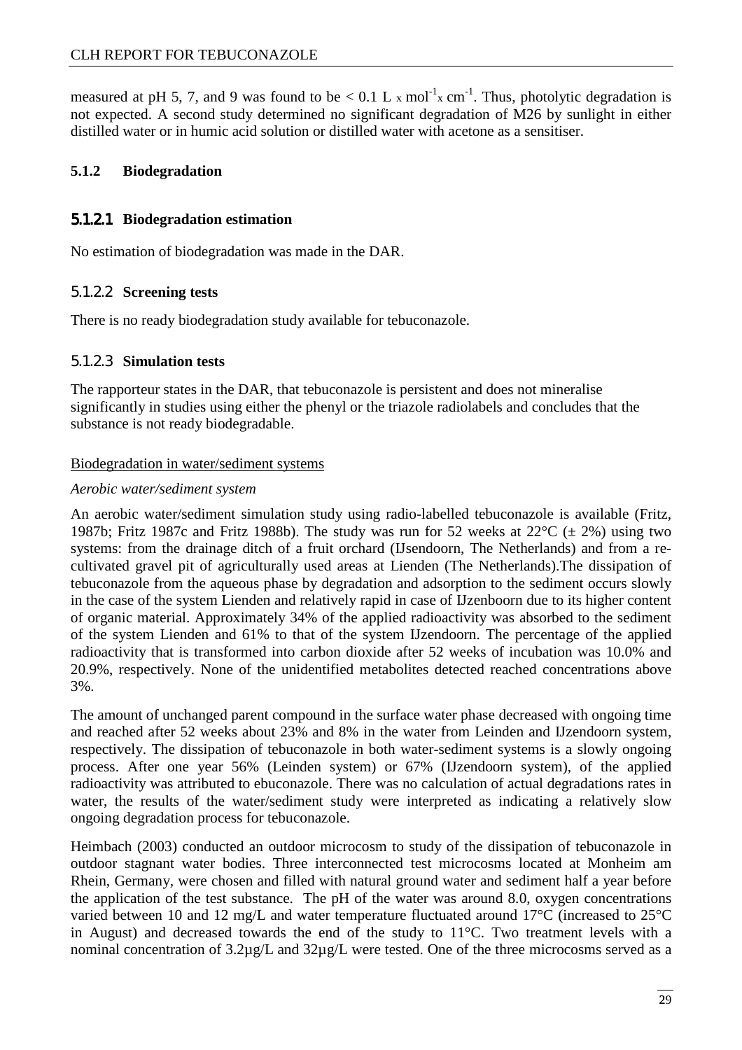measured at pH 5, 7, and 9 was found to be < 0.1 L x $mol^{-1}$x $cm^{-1}$. Thus, photolytic degradation is not expected. A second study determined no significant degradation of M26 by sunlight in either distilled water or in humic acid solution or distilled water with acetone as a sensitiser.

### 5.1.2 Biodegradation

#### 5.1.2.1 Biodegradation estimation

No estimation of biodegradation was made in the DAR.

#### 5.1.2.2 Screening tests

There is no ready biodegradation study available for tebuconazole.

#### 5.1.2.3 Simulation tests

The rapporteur states in the DAR, that tebuconazole is persistent and does not mineralise significantly in studies using either the phenyl or the triazole radiolabels and concludes that the substance is not ready biodegradable.

Biodegradation in water/sediment systems

*Aerobic water/sediment system*

An aerobic water/sediment simulation study using radio-labelled tebuconazole is available (Fritz, 1987b; Fritz 1987c and Fritz 1988b). The study was run for 52 weeks at 22°C (± 2%) using two systems: from the drainage ditch of a fruit orchard (IJsendoorn, The Netherlands) and from a re-cultivated gravel pit of agriculturally used areas at Lienden (The Netherlands).The dissipation of tebuconazole from the aqueous phase by degradation and adsorption to the sediment occurs slowly in the case of the system Lienden and relatively rapid in case of IJzenboorn due to its higher content of organic material. Approximately 34% of the applied radioactivity was absorbed to the sediment of the system Lienden and 61% to that of the system IJzendoorn. The percentage of the applied radioactivity that is transformed into carbon dioxide after 52 weeks of incubation was 10.0% and 20.9%, respectively. None of the unidentified metabolites detected reached concentrations above 3%.

The amount of unchanged parent compound in the surface water phase decreased with ongoing time and reached after 52 weeks about 23% and 8% in the water from Leinden and IJzendoorn system, respectively. The dissipation of tebuconazole in both water-sediment systems is a slowly ongoing process. After one year 56% (Leinden system) or 67% (IJzendoorn system), of the applied radioactivity was attributed to ebuconazole. There was no calculation of actual degradations rates in water, the results of the water/sediment study were interpreted as indicating a relatively slow ongoing degradation process for tebuconazole.

Heimbach (2003) conducted an outdoor microcosm to study of the dissipation of tebuconazole in outdoor stagnant water bodies. Three interconnected test microcosms located at Monheim am Rhein, Germany, were chosen and filled with natural ground water and sediment half a year before the application of the test substance. The pH of the water was around 8.0, oxygen concentrations varied between 10 and 12 mg/L and water temperature fluctuated around 17°C (increased to 25°C in August) and decreased towards the end of the study to 11°C. Two treatment levels with a nominal concentration of 3.2µg/L and 32µg/L were tested. One of the three microcosms served as a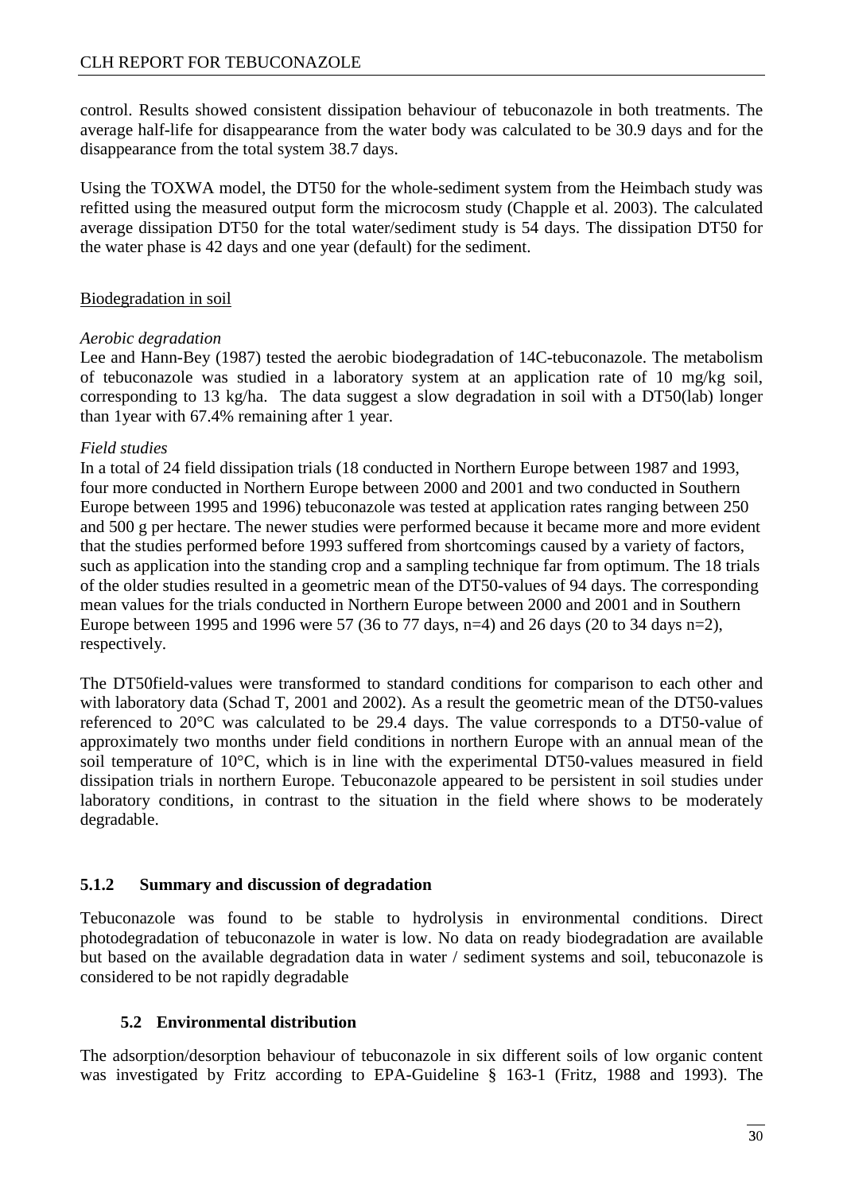control. Results showed consistent dissipation behaviour of tebuconazole in both treatments. The average half-life for disappearance from the water body was calculated to be 30.9 days and for the disappearance from the total system 38.7 days.

Using the TOXWA model, the DT50 for the whole-sediment system from the Heimbach study was refitted using the measured output form the microcosm study (Chapple et al. 2003). The calculated average dissipation DT50 for the total water/sediment study is 54 days. The dissipation DT50 for the water phase is 42 days and one year (default) for the sediment.

Biodegradation in soil

*Aerobic degradation*

Lee and Hann-Bey (1987) tested the aerobic biodegradation of 14C-tebuconazole. The metabolism of tebuconazole was studied in a laboratory system at an application rate of 10 mg/kg soil, corresponding to 13 kg/ha. The data suggest a slow degradation in soil with a DT50(lab) longer than 1year with 67.4% remaining after 1 year.

*Field studies*

In a total of 24 field dissipation trials (18 conducted in Northern Europe between 1987 and 1993, four more conducted in Northern Europe between 2000 and 2001 and two conducted in Southern Europe between 1995 and 1996) tebuconazole was tested at application rates ranging between 250 and 500 g per hectare. The newer studies were performed because it became more and more evident that the studies performed before 1993 suffered from shortcomings caused by a variety of factors, such as application into the standing crop and a sampling technique far from optimum. The 18 trials of the older studies resulted in a geometric mean of the DT50-values of 94 days. The corresponding mean values for the trials conducted in Northern Europe between 2000 and 2001 and in Southern Europe between 1995 and 1996 were 57 (36 to 77 days, n=4) and 26 days (20 to 34 days n=2), respectively.

The DT50field-values were transformed to standard conditions for comparison to each other and with laboratory data (Schad T, 2001 and 2002). As a result the geometric mean of the DT50-values referenced to 20°C was calculated to be 29.4 days. The value corresponds to a DT50-value of approximately two months under field conditions in northern Europe with an annual mean of the soil temperature of 10°C, which is in line with the experimental DT50-values measured in field dissipation trials in northern Europe. Tebuconazole appeared to be persistent in soil studies under laboratory conditions, in contrast to the situation in the field where shows to be moderately degradable.

### 5.1.2 Summary and discussion of degradation

Tebuconazole was found to be stable to hydrolysis in environmental conditions. Direct photodegradation of tebuconazole in water is low. No data on ready biodegradation are available but based on the available degradation data in water / sediment systems and soil, tebuconazole is considered to be not rapidly degradable

## 5.2 Environmental distribution

The adsorption/desorption behaviour of tebuconazole in six different soils of low organic content was investigated by Fritz according to EPA-Guideline § 163-1 (Fritz, 1988 and 1993). The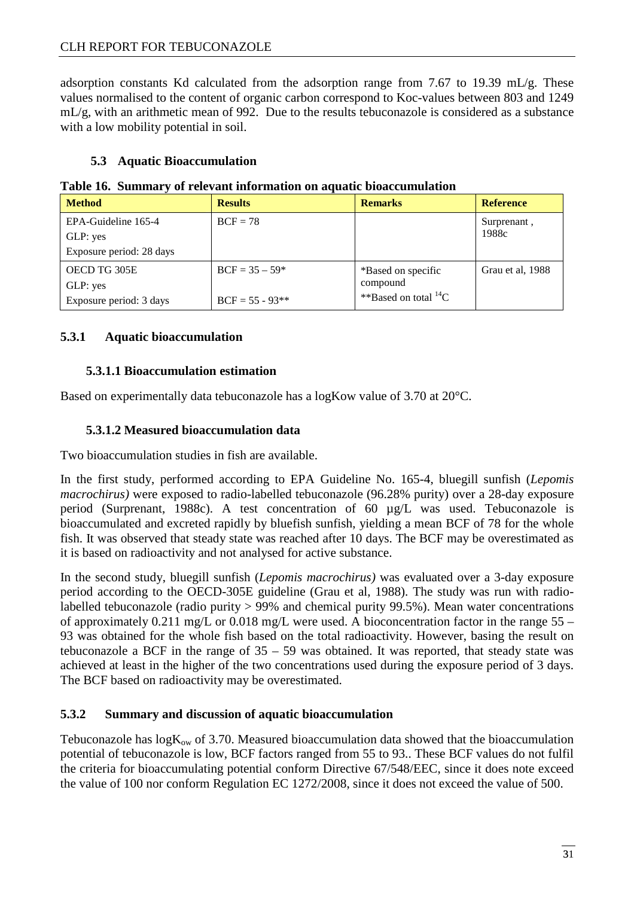adsorption constants Kd calculated from the adsorption range from 7.67 to 19.39 mL/g. These values normalised to the content of organic carbon correspond to Koc-values between 803 and 1249 mL/g, with an arithmetic mean of 992. Due to the results tebuconazole is considered as a substance with a low mobility potential in soil.

## 5.3 Aquatic Bioaccumulation

**Table 16. Summary of relevant information on aquatic bioaccumulation**

| Method | Results | Remarks | Reference |
|---|---|---|---|
| EPA-Guideline 165-4<br>GLP: yes<br>Exposure period: 28 days | BCF = 78 | | Surprenant , 1988c |
| OECD TG 305E<br>GLP: yes<br>Exposure period: 3 days | BCF = 35 – 59*<br><br>BCF = 55 - 93** | *Based on specific compound<br>**Based on total $^{14}C$ | Grau et al, 1988 |

### 5.3.1 Aquatic bioaccumulation

#### 5.3.1.1 Bioaccumulation estimation

Based on experimentally data tebuconazole has a logKow value of 3.70 at 20°C.

#### 5.3.1.2 Measured bioaccumulation data

Two bioaccumulation studies in fish are available.

In the first study, performed according to EPA Guideline No. 165-4, bluegill sunfish (*Lepomis macrochirus)* were exposed to radio-labelled tebuconazole (96.28% purity) over a 28-day exposure period (Surprenant, 1988c). A test concentration of 60 µg/L was used. Tebuconazole is bioaccumulated and excreted rapidly by bluefish sunfish, yielding a mean BCF of 78 for the whole fish. It was observed that steady state was reached after 10 days. The BCF may be overestimated as it is based on radioactivity and not analysed for active substance.

In the second study, bluegill sunfish (*Lepomis macrochirus)* was evaluated over a 3-day exposure period according to the OECD-305E guideline (Grau et al, 1988). The study was run with radio-labelled tebuconazole (radio purity > 99% and chemical purity 99.5%). Mean water concentrations of approximately 0.211 mg/L or 0.018 mg/L were used. A bioconcentration factor in the range 55 – 93 was obtained for the whole fish based on the total radioactivity. However, basing the result on tebuconazole a BCF in the range of 35 – 59 was obtained. It was reported, that steady state was achieved at least in the higher of the two concentrations used during the exposure period of 3 days. The BCF based on radioactivity may be overestimated.

### 5.3.2 Summary and discussion of aquatic bioaccumulation

Tebuconazole has $\log K_{ow}$ of 3.70. Measured bioaccumulation data showed that the bioaccumulation potential of tebuconazole is low, BCF factors ranged from 55 to 93.. These BCF values do not fulfil the criteria for bioaccumulating potential conform Directive 67/548/EEC, since it does note exceed the value of 100 nor conform Regulation EC 1272/2008, since it does not exceed the value of 500.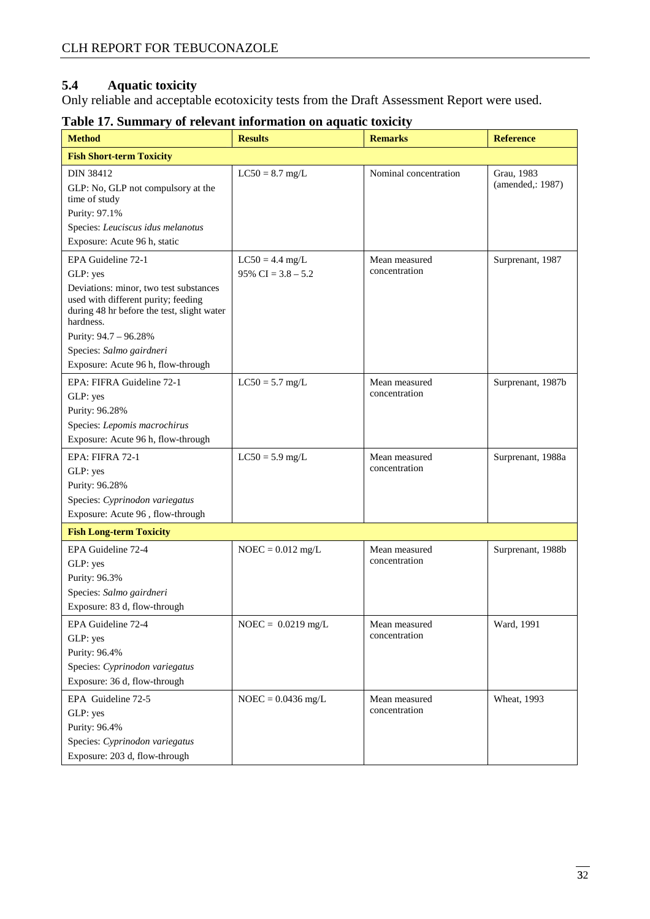## 5.4 Aquatic toxicity

Only reliable and acceptable ecotoxicity tests from the Draft Assessment Report were used.

**Table 17. Summary of relevant information on aquatic toxicity**

| Method | Results | Remarks | Reference |
|---|---|---|---|
| **Fish Short-term Toxicity** | | | |
| DIN 38412<br>GLP: No, GLP not compulsory at the time of study<br>Purity: 97.1%<br>Species: *Leuciscus idus melanotus*<br>Exposure: Acute 96 h, static | LC50 = 8.7 mg/L | Nominal concentration | Grau, 1983 (amended,: 1987) |
| EPA Guideline 72-1<br>GLP: yes<br>Deviations: minor, two test substances used with different purity; feeding during 48 hr before the test, slight water hardness.<br>Purity: 94.7 – 96.28%<br>Species: *Salmo gairdneri*<br>Exposure: Acute 96 h, flow-through | LC50 = 4.4 mg/L<br>95% CI = 3.8 – 5.2 | Mean measured concentration | Surprenant, 1987 |
| EPA: FIFRA Guideline 72-1<br>GLP: yes<br>Purity: 96.28%<br>Species: *Lepomis macrochirus*<br>Exposure: Acute 96 h, flow-through | LC50 = 5.7 mg/L | Mean measured concentration | Surprenant, 1987b |
| EPA: FIFRA 72-1<br>GLP: yes<br>Purity: 96.28%<br>Species: *Cyprinodon variegatus*<br>Exposure: Acute 96 , flow-through | LC50 = 5.9 mg/L | Mean measured concentration | Surprenant, 1988a |
| **Fish Long-term Toxicity** | | | |
| EPA Guideline 72-4<br>GLP: yes<br>Purity: 96.3%<br>Species: *Salmo gairdneri*<br>Exposure: 83 d, flow-through | NOEC = 0.012 mg/L | Mean measured concentration | Surprenant, 1988b |
| EPA Guideline 72-4<br>GLP: yes<br>Purity: 96.4%<br>Species: *Cyprinodon variegatus*<br>Exposure: 36 d, flow-through | NOEC = 0.0219 mg/L | Mean measured concentration | Ward, 1991 |
| EPA Guideline 72-5<br>GLP: yes<br>Purity: 96.4%<br>Species: *Cyprinodon variegatus*<br>Exposure: 203 d, flow-through | NOEC = 0.0436 mg/L | Mean measured concentration | Wheat, 1993 |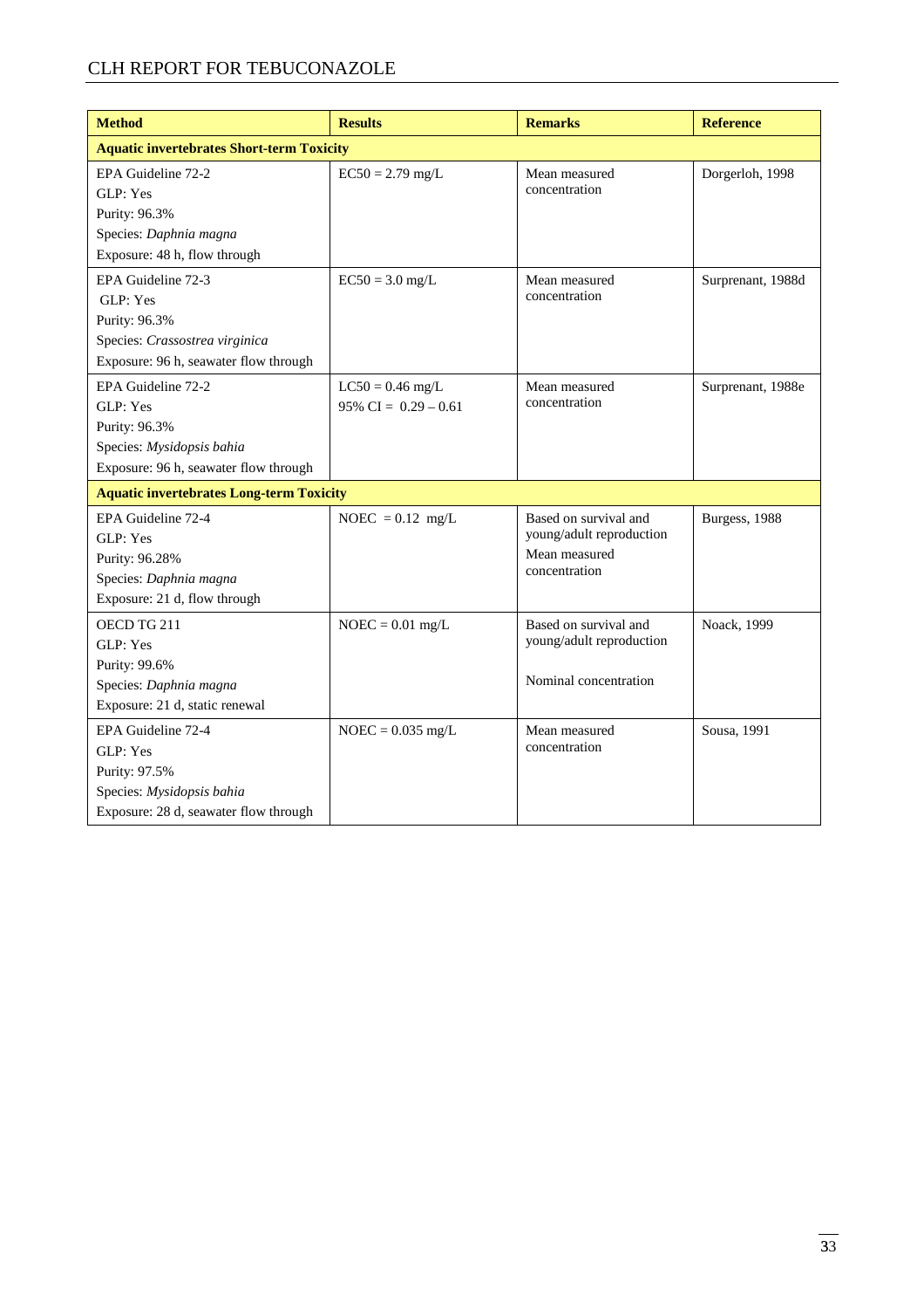| Method | Results | Remarks | Reference |
|---|---|---|---|
| **Aquatic invertebrates Short-term Toxicity** | | | |
| EPA Guideline 72-2<br>GLP: Yes<br>Purity: 96.3%<br>Species: *Daphnia magna*<br>Exposure: 48 h, flow through | EC50 = 2.79 mg/L | Mean measured concentration | Dorgerloh, 1998 |
| EPA Guideline 72-3<br>GLP: Yes<br>Purity: 96.3%<br>Species: *Crassostrea virginica*<br>Exposure: 96 h, seawater flow through | EC50 = 3.0 mg/L | Mean measured concentration | Surprenant, 1988d |
| EPA Guideline 72-2<br>GLP: Yes<br>Purity: 96.3%<br>Species: *Mysidopsis bahia*<br>Exposure: 96 h, seawater flow through | LC50 = 0.46 mg/L<br>95% CI = 0.29 – 0.61 | Mean measured concentration | Surprenant, 1988e |
| **Aquatic invertebrates Long-term Toxicity** | | | |
| EPA Guideline 72-4<br>GLP: Yes<br>Purity: 96.28%<br>Species: *Daphnia magna*<br>Exposure: 21 d, flow through | NOEC = 0.12 mg/L | Based on survival and young/adult reproduction<br>Mean measured concentration | Burgess, 1988 |
| OECD TG 211<br>GLP: Yes<br>Purity: 99.6%<br>Species: *Daphnia magna*<br>Exposure: 21 d, static renewal | NOEC = 0.01 mg/L | Based on survival and young/adult reproduction<br>Nominal concentration | Noack, 1999 |
| EPA Guideline 72-4<br>GLP: Yes<br>Purity: 97.5%<br>Species: *Mysidopsis bahia*<br>Exposure: 28 d, seawater flow through | NOEC = 0.035 mg/L | Mean measured concentration | Sousa, 1991 |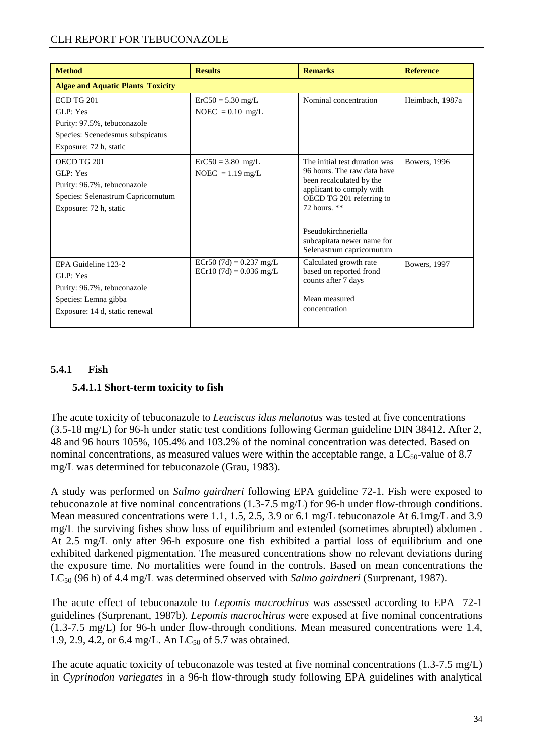| Method | Results | Remarks | Reference |
|---|---|---|---|
| **Algae and Aquatic Plants Toxicity** | | | |
| ECD TG 201<br>GLP: Yes<br>Purity: 97.5%, tebuconazole<br>Species: Scenedesmus subspicatus<br>Exposure: 72 h, static | ErC50 = 5.30 mg/L<br>NOEC = 0.10 mg/L | Nominal concentration | Heimbach, 1987a |
| OECD TG 201<br>GLP: Yes<br>Purity: 96.7%, tebuconazole<br>Species: Selenastrum Capricornutum<br>Exposure: 72 h, static | ErC50 = 3.80 mg/L<br>NOEC = 1.19 mg/L | The initial test duration was 96 hours. The raw data have been recalculated by the applicant to comply with OECD TG 201 referring to 72 hours. **<br><br>Pseudokirchneriella subcapitata newer name for Selenastrum capricornutum | Bowers, 1996 |
| EPA Guideline 123-2<br>GLP: Yes<br>Purity: 96.7%, tebuconazole<br>Species: Lemna gibba<br>Exposure: 14 d, static renewal | ECr50 (7d) = 0.237 mg/L<br>ECr10 (7d) = 0.036 mg/L | Calculated growth rate based on reported frond counts after 7 days<br><br>Mean measured concentration | Bowers, 1997 |

### 5.4.1 Fish

#### 5.4.1.1 Short-term toxicity to fish

The acute toxicity of tebuconazole to *Leuciscus idus melanotus* was tested at five concentrations (3.5-18 mg/L) for 96-h under static test conditions following German guideline DIN 38412. After 2, 48 and 96 hours 105%, 105.4% and 103.2% of the nominal concentration was detected. Based on nominal concentrations, as measured values were within the acceptable range, a $LC_{50}$-value of 8.7 mg/L was determined for tebuconazole (Grau, 1983).

A study was performed on *Salmo gairdneri* following EPA guideline 72-1. Fish were exposed to tebuconazole at five nominal concentrations (1.3-7.5 mg/L) for 96-h under flow-through conditions. Mean measured concentrations were 1.1, 1.5, 2.5, 3.9 or 6.1 mg/L tebuconazole At 6.1mg/L and 3.9 mg/L the surviving fishes show loss of equilibrium and extended (sometimes abrupted) abdomen . At 2.5 mg/L only after 96-h exposure one fish exhibited a partial loss of equilibrium and one exhibited darkened pigmentation. The measured concentrations show no relevant deviations during the exposure time. No mortalities were found in the controls. Based on mean concentrations the $LC_{50}$ (96 h) of 4.4 mg/L was determined observed with *Salmo gairdneri* (Surprenant, 1987).

The acute effect of tebuconazole to *Lepomis macrochirus* was assessed according to EPA 72-1 guidelines (Surprenant, 1987b). *Lepomis macrochirus* were exposed at five nominal concentrations (1.3-7.5 mg/L) for 96-h under flow-through conditions. Mean measured concentrations were 1.4, 1.9, 2.9, 4.2, or 6.4 mg/L. An $LC_{50}$ of 5.7 was obtained.

The acute aquatic toxicity of tebuconazole was tested at five nominal concentrations (1.3-7.5 mg/L) in *Cyprinodon variegates* in a 96-h flow-through study following EPA guidelines with analytical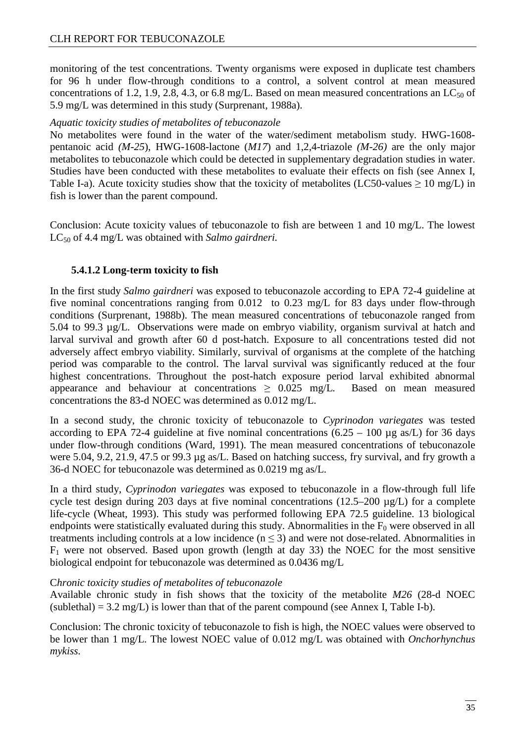monitoring of the test concentrations. Twenty organisms were exposed in duplicate test chambers for 96 h under flow-through conditions to a control, a solvent control at mean measured concentrations of 1.2, 1.9, 2.8, 4.3, or 6.8 mg/L. Based on mean measured concentrations an $LC_{50}$ of 5.9 mg/L was determined in this study (Surprenant, 1988a).

*Aquatic toxicity studies of metabolites of tebuconazole*

No metabolites were found in the water of the water/sediment metabolism study. HWG-1608-pentanoic acid *(M-25*), HWG-1608-lactone (*M17*) and 1,2,4-triazole *(M-26)* are the only major metabolites to tebuconazole which could be detected in supplementary degradation studies in water. Studies have been conducted with these metabolites to evaluate their effects on fish (see Annex I, Table I-a). Acute toxicity studies show that the toxicity of metabolites (LC50-values ≥ 10 mg/L) in fish is lower than the parent compound.

Conclusion: Acute toxicity values of tebuconazole to fish are between 1 and 10 mg/L. The lowest $LC_{50}$ of 4.4 mg/L was obtained with *Salmo gairdneri.*

### 5.4.1.2 Long-term toxicity to fish

In the first study *Salmo gairdneri* was exposed to tebuconazole according to EPA 72-4 guideline at five nominal concentrations ranging from 0.012 to 0.23 mg/L for 83 days under flow-through conditions (Surprenant, 1988b). The mean measured concentrations of tebuconazole ranged from 5.04 to 99.3 µg/L. Observations were made on embryo viability, organism survival at hatch and larval survival and growth after 60 d post-hatch. Exposure to all concentrations tested did not adversely affect embryo viability. Similarly, survival of organisms at the complete of the hatching period was comparable to the control. The larval survival was significantly reduced at the four highest concentrations. Throughout the post-hatch exposure period larval exhibited abnormal appearance and behaviour at concentrations ≥ 0.025 mg/L. Based on mean measured concentrations the 83-d NOEC was determined as 0.012 mg/L.

In a second study, the chronic toxicity of tebuconazole to *Cyprinodon variegates* was tested according to EPA 72-4 guideline at five nominal concentrations (6.25 – 100 µg as/L) for 36 days under flow-through conditions (Ward, 1991). The mean measured concentrations of tebuconazole were 5.04, 9.2, 21.9, 47.5 or 99.3 µg as/L. Based on hatching success, fry survival, and fry growth a 36-d NOEC for tebuconazole was determined as 0.0219 mg as/L.

In a third study, *Cyprinodon variegates* was exposed to tebuconazole in a flow-through full life cycle test design during 203 days at five nominal concentrations (12.5–200 µg/L) for a complete life-cycle (Wheat, 1993). This study was performed following EPA 72.5 guideline. 13 biological endpoints were statistically evaluated during this study. Abnormalities in the $F_0$ were observed in all treatments including controls at a low incidence ($n \leq 3$) and were not dose-related. Abnormalities in $F_1$ were not observed. Based upon growth (length at day 33) the NOEC for the most sensitive biological endpoint for tebuconazole was determined as 0.0436 mg/L

C*hronic toxicity studies of metabolites of tebuconazole*

Available chronic study in fish shows that the toxicity of the metabolite *M26* (28-d NOEC (sublethal) = 3.2 mg/L) is lower than that of the parent compound (see Annex I, Table I-b).

Conclusion: The chronic toxicity of tebuconazole to fish is high, the NOEC values were observed to be lower than 1 mg/L. The lowest NOEC value of 0.012 mg/L was obtained with *Onchorhynchus mykiss*.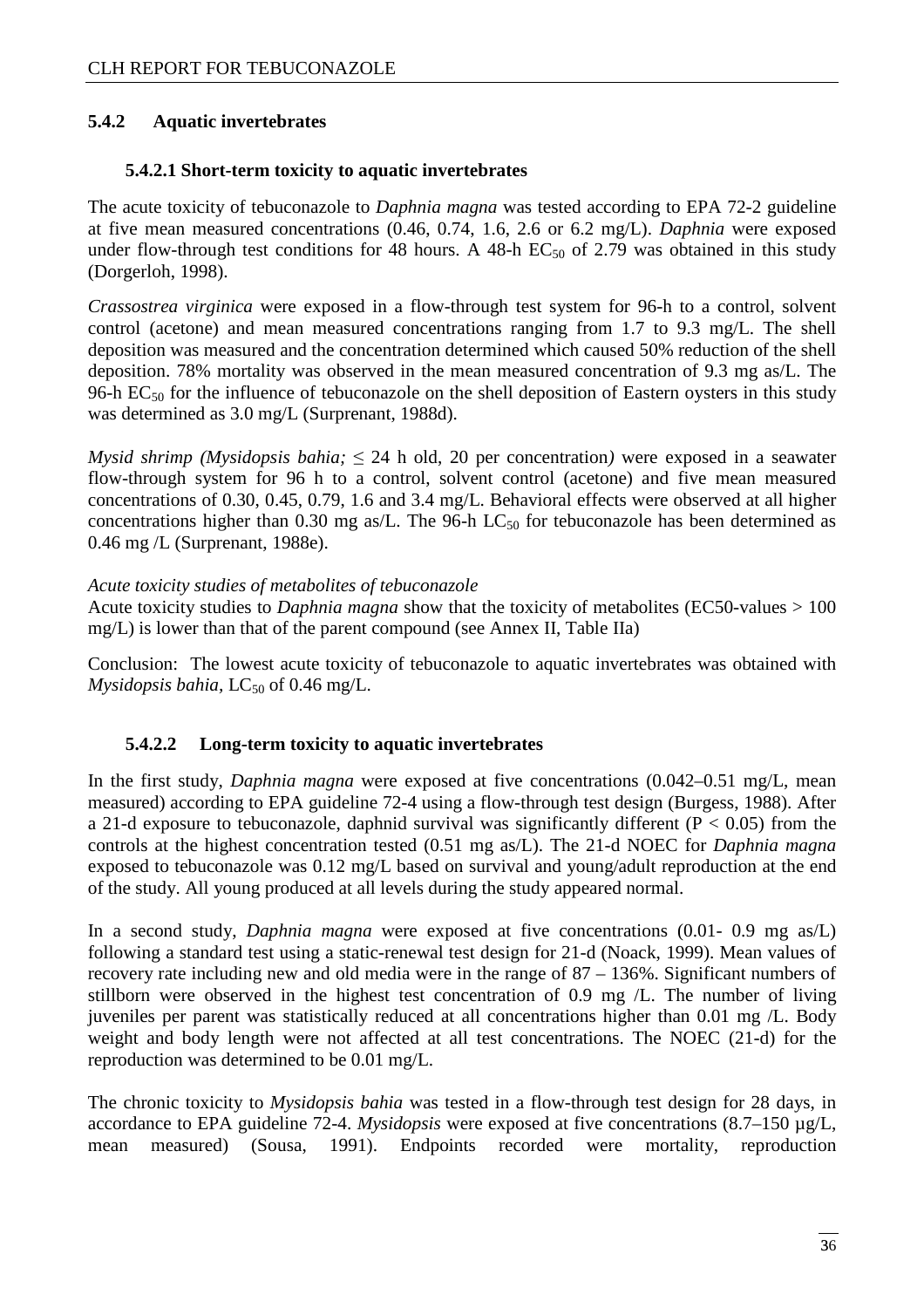### 5.4.2 Aquatic invertebrates

#### 5.4.2.1 Short-term toxicity to aquatic invertebrates

The acute toxicity of tebuconazole to *Daphnia magna* was tested according to EPA 72-2 guideline at five mean measured concentrations (0.46, 0.74, 1.6, 2.6 or 6.2 mg/L). *Daphnia* were exposed under flow-through test conditions for 48 hours. A 48-h $EC_{50}$ of 2.79 was obtained in this study (Dorgerloh, 1998).

*Crassostrea virginica* were exposed in a flow-through test system for 96-h to a control, solvent control (acetone) and mean measured concentrations ranging from 1.7 to 9.3 mg/L. The shell deposition was measured and the concentration determined which caused 50% reduction of the shell deposition. 78% mortality was observed in the mean measured concentration of 9.3 mg as/L. The 96-h $EC_{50}$ for the influence of tebuconazole on the shell deposition of Eastern oysters in this study was determined as 3.0 mg/L (Surprenant, 1988d).

*Mysid shrimp (Mysidopsis bahia;* ≤ 24 h old, 20 per concentration*)* were exposed in a seawater flow-through system for 96 h to a control, solvent control (acetone) and five mean measured concentrations of 0.30, 0.45, 0.79, 1.6 and 3.4 mg/L. Behavioral effects were observed at all higher concentrations higher than 0.30 mg as/L. The 96-h $LC_{50}$ for tebuconazole has been determined as 0.46 mg /L (Surprenant, 1988e).

*Acute toxicity studies of metabolites of tebuconazole*
Acute toxicity studies to *Daphnia magna* show that the toxicity of metabolites (EC50-values > 100 mg/L) is lower than that of the parent compound (see Annex II, Table IIa)

Conclusion: The lowest acute toxicity of tebuconazole to aquatic invertebrates was obtained with *Mysidopsis bahia*, $LC_{50}$ of 0.46 mg/L.

#### 5.4.2.2 Long-term toxicity to aquatic invertebrates

In the first study, *Daphnia magna* were exposed at five concentrations (0.042–0.51 mg/L, mean measured) according to EPA guideline 72-4 using a flow-through test design (Burgess, 1988). After a 21-d exposure to tebuconazole, daphnid survival was significantly different ($P < 0.05$) from the controls at the highest concentration tested (0.51 mg as/L). The 21-d NOEC for *Daphnia magna* exposed to tebuconazole was 0.12 mg/L based on survival and young/adult reproduction at the end of the study. All young produced at all levels during the study appeared normal.

In a second study, *Daphnia magna* were exposed at five concentrations (0.01- 0.9 mg as/L) following a standard test using a static-renewal test design for 21-d (Noack, 1999). Mean values of recovery rate including new and old media were in the range of 87 – 136%. Significant numbers of stillborn were observed in the highest test concentration of 0.9 mg /L. The number of living juveniles per parent was statistically reduced at all concentrations higher than 0.01 mg /L. Body weight and body length were not affected at all test concentrations. The NOEC (21-d) for the reproduction was determined to be 0.01 mg/L.

The chronic toxicity to *Mysidopsis bahia* was tested in a flow-through test design for 28 days, in accordance to EPA guideline 72-4. *Mysidopsis* were exposed at five concentrations (8.7–150 µg/L, mean measured) (Sousa, 1991). Endpoints recorded were mortality, reproduction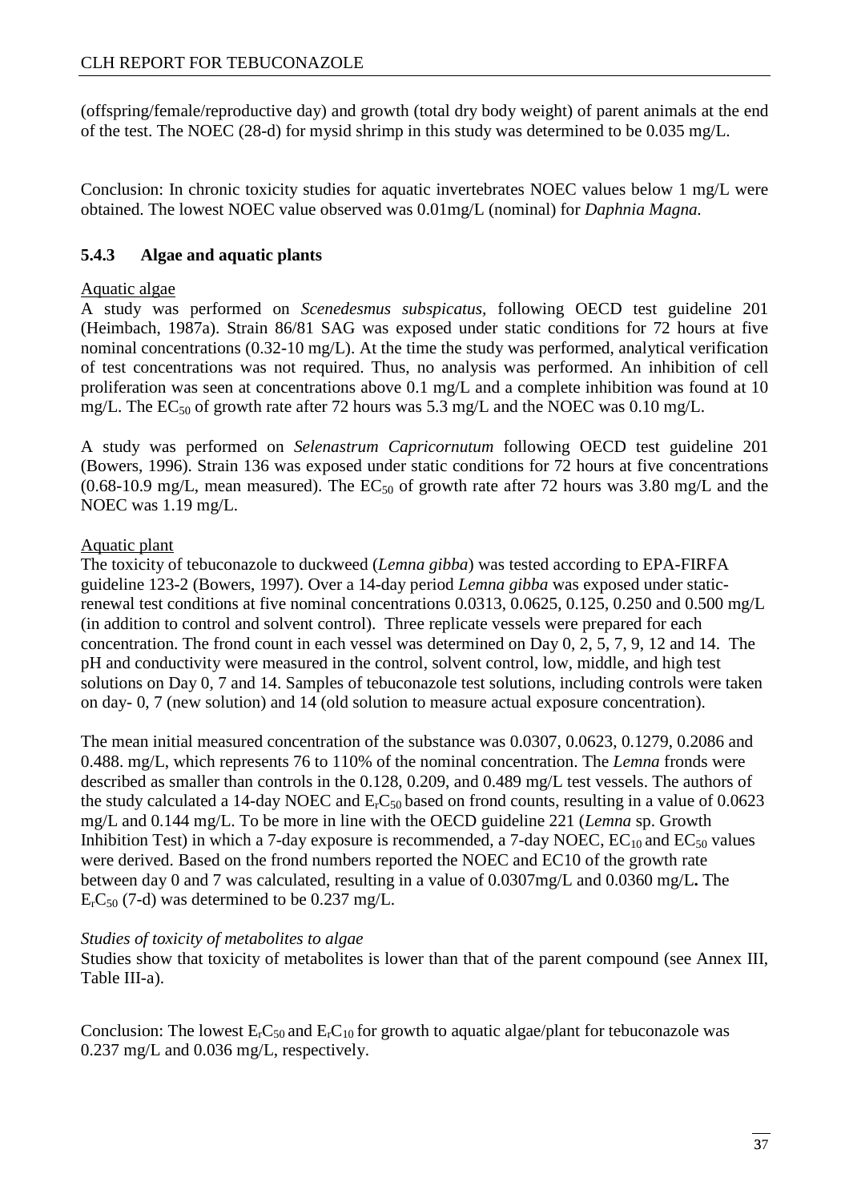(offspring/female/reproductive day) and growth (total dry body weight) of parent animals at the end of the test. The NOEC (28-d) for mysid shrimp in this study was determined to be 0.035 mg/L.

Conclusion: In chronic toxicity studies for aquatic invertebrates NOEC values below 1 mg/L were obtained. The lowest NOEC value observed was 0.01mg/L (nominal) for *Daphnia Magna.*

### 5.4.3 Algae and aquatic plants

Aquatic algae

A study was performed on *Scenedesmus subspicatus*, following OECD test guideline 201 (Heimbach, 1987a). Strain 86/81 SAG was exposed under static conditions for 72 hours at five nominal concentrations (0.32-10 mg/L). At the time the study was performed, analytical verification of test concentrations was not required. Thus, no analysis was performed. An inhibition of cell proliferation was seen at concentrations above 0.1 mg/L and a complete inhibition was found at 10 mg/L. The $EC_{50}$ of growth rate after 72 hours was 5.3 mg/L and the NOEC was 0.10 mg/L.

A study was performed on *Selenastrum Capricornutum* following OECD test guideline 201 (Bowers, 1996). Strain 136 was exposed under static conditions for 72 hours at five concentrations (0.68-10.9 mg/L, mean measured). The $EC_{50}$ of growth rate after 72 hours was 3.80 mg/L and the NOEC was 1.19 mg/L.

Aquatic plant

The toxicity of tebuconazole to duckweed (*Lemna gibba*) was tested according to EPA-FIRFA guideline 123-2 (Bowers, 1997). Over a 14-day period *Lemna gibba* was exposed under static-renewal test conditions at five nominal concentrations 0.0313, 0.0625, 0.125, 0.250 and 0.500 mg/L (in addition to control and solvent control). Three replicate vessels were prepared for each concentration. The frond count in each vessel was determined on Day 0, 2, 5, 7, 9, 12 and 14. The pH and conductivity were measured in the control, solvent control, low, middle, and high test solutions on Day 0, 7 and 14. Samples of tebuconazole test solutions, including controls were taken on day- 0, 7 (new solution) and 14 (old solution to measure actual exposure concentration).

The mean initial measured concentration of the substance was 0.0307, 0.0623, 0.1279, 0.2086 and 0.488. mg/L, which represents 76 to 110% of the nominal concentration. The *Lemna* fronds were described as smaller than controls in the 0.128, 0.209, and 0.489 mg/L test vessels. The authors of the study calculated a 14-day NOEC and $E_rC_{50}$ based on frond counts, resulting in a value of 0.0623 mg/L and 0.144 mg/L. To be more in line with the OECD guideline 221 (*Lemna* sp. Growth Inhibition Test) in which a 7-day exposure is recommended, a 7-day NOEC, $EC_{10}$ and $EC_{50}$ values were derived. Based on the frond numbers reported the NOEC and EC10 of the growth rate between day 0 and 7 was calculated, resulting in a value of 0.0307mg/L and 0.0360 mg/L**.** The $E_rC_{50}$ (7-d) was determined to be 0.237 mg/L.

*Studies of toxicity of metabolites to algae*

Studies show that toxicity of metabolites is lower than that of the parent compound (see Annex III, Table III-a).

Conclusion: The lowest $E_rC_{50}$ and $E_rC_{10}$ for growth to aquatic algae/plant for tebuconazole was 0.237 mg/L and 0.036 mg/L, respectively.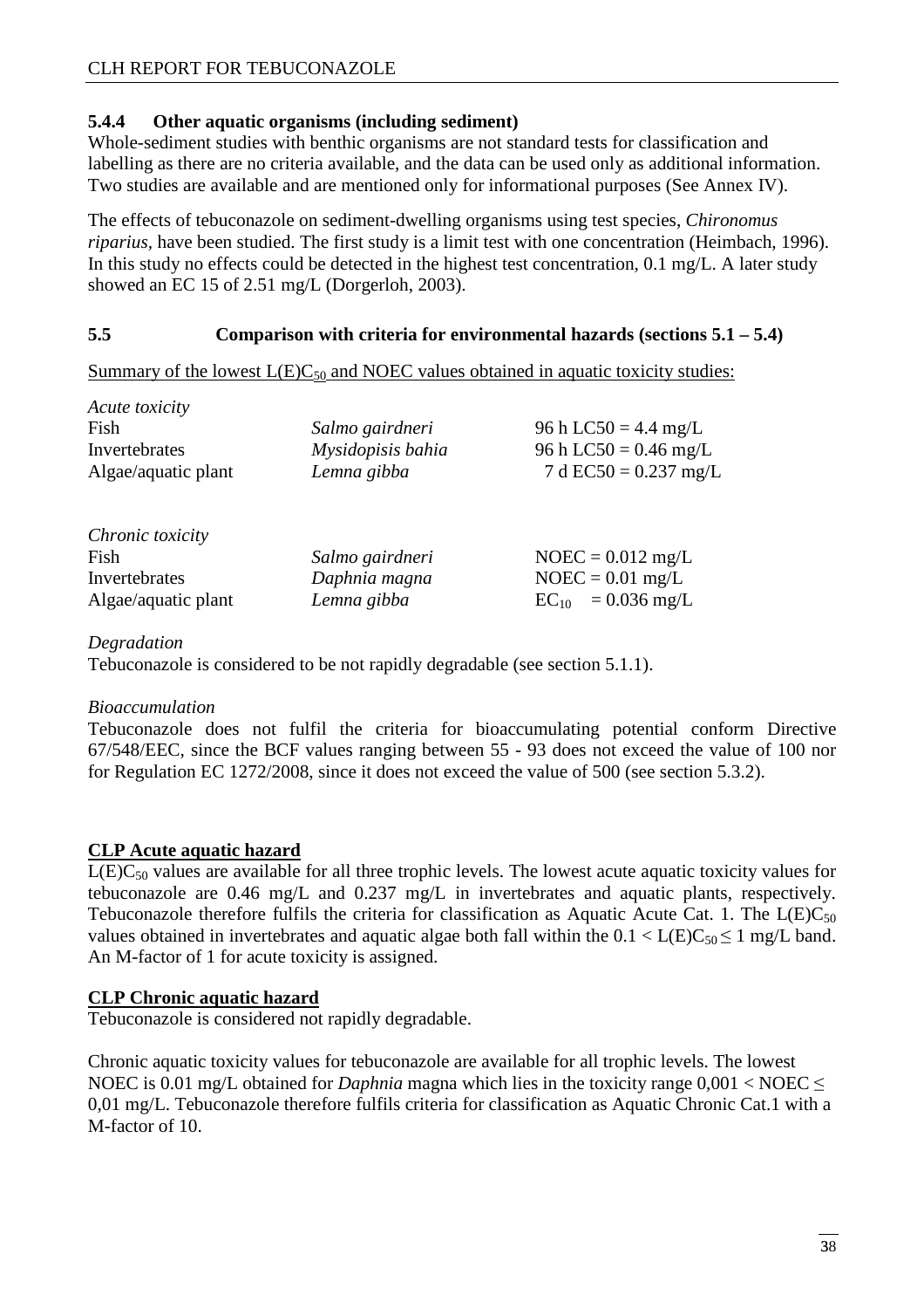### 5.4.4 Other aquatic organisms (including sediment)

Whole-sediment studies with benthic organisms are not standard tests for classification and labelling as there are no criteria available, and the data can be used only as additional information. Two studies are available and are mentioned only for informational purposes (See Annex IV).

The effects of tebuconazole on sediment-dwelling organisms using test species, *Chironomus riparius*, have been studied. The first study is a limit test with one concentration (Heimbach, 1996). In this study no effects could be detected in the highest test concentration, 0.1 mg/L. A later study showed an EC 15 of 2.51 mg/L (Dorgerloh, 2003).

## 5.5 Comparison with criteria for environmental hazards (sections 5.1 – 5.4)

Summary of the lowest $L(E)C_{50}$ and NOEC values obtained in aquatic toxicity studies:

| *Acute toxicity* | | |
|---|---|---|
| Fish | *Salmo gairdneri* | 96 h LC50 = 4.4 mg/L |
| Invertebrates | *Mysidopisis bahia* | 96 h LC50 = 0.46 mg/L |
| Algae/aquatic plant | *Lemna gibba* | 7 d EC50 = 0.237 mg/L |

| *Chronic toxicity* | | |
|---|---|---|
| Fish | *Salmo gairdneri* | NOEC = 0.012 mg/L |
| Invertebrates | *Daphnia magna* | NOEC = 0.01 mg/L |
| Algae/aquatic plant | *Lemna gibba* | $EC_{10}$ = 0.036 mg/L |

*Degradation*

Tebuconazole is considered to be not rapidly degradable (see section 5.1.1).

*Bioaccumulation*

Tebuconazole does not fulfil the criteria for bioaccumulating potential conform Directive 67/548/EEC, since the BCF values ranging between 55 - 93 does not exceed the value of 100 nor for Regulation EC 1272/2008, since it does not exceed the value of 500 (see section 5.3.2).

**CLP Acute aquatic hazard**

$L(E)C_{50}$ values are available for all three trophic levels. The lowest acute aquatic toxicity values for tebuconazole are 0.46 mg/L and 0.237 mg/L in invertebrates and aquatic plants, respectively. Tebuconazole therefore fulfils the criteria for classification as Aquatic Acute Cat. 1. The $L(E)C_{50}$ values obtained in invertebrates and aquatic algae both fall within the $0.1 < L(E)C_{50} \leq 1$ mg/L band. An M-factor of 1 for acute toxicity is assigned.

**CLP Chronic aquatic hazard**

Tebuconazole is considered not rapidly degradable.

Chronic aquatic toxicity values for tebuconazole are available for all trophic levels. The lowest NOEC is 0.01 mg/L obtained for *Daphnia* magna which lies in the toxicity range $0,001 < NOEC \leq 0,01$ mg/L. Tebuconazole therefore fulfils criteria for classification as Aquatic Chronic Cat.1 with a M-factor of 10.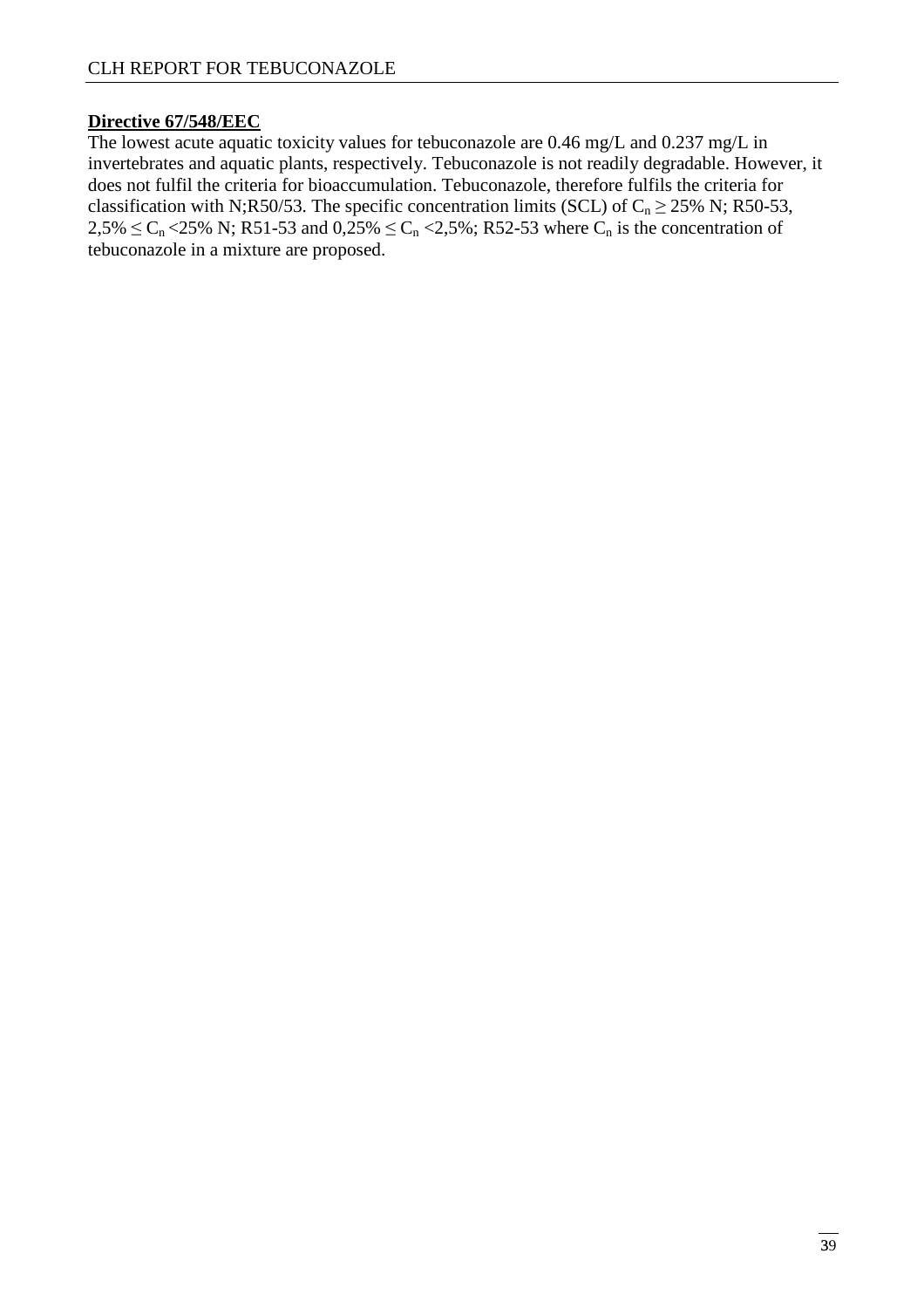**Directive 67/548/EEC**

The lowest acute aquatic toxicity values for tebuconazole are 0.46 mg/L and 0.237 mg/L in invertebrates and aquatic plants, respectively. Tebuconazole is not readily degradable. However, it does not fulfil the criteria for bioaccumulation. Tebuconazole, therefore fulfils the criteria for classification with N;R50/53. The specific concentration limits (SCL) of $C_n \geq 25\%$ N; R50-53, $2{,}5\% \leq C_n < 25\%$ N; R51-53 and $0{,}25\% \leq C_n < 2{,}5\%$; R52-53 where $C_n$ is the concentration of tebuconazole in a mixture are proposed.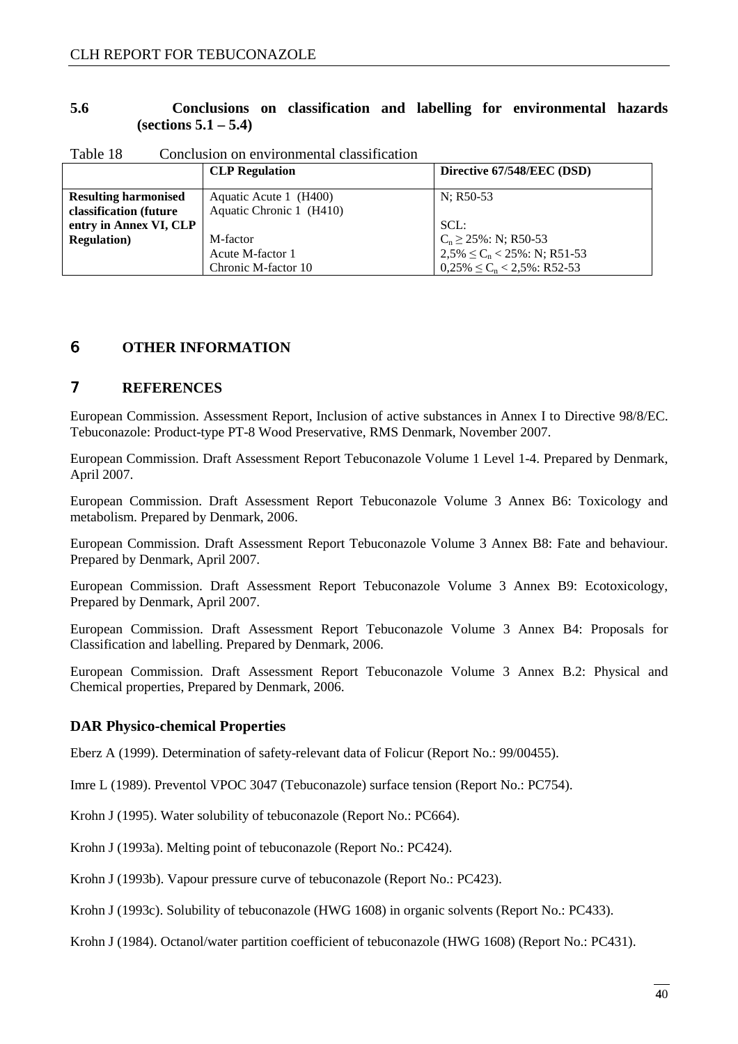## 5.6 Conclusions on classification and labelling for environmental hazards (sections 5.1 – 5.4)

Table 18 Conclusion on environmental classification

| | CLP Regulation | Directive 67/548/EEC (DSD) |
|---|---|---|
| **Resulting harmonised classification (future entry in Annex VI, CLP Regulation)** | Aquatic Acute 1 (H400)<br>Aquatic Chronic 1 (H410)<br><br>M-factor<br>Acute M-factor 1<br>Chronic M-factor 10 | N; R50-53<br><br>SCL:<br>$C_n \geq 25\%$: N; R50-53<br>$2{,}5\% \leq C_n < 25\%$: N; R51-53<br>$0{,}25\% \leq C_n < 2{,}5\%$: R52-53 |

# 6 OTHER INFORMATION

# 7 REFERENCES

European Commission. Assessment Report, Inclusion of active substances in Annex I to Directive 98/8/EC. Tebuconazole: Product-type PT-8 Wood Preservative, RMS Denmark, November 2007.

European Commission. Draft Assessment Report Tebuconazole Volume 1 Level 1-4. Prepared by Denmark, April 2007.

European Commission. Draft Assessment Report Tebuconazole Volume 3 Annex B6: Toxicology and metabolism. Prepared by Denmark, 2006.

European Commission. Draft Assessment Report Tebuconazole Volume 3 Annex B8: Fate and behaviour. Prepared by Denmark, April 2007.

European Commission. Draft Assessment Report Tebuconazole Volume 3 Annex B9: Ecotoxicology, Prepared by Denmark, April 2007.

European Commission. Draft Assessment Report Tebuconazole Volume 3 Annex B4: Proposals for Classification and labelling. Prepared by Denmark, 2006.

European Commission. Draft Assessment Report Tebuconazole Volume 3 Annex B.2: Physical and Chemical properties, Prepared by Denmark, 2006.

### DAR Physico-chemical Properties

Eberz A (1999). Determination of safety-relevant data of Folicur (Report No.: 99/00455).

Imre L (1989). Preventol VPOC 3047 (Tebuconazole) surface tension (Report No.: PC754).

Krohn J (1995). Water solubility of tebuconazole (Report No.: PC664).

Krohn J (1993a). Melting point of tebuconazole (Report No.: PC424).

Krohn J (1993b). Vapour pressure curve of tebuconazole (Report No.: PC423).

Krohn J (1993c). Solubility of tebuconazole (HWG 1608) in organic solvents (Report No.: PC433).

Krohn J (1984). Octanol/water partition coefficient of tebuconazole (HWG 1608) (Report No.: PC431).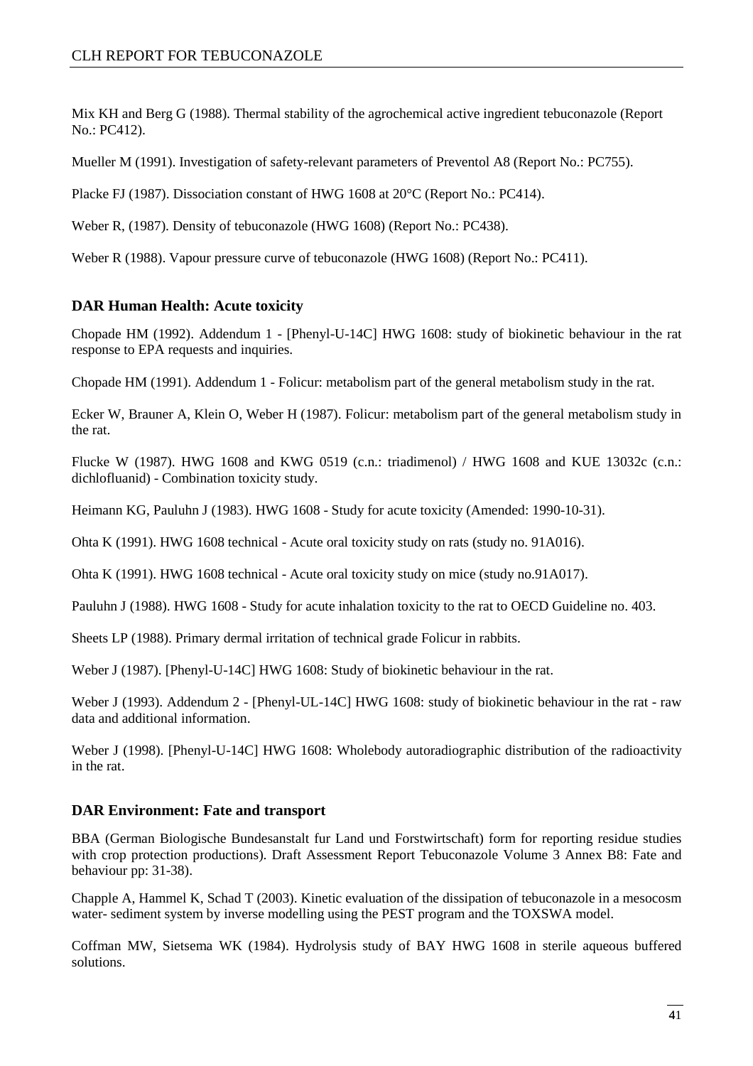Mix KH and Berg G (1988). Thermal stability of the agrochemical active ingredient tebuconazole (Report No.: PC412).

Mueller M (1991). Investigation of safety-relevant parameters of Preventol A8 (Report No.: PC755).

Placke FJ (1987). Dissociation constant of HWG 1608 at 20°C (Report No.: PC414).

Weber R, (1987). Density of tebuconazole (HWG 1608) (Report No.: PC438).

Weber R (1988). Vapour pressure curve of tebuconazole (HWG 1608) (Report No.: PC411).

### DAR Human Health: Acute toxicity

Chopade HM (1992). Addendum 1 - [Phenyl-U-14C] HWG 1608: study of biokinetic behaviour in the rat response to EPA requests and inquiries.

Chopade HM (1991). Addendum 1 - Folicur: metabolism part of the general metabolism study in the rat.

Ecker W, Brauner A, Klein O, Weber H (1987). Folicur: metabolism part of the general metabolism study in the rat.

Flucke W (1987). HWG 1608 and KWG 0519 (c.n.: triadimenol) / HWG 1608 and KUE 13032c (c.n.: dichlofluanid) - Combination toxicity study.

Heimann KG, Pauluhn J (1983). HWG 1608 - Study for acute toxicity (Amended: 1990-10-31).

Ohta K (1991). HWG 1608 technical - Acute oral toxicity study on rats (study no. 91A016).

Ohta K (1991). HWG 1608 technical - Acute oral toxicity study on mice (study no.91A017).

Pauluhn J (1988). HWG 1608 - Study for acute inhalation toxicity to the rat to OECD Guideline no. 403.

Sheets LP (1988). Primary dermal irritation of technical grade Folicur in rabbits.

Weber J (1987). [Phenyl-U-14C] HWG 1608: Study of biokinetic behaviour in the rat.

Weber J (1993). Addendum 2 - [Phenyl-UL-14C] HWG 1608: study of biokinetic behaviour in the rat - raw data and additional information.

Weber J (1998). [Phenyl-U-14C] HWG 1608: Wholebody autoradiographic distribution of the radioactivity in the rat.

### DAR Environment: Fate and transport

BBA (German Biologische Bundesanstalt fur Land und Forstwirtschaft) form for reporting residue studies with crop protection productions). Draft Assessment Report Tebuconazole Volume 3 Annex B8: Fate and behaviour pp: 31-38).

Chapple A, Hammel K, Schad T (2003). Kinetic evaluation of the dissipation of tebuconazole in a mesocosm water- sediment system by inverse modelling using the PEST program and the TOXSWA model.

Coffman MW, Sietsema WK (1984). Hydrolysis study of BAY HWG 1608 in sterile aqueous buffered solutions.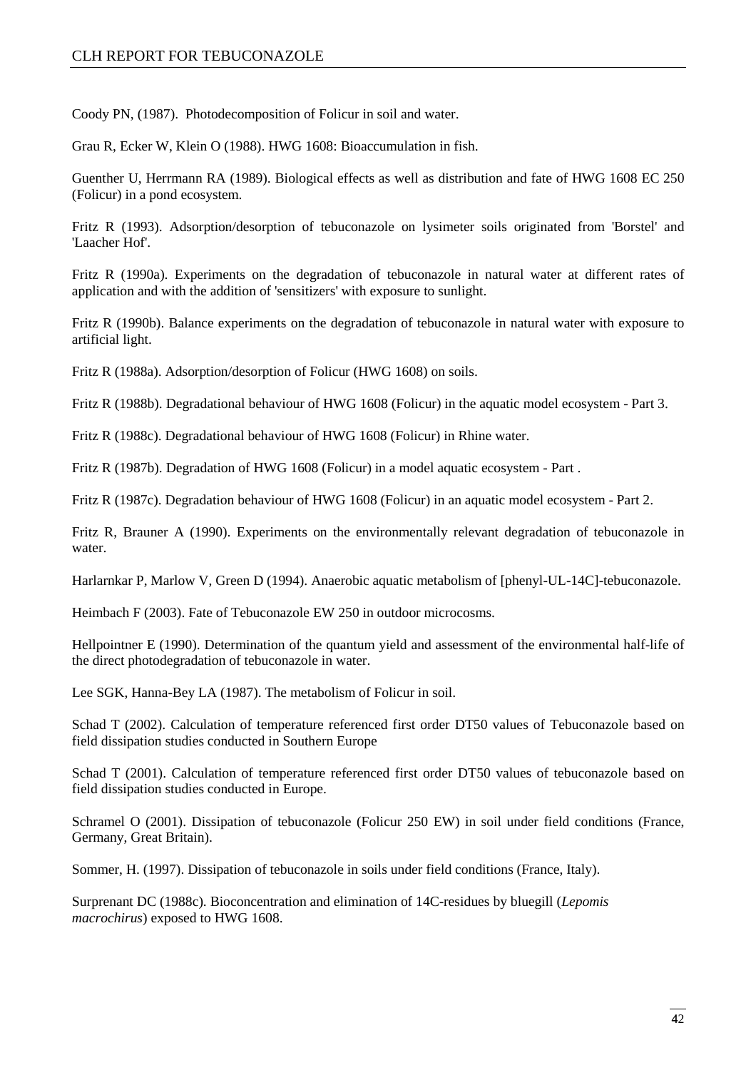Coody PN, (1987). Photodecomposition of Folicur in soil and water.

Grau R, Ecker W, Klein O (1988). HWG 1608: Bioaccumulation in fish.

Guenther U, Herrmann RA (1989). Biological effects as well as distribution and fate of HWG 1608 EC 250 (Folicur) in a pond ecosystem.

Fritz R (1993). Adsorption/desorption of tebuconazole on lysimeter soils originated from 'Borstel' and 'Laacher Hof'.

Fritz R (1990a). Experiments on the degradation of tebuconazole in natural water at different rates of application and with the addition of 'sensitizers' with exposure to sunlight.

Fritz R (1990b). Balance experiments on the degradation of tebuconazole in natural water with exposure to artificial light.

Fritz R (1988a). Adsorption/desorption of Folicur (HWG 1608) on soils.

Fritz R (1988b). Degradational behaviour of HWG 1608 (Folicur) in the aquatic model ecosystem - Part 3.

Fritz R (1988c). Degradational behaviour of HWG 1608 (Folicur) in Rhine water.

Fritz R (1987b). Degradation of HWG 1608 (Folicur) in a model aquatic ecosystem - Part .

Fritz R (1987c). Degradation behaviour of HWG 1608 (Folicur) in an aquatic model ecosystem - Part 2.

Fritz R, Brauner A (1990). Experiments on the environmentally relevant degradation of tebuconazole in water.

Harlarnkar P, Marlow V, Green D (1994). Anaerobic aquatic metabolism of [phenyl-UL-14C]-tebuconazole.

Heimbach F (2003). Fate of Tebuconazole EW 250 in outdoor microcosms.

Hellpointner E (1990). Determination of the quantum yield and assessment of the environmental half-life of the direct photodegradation of tebuconazole in water.

Lee SGK, Hanna-Bey LA (1987). The metabolism of Folicur in soil.

Schad T (2002). Calculation of temperature referenced first order DT50 values of Tebuconazole based on field dissipation studies conducted in Southern Europe

Schad T (2001). Calculation of temperature referenced first order DT50 values of tebuconazole based on field dissipation studies conducted in Europe.

Schramel O (2001). Dissipation of tebuconazole (Folicur 250 EW) in soil under field conditions (France, Germany, Great Britain).

Sommer, H. (1997). Dissipation of tebuconazole in soils under field conditions (France, Italy).

Surprenant DC (1988c). Bioconcentration and elimination of 14C-residues by bluegill (*Lepomis macrochirus*) exposed to HWG 1608.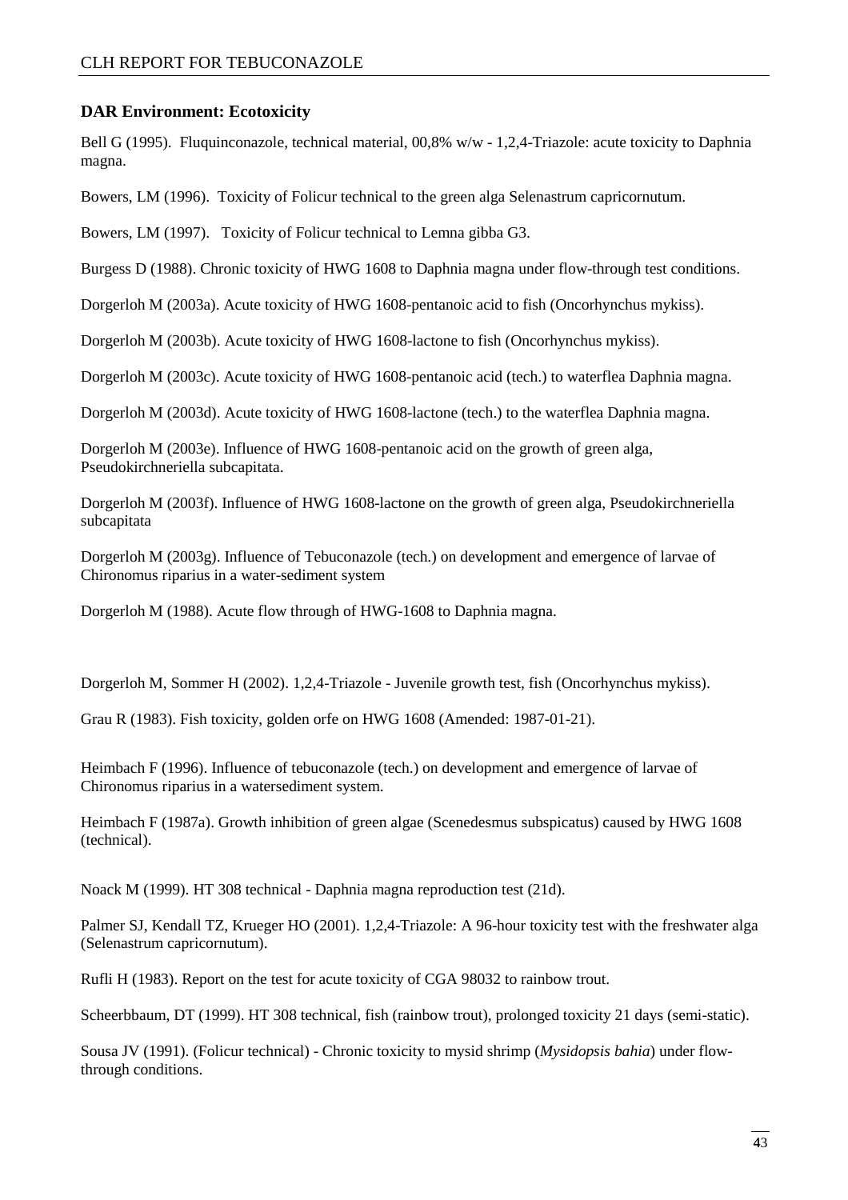### DAR Environment: Ecotoxicity

Bell G (1995). Fluquinconazole, technical material, 00,8% w/w - 1,2,4-Triazole: acute toxicity to Daphnia magna.

Bowers, LM (1996). Toxicity of Folicur technical to the green alga Selenastrum capricornutum.

Bowers, LM (1997). Toxicity of Folicur technical to Lemna gibba G3.

Burgess D (1988). Chronic toxicity of HWG 1608 to Daphnia magna under flow-through test conditions.

Dorgerloh M (2003a). Acute toxicity of HWG 1608-pentanoic acid to fish (Oncorhynchus mykiss).

Dorgerloh M (2003b). Acute toxicity of HWG 1608-lactone to fish (Oncorhynchus mykiss).

Dorgerloh M (2003c). Acute toxicity of HWG 1608-pentanoic acid (tech.) to waterflea Daphnia magna.

Dorgerloh M (2003d). Acute toxicity of HWG 1608-lactone (tech.) to the waterflea Daphnia magna.

Dorgerloh M (2003e). Influence of HWG 1608-pentanoic acid on the growth of green alga, Pseudokirchneriella subcapitata.

Dorgerloh M (2003f). Influence of HWG 1608-lactone on the growth of green alga, Pseudokirchneriella subcapitata

Dorgerloh M (2003g). Influence of Tebuconazole (tech.) on development and emergence of larvae of Chironomus riparius in a water-sediment system

Dorgerloh M (1988). Acute flow through of HWG-1608 to Daphnia magna.

Dorgerloh M, Sommer H (2002). 1,2,4-Triazole - Juvenile growth test, fish (Oncorhynchus mykiss).

Grau R (1983). Fish toxicity, golden orfe on HWG 1608 (Amended: 1987-01-21).

Heimbach F (1996). Influence of tebuconazole (tech.) on development and emergence of larvae of Chironomus riparius in a watersediment system.

Heimbach F (1987a). Growth inhibition of green algae (Scenedesmus subspicatus) caused by HWG 1608 (technical).

Noack M (1999). HT 308 technical - Daphnia magna reproduction test (21d).

Palmer SJ, Kendall TZ, Krueger HO (2001). 1,2,4-Triazole: A 96-hour toxicity test with the freshwater alga (Selenastrum capricornutum).

Rufli H (1983). Report on the test for acute toxicity of CGA 98032 to rainbow trout.

Scheerbbaum, DT (1999). HT 308 technical, fish (rainbow trout), prolonged toxicity 21 days (semi-static).

Sousa JV (1991). (Folicur technical) - Chronic toxicity to mysid shrimp (*Mysidopsis bahia*) under flow-through conditions.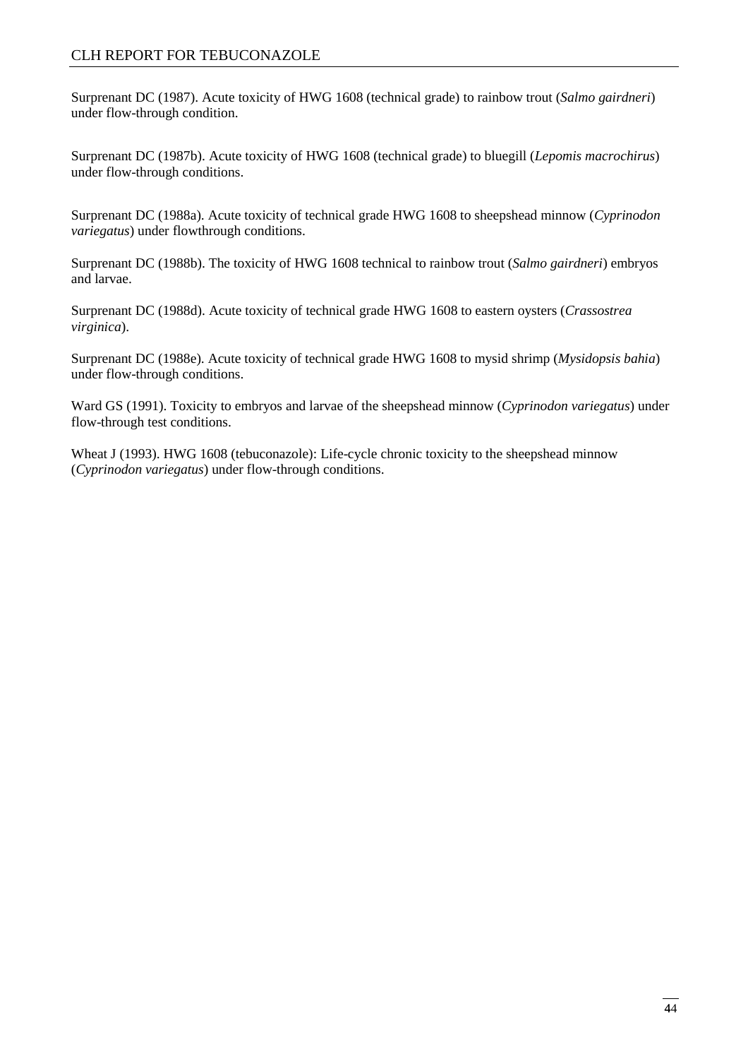Surprenant DC (1987). Acute toxicity of HWG 1608 (technical grade) to rainbow trout (*Salmo gairdneri*) under flow-through condition.

Surprenant DC (1987b). Acute toxicity of HWG 1608 (technical grade) to bluegill (*Lepomis macrochirus*) under flow-through conditions.

Surprenant DC (1988a). Acute toxicity of technical grade HWG 1608 to sheepshead minnow (*Cyprinodon variegatus*) under flowthrough conditions.

Surprenant DC (1988b). The toxicity of HWG 1608 technical to rainbow trout (*Salmo gairdneri*) embryos and larvae.

Surprenant DC (1988d). Acute toxicity of technical grade HWG 1608 to eastern oysters (*Crassostrea virginica*).

Surprenant DC (1988e). Acute toxicity of technical grade HWG 1608 to mysid shrimp (*Mysidopsis bahia*) under flow-through conditions.

Ward GS (1991). Toxicity to embryos and larvae of the sheepshead minnow (*Cyprinodon variegatus*) under flow-through test conditions.

Wheat J (1993). HWG 1608 (tebuconazole): Life-cycle chronic toxicity to the sheepshead minnow (*Cyprinodon variegatus*) under flow-through conditions.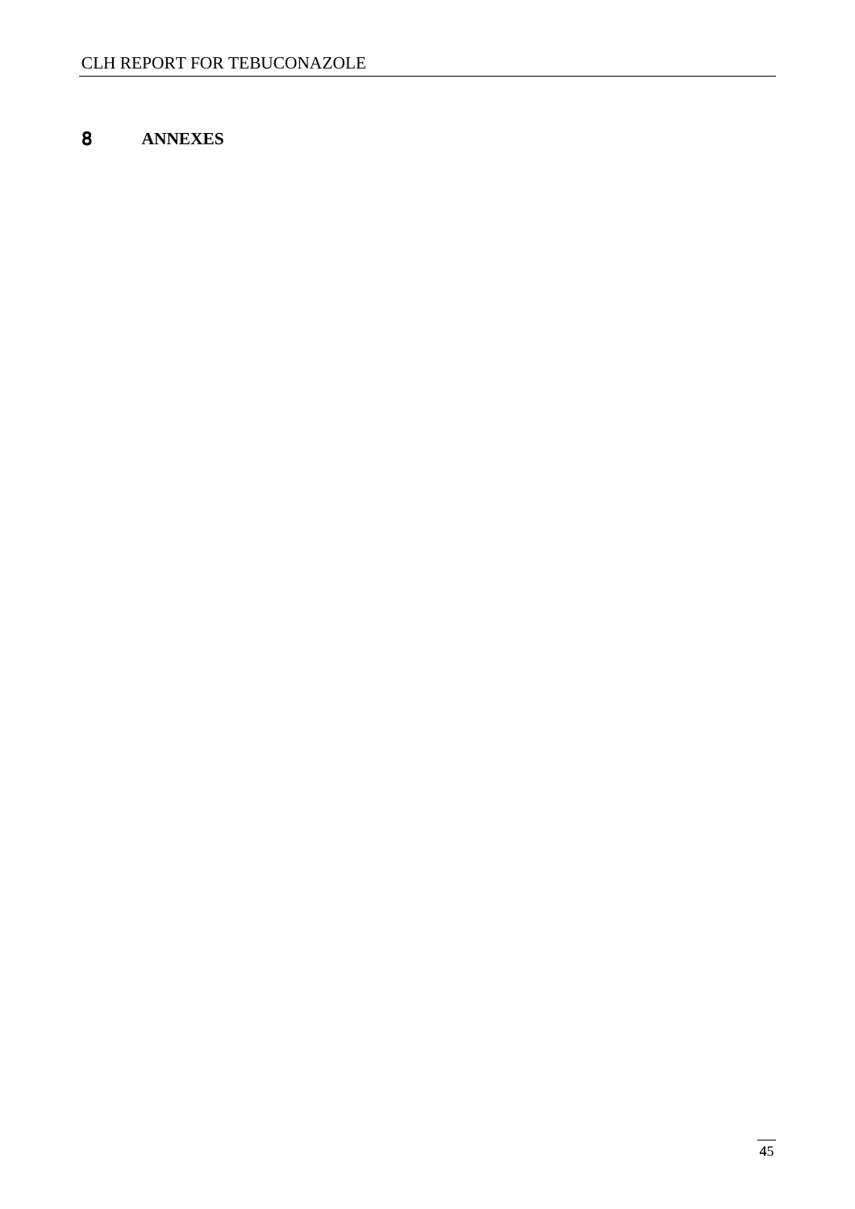# 8 ANNEXES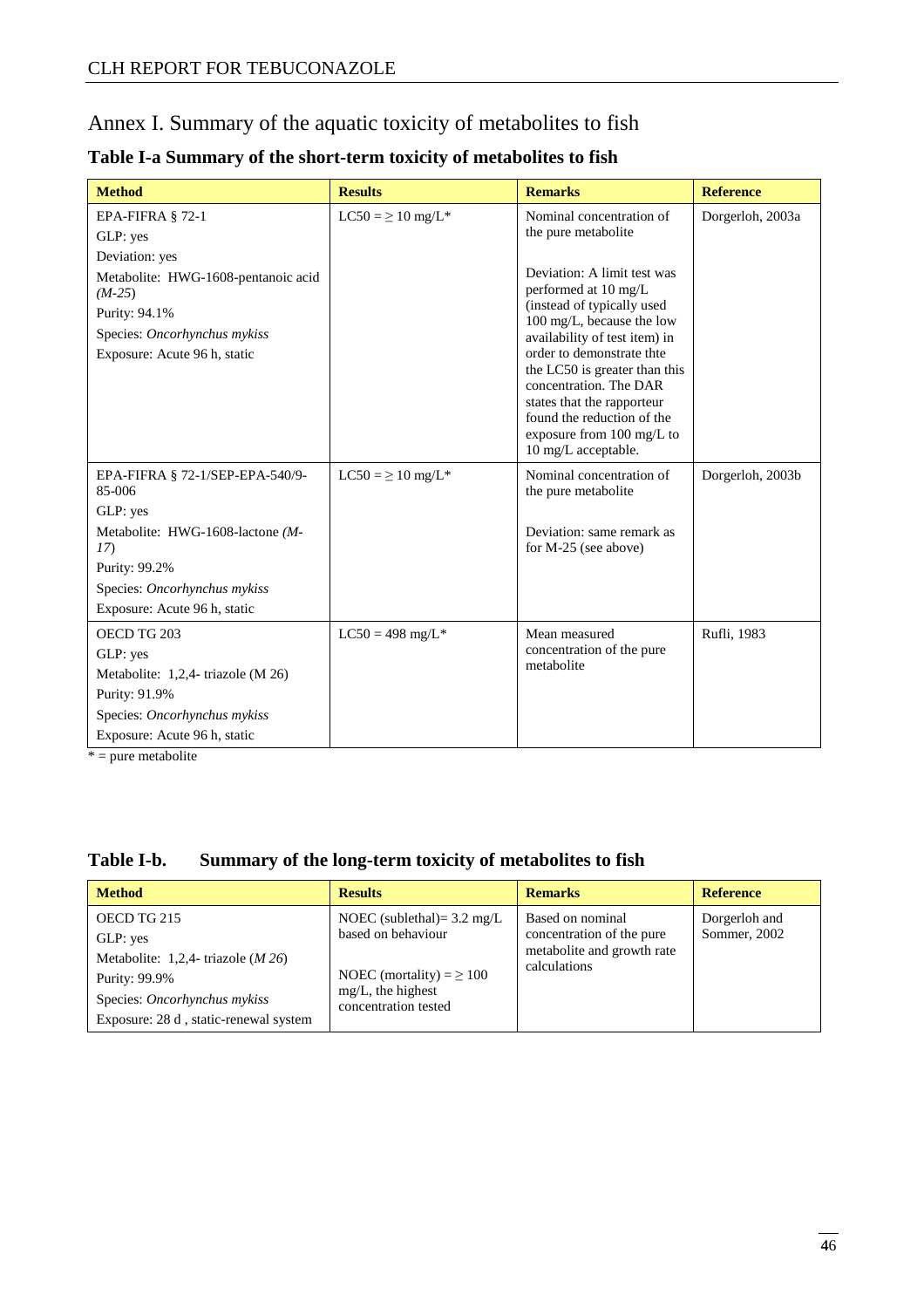# Annex I. Summary of the aquatic toxicity of metabolites to fish

### Table I-a Summary of the short-term toxicity of metabolites to fish

| Method | Results | Remarks | Reference |
|---|---|---|---|
| EPA-FIFRA § 72-1<br>GLP: yes<br>Deviation: yes<br>Metabolite: HWG-1608-pentanoic acid *(M-25)*<br>Purity: 94.1%<br>Species: *Oncorhynchus mykiss*<br>Exposure: Acute 96 h, static | LC50 = ≥ 10 mg/L* | Nominal concentration of the pure metabolite<br><br>Deviation: A limit test was performed at 10 mg/L (instead of typically used 100 mg/L, because the low availability of test item) in order to demonstrate thte the LC50 is greater than this concentration. The DAR states that the rapporteur found the reduction of the exposure from 100 mg/L to 10 mg/L acceptable. | Dorgerloh, 2003a |
| EPA-FIFRA § 72-1/SEP-EPA-540/9-85-006<br>GLP: yes<br>Metabolite: HWG-1608-lactone *(M-17)*<br>Purity: 99.2%<br>Species: *Oncorhynchus mykiss*<br>Exposure: Acute 96 h, static | LC50 = ≥ 10 mg/L* | Nominal concentration of the pure metabolite<br><br>Deviation: same remark as for M-25 (see above) | Dorgerloh, 2003b |
| OECD TG 203<br>GLP: yes<br>Metabolite: 1,2,4- triazole (M 26)<br>Purity: 91.9%<br>Species: *Oncorhynchus mykiss*<br>Exposure: Acute 96 h, static | LC50 = 498 mg/L* | Mean measured concentration of the pure metabolite | Rufli, 1983 |

* = pure metabolite

### Table I-b. Summary of the long-term toxicity of metabolites to fish

| Method | Results | Remarks | Reference |
|---|---|---|---|
| OECD TG 215<br>GLP: yes<br>Metabolite: 1,2,4- triazole (*M 26*)<br>Purity: 99.9%<br>Species: *Oncorhynchus mykiss*<br>Exposure: 28 d , static-renewal system | NOEC (sublethal)= 3.2 mg/L based on behaviour<br><br>NOEC (mortality) = ≥ 100 mg/L, the highest concentration tested | Based on nominal concentration of the pure metabolite and growth rate calculations | Dorgerloh and Sommer, 2002 |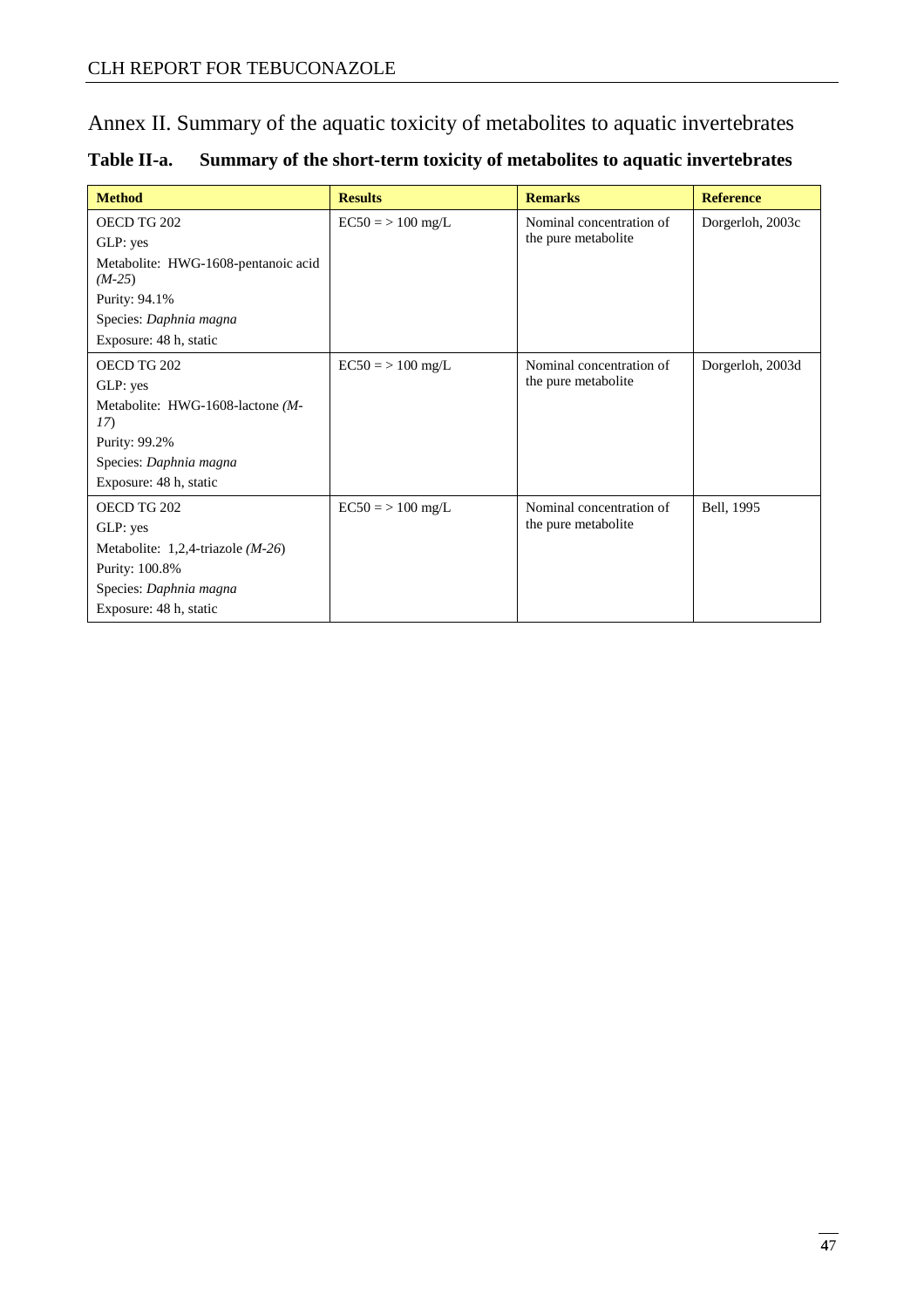# Annex II. Summary of the aquatic toxicity of metabolites to aquatic invertebrates

**Table II-a. Summary of the short-term toxicity of metabolites to aquatic invertebrates**

| Method | Results | Remarks | Reference |
|---|---|---|---|
| OECD TG 202<br>GLP: yes<br>Metabolite: HWG-1608-pentanoic acid *(M-25*)<br>Purity: 94.1%<br>Species: *Daphnia magna*<br>Exposure: 48 h, static | EC50 = > 100 mg/L | Nominal concentration of the pure metabolite | Dorgerloh, 2003c |
| OECD TG 202<br>GLP: yes<br>Metabolite: HWG-1608-lactone *(M-17*)<br>Purity: 99.2%<br>Species: *Daphnia magna*<br>Exposure: 48 h, static | EC50 = > 100 mg/L | Nominal concentration of the pure metabolite | Dorgerloh, 2003d |
| OECD TG 202<br>GLP: yes<br>Metabolite: 1,2,4-triazole *(M-26*)<br>Purity: 100.8%<br>Species: *Daphnia magna*<br>Exposure: 48 h, static | EC50 = > 100 mg/L | Nominal concentration of the pure metabolite | Bell, 1995 |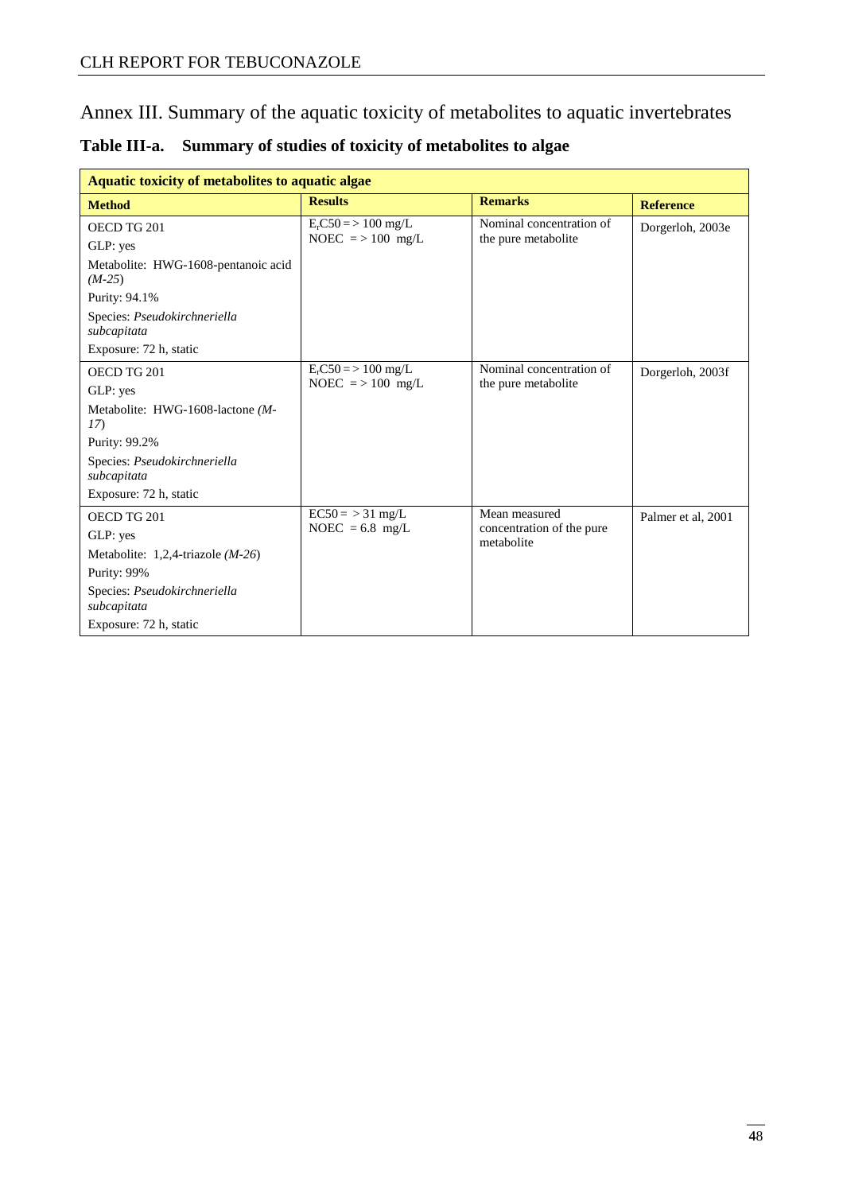# Annex III. Summary of the aquatic toxicity of metabolites to aquatic invertebrates

## Table III-a. Summary of studies of toxicity of metabolites to algae

| Aquatic toxicity of metabolites to aquatic algae | | | |
|---|---|---|---|
| **Method** | **Results** | **Remarks** | **Reference** |
| OECD TG 201<br>GLP: yes<br>Metabolite: HWG-1608-pentanoic acid *(M-25)*<br>Purity: 94.1%<br>Species: *Pseudokirchneriella subcapitata*<br>Exposure: 72 h, static | $E_rC50$ = > 100 mg/L<br>NOEC = > 100 mg/L | Nominal concentration of the pure metabolite | Dorgerloh, 2003e |
| OECD TG 201<br>GLP: yes<br>Metabolite: HWG-1608-lactone *(M-17)*<br>Purity: 99.2%<br>Species: *Pseudokirchneriella subcapitata*<br>Exposure: 72 h, static | $E_rC50$ = > 100 mg/L<br>NOEC = > 100 mg/L | Nominal concentration of the pure metabolite | Dorgerloh, 2003f |
| OECD TG 201<br>GLP: yes<br>Metabolite: 1,2,4-triazole *(M-26)*<br>Purity: 99%<br>Species: *Pseudokirchneriella subcapitata*<br>Exposure: 72 h, static | EC50 = > 31 mg/L<br>NOEC = 6.8 mg/L | Mean measured concentration of the pure metabolite | Palmer et al, 2001 |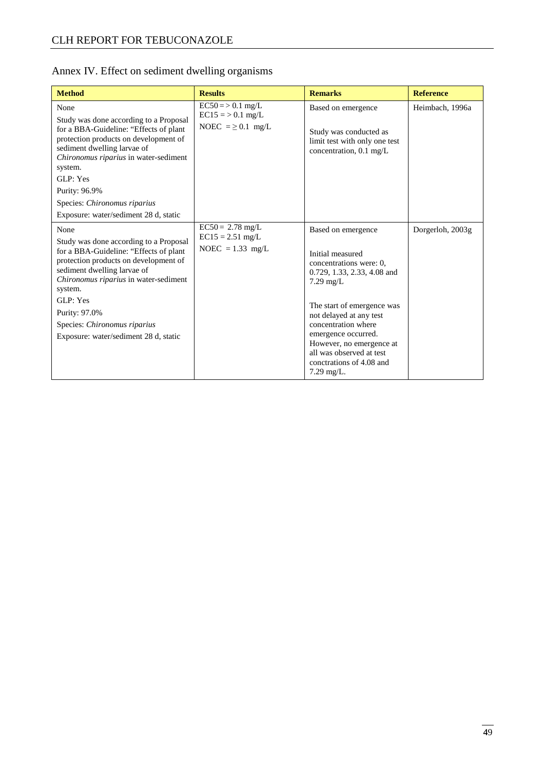## Annex IV. Effect on sediment dwelling organisms

| Method | Results | Remarks | Reference |
|---|---|---|---|
| None<br>Study was done according to a Proposal for a BBA-Guideline: "Effects of plant protection products on development of sediment dwelling larvae of *Chironomus riparius* in water-sediment system.<br>GLP: Yes<br>Purity: 96.9%<br>Species: *Chironomus riparius*<br>Exposure: water/sediment 28 d, static | EC50 = > 0.1 mg/L<br>EC15 = > 0.1 mg/L<br>NOEC = ≥ 0.1 mg/L | Based on emergence<br><br>Study was conducted as limit test with only one test concentration, 0.1 mg/L | Heimbach, 1996a |
| None<br>Study was done according to a Proposal for a BBA-Guideline: "Effects of plant protection products on development of sediment dwelling larvae of *Chironomus riparius* in water-sediment system.<br>GLP: Yes<br>Purity: 97.0%<br>Species: *Chironomus riparius*<br>Exposure: water/sediment 28 d, static | EC50 = 2.78 mg/L<br>EC15 = 2.51 mg/L<br>NOEC = 1.33 mg/L | Based on emergence<br><br>Initial measured concentrations were: 0, 0.729, 1.33, 2.33, 4.08 and 7.29 mg/L<br><br>The start of emergence was not delayed at any test concentration where emergence occurred. However, no emergence at all was observed at test conctrations of 4.08 and 7.29 mg/L. | Dorgerloh, 2003g |